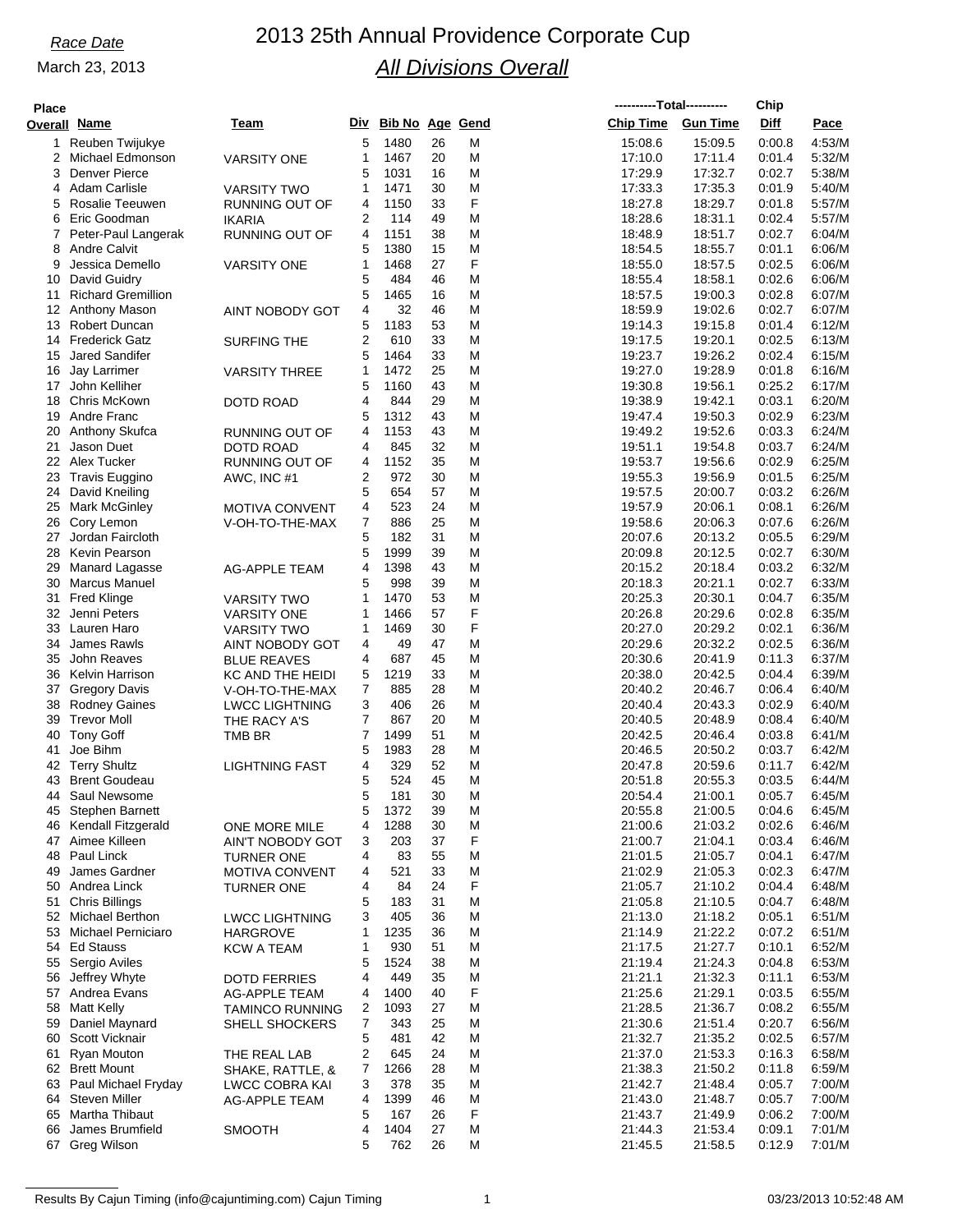*Race Date*

March 23, 2013

# 2013 25th Annual Providence Corporate Cup

## *All Divisions Overall*

| Place Overall | Name | Team | Div | Bib No | Age | Gend | Chip Time | Gun Time | Chip Diff | Pace |
|---|---|---|---|---|---|---|---|---|---|---|
| 1 | Reuben Twijukye | | 5 | 1480 | 26 | M | 15:08.6 | 15:09.5 | 0:00.8 | 4:53/M |
| 2 | Michael Edmonson | VARSITY ONE | 1 | 1467 | 20 | M | 17:10.0 | 17:11.4 | 0:01.4 | 5:32/M |
| 3 | Denver Pierce | | 5 | 1031 | 16 | M | 17:29.9 | 17:32.7 | 0:02.7 | 5:38/M |
| 4 | Adam Carlisle | VARSITY TWO | 1 | 1471 | 30 | M | 17:33.3 | 17:35.3 | 0:01.9 | 5:40/M |
| 5 | Rosalie Teeuwen | RUNNING OUT OF | 4 | 1150 | 33 | F | 18:27.8 | 18:29.7 | 0:01.8 | 5:57/M |
| 6 | Eric Goodman | IKARIA | 2 | 114 | 49 | M | 18:28.6 | 18:31.1 | 0:02.4 | 5:57/M |
| 7 | Peter-Paul Langerak | RUNNING OUT OF | 4 | 1151 | 38 | M | 18:48.9 | 18:51.7 | 0:02.7 | 6:04/M |
| 8 | Andre Calvit | | 5 | 1380 | 15 | M | 18:54.5 | 18:55.7 | 0:01.1 | 6:06/M |
| 9 | Jessica Demello | VARSITY ONE | 1 | 1468 | 27 | F | 18:55.0 | 18:57.5 | 0:02.5 | 6:06/M |
| 10 | David Guidry | | 5 | 484 | 46 | M | 18:55.4 | 18:58.1 | 0:02.6 | 6:06/M |
| 11 | Richard Gremillion | | 5 | 1465 | 16 | M | 18:57.5 | 19:00.3 | 0:02.8 | 6:07/M |
| 12 | Anthony Mason | AINT NOBODY GOT | 4 | 32 | 46 | M | 18:59.9 | 19:02.6 | 0:02.7 | 6:07/M |
| 13 | Robert Duncan | | 5 | 1183 | 53 | M | 19:14.3 | 19:15.8 | 0:01.4 | 6:12/M |
| 14 | Frederick Gatz | SURFING THE | 2 | 610 | 33 | M | 19:17.5 | 19:20.1 | 0:02.5 | 6:13/M |
| 15 | Jared Sandifer | | 5 | 1464 | 33 | M | 19:23.7 | 19:26.2 | 0:02.4 | 6:15/M |
| 16 | Jay Larrimer | VARSITY THREE | 1 | 1472 | 25 | M | 19:27.0 | 19:28.9 | 0:01.8 | 6:16/M |
| 17 | John Kelliher | | 5 | 1160 | 43 | M | 19:30.8 | 19:56.1 | 0:25.2 | 6:17/M |
| 18 | Chris McKown | DOTD ROAD | 4 | 844 | 29 | M | 19:38.9 | 19:42.1 | 0:03.1 | 6:20/M |
| 19 | Andre Franc | | 5 | 1312 | 43 | M | 19:47.4 | 19:50.3 | 0:02.9 | 6:23/M |
| 20 | Anthony Skufca | RUNNING OUT OF | 4 | 1153 | 43 | M | 19:49.2 | 19:52.6 | 0:03.3 | 6:24/M |
| 21 | Jason Duet | DOTD ROAD | 4 | 845 | 32 | M | 19:51.1 | 19:54.8 | 0:03.7 | 6:24/M |
| 22 | Alex Tucker | RUNNING OUT OF | 4 | 1152 | 35 | M | 19:53.7 | 19:56.6 | 0:02.9 | 6:25/M |
| 23 | Travis Euggino | AWC, INC #1 | 2 | 972 | 30 | M | 19:55.3 | 19:56.9 | 0:01.5 | 6:25/M |
| 24 | David Kneiling | | 5 | 654 | 57 | M | 19:57.5 | 20:00.7 | 0:03.2 | 6:26/M |
| 25 | Mark McGinley | MOTIVA CONVENT | 4 | 523 | 24 | M | 19:57.9 | 20:06.1 | 0:08.1 | 6:26/M |
| 26 | Cory Lemon | V-OH-TO-THE-MAX | 7 | 886 | 25 | M | 19:58.6 | 20:06.3 | 0:07.6 | 6:26/M |
| 27 | Jordan Faircloth | | 5 | 182 | 31 | M | 20:07.6 | 20:13.2 | 0:05.5 | 6:29/M |
| 28 | Kevin Pearson | | 5 | 1999 | 39 | M | 20:09.8 | 20:12.5 | 0:02.7 | 6:30/M |
| 29 | Manard Lagasse | AG-APPLE TEAM | 4 | 1398 | 43 | M | 20:15.2 | 20:18.4 | 0:03.2 | 6:32/M |
| 30 | Marcus Manuel | | 5 | 998 | 39 | M | 20:18.3 | 20:21.1 | 0:02.7 | 6:33/M |
| 31 | Fred Klinge | VARSITY TWO | 1 | 1470 | 53 | M | 20:25.3 | 20:30.1 | 0:04.7 | 6:35/M |
| 32 | Jenni Peters | VARSITY ONE | 1 | 1466 | 57 | F | 20:26.8 | 20:29.6 | 0:02.8 | 6:35/M |
| 33 | Lauren Haro | VARSITY TWO | 1 | 1469 | 30 | F | 20:27.0 | 20:29.2 | 0:02.1 | 6:36/M |
| 34 | James Rawls | AINT NOBODY GOT | 4 | 49 | 47 | M | 20:29.6 | 20:32.2 | 0:02.5 | 6:36/M |
| 35 | John Reaves | BLUE REAVES | 4 | 687 | 45 | M | 20:30.6 | 20:41.9 | 0:11.3 | 6:37/M |
| 36 | Kelvin Harrison | KC AND THE HEIDI | 5 | 1219 | 33 | M | 20:38.0 | 20:42.5 | 0:04.4 | 6:39/M |
| 37 | Gregory Davis | V-OH-TO-THE-MAX | 7 | 885 | 28 | M | 20:40.2 | 20:46.7 | 0:06.4 | 6:40/M |
| 38 | Rodney Gaines | LWCC LIGHTNING | 3 | 406 | 26 | M | 20:40.4 | 20:43.3 | 0:02.9 | 6:40/M |
| 39 | Trevor Moll | THE RACY A'S | 7 | 867 | 20 | M | 20:40.5 | 20:48.9 | 0:08.4 | 6:40/M |
| 40 | Tony Goff | TMB BR | 7 | 1499 | 51 | M | 20:42.5 | 20:46.4 | 0:03.8 | 6:41/M |
| 41 | Joe Bihm | | 5 | 1983 | 28 | M | 20:46.5 | 20:50.2 | 0:03.7 | 6:42/M |
| 42 | Terry Shultz | LIGHTNING FAST | 4 | 329 | 52 | M | 20:47.8 | 20:59.6 | 0:11.7 | 6:42/M |
| 43 | Brent Goudeau | | 5 | 524 | 45 | M | 20:51.8 | 20:55.3 | 0:03.5 | 6:44/M |
| 44 | Saul Newsome | | 5 | 181 | 30 | M | 20:54.4 | 21:00.1 | 0:05.7 | 6:45/M |
| 45 | Stephen Barnett | | 5 | 1372 | 39 | M | 20:55.8 | 21:00.5 | 0:04.6 | 6:45/M |
| 46 | Kendall Fitzgerald | ONE MORE MILE | 4 | 1288 | 30 | M | 21:00.6 | 21:03.2 | 0:02.6 | 6:46/M |
| 47 | Aimee Killeen | AIN'T NOBODY GOT | 3 | 203 | 37 | F | 21:00.7 | 21:04.1 | 0:03.4 | 6:46/M |
| 48 | Paul Linck | TURNER ONE | 4 | 83 | 55 | M | 21:01.5 | 21:05.7 | 0:04.1 | 6:47/M |
| 49 | James Gardner | MOTIVA CONVENT | 4 | 521 | 33 | M | 21:02.9 | 21:05.3 | 0:02.3 | 6:47/M |
| 50 | Andrea Linck | TURNER ONE | 4 | 84 | 24 | F | 21:05.7 | 21:10.2 | 0:04.4 | 6:48/M |
| 51 | Chris Billings | | 5 | 183 | 31 | M | 21:05.8 | 21:10.5 | 0:04.7 | 6:48/M |
| 52 | Michael Berthon | LWCC LIGHTNING | 3 | 405 | 36 | M | 21:13.0 | 21:18.2 | 0:05.1 | 6:51/M |
| 53 | Michael Perniciaro | HARGROVE | 1 | 1235 | 36 | M | 21:14.9 | 21:22.2 | 0:07.2 | 6:51/M |
| 54 | Ed Stauss | KCW A TEAM | 1 | 930 | 51 | M | 21:17.5 | 21:27.7 | 0:10.1 | 6:52/M |
| 55 | Sergio Aviles | | 5 | 1524 | 38 | M | 21:19.4 | 21:24.3 | 0:04.8 | 6:53/M |
| 56 | Jeffrey Whyte | DOTD FERRIES | 4 | 449 | 35 | M | 21:21.1 | 21:32.3 | 0:11.1 | 6:53/M |
| 57 | Andrea Evans | AG-APPLE TEAM | 4 | 1400 | 40 | F | 21:25.6 | 21:29.1 | 0:03.5 | 6:55/M |
| 58 | Matt Kelly | TAMINCO RUNNING | 2 | 1093 | 27 | M | 21:28.5 | 21:36.7 | 0:08.2 | 6:55/M |
| 59 | Daniel Maynard | SHELL SHOCKERS | 7 | 343 | 25 | M | 21:30.6 | 21:51.4 | 0:20.7 | 6:56/M |
| 60 | Scott Vicknair | | 5 | 481 | 42 | M | 21:32.7 | 21:35.2 | 0:02.5 | 6:57/M |
| 61 | Ryan Mouton | THE REAL LAB | 2 | 645 | 24 | M | 21:37.0 | 21:53.3 | 0:16.3 | 6:58/M |
| 62 | Brett Mount | SHAKE, RATTLE, & | 7 | 1266 | 28 | M | 21:38.3 | 21:50.2 | 0:11.8 | 6:59/M |
| 63 | Paul Michael Fryday | LWCC COBRA KAI | 3 | 378 | 35 | M | 21:42.7 | 21:48.4 | 0:05.7 | 7:00/M |
| 64 | Steven Miller | AG-APPLE TEAM | 4 | 1399 | 46 | M | 21:43.0 | 21:48.7 | 0:05.7 | 7:00/M |
| 65 | Martha Thibaut | | 5 | 167 | 26 | F | 21:43.7 | 21:49.9 | 0:06.2 | 7:00/M |
| 66 | James Brumfield | SMOOTH | 4 | 1404 | 27 | M | 21:44.3 | 21:53.4 | 0:09.1 | 7:01/M |
| 67 | Greg Wilson | | 5 | 762 | 26 | M | 21:45.5 | 21:58.5 | 0:12.9 | 7:01/M |

Results By Cajun Timing (info@cajuntiming.com) Cajun Timing — 03/23/2013 10:52:48 AM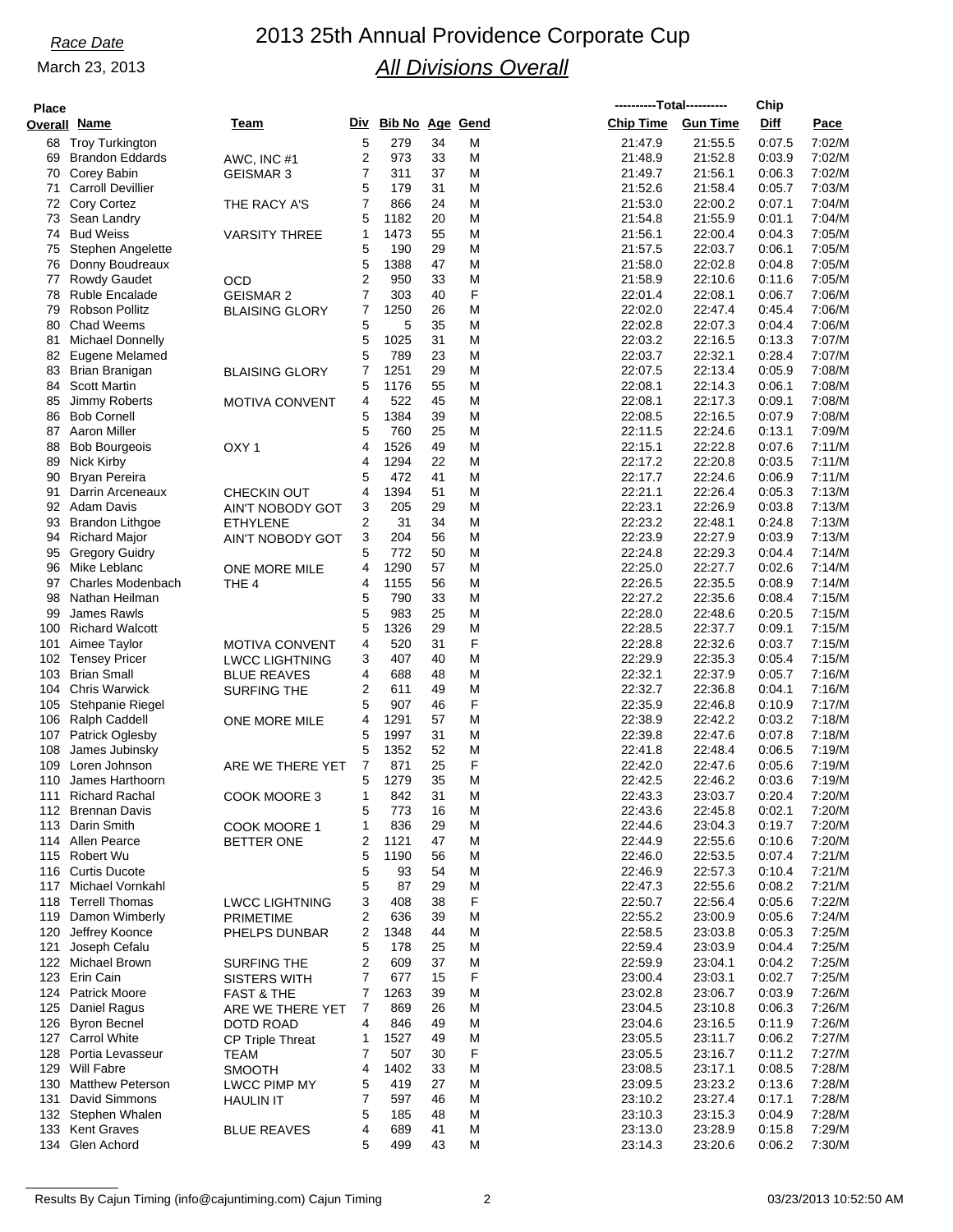Race Date

March 23, 2013

# 2013 25th Annual Providence Corporate Cup

## All Divisions Overall

| Place Overall | Name | Team | Div | Bib No | Age | Gend | Chip Time | Gun Time | Chip Diff | Pace |
|---|---|---|---|---|---|---|---|---|---|---|
| 68 | Troy Turkington | | 5 | 279 | 34 | M | 21:47.9 | 21:55.5 | 0:07.5 | 7:02/M |
| 69 | Brandon Eddards | AWC, INC #1 | 2 | 973 | 33 | M | 21:48.9 | 21:52.8 | 0:03.9 | 7:02/M |
| 70 | Corey Babin | GEISMAR 3 | 7 | 311 | 37 | M | 21:49.7 | 21:56.1 | 0:06.3 | 7:02/M |
| 71 | Carroll Devillier | | 5 | 179 | 31 | M | 21:52.6 | 21:58.4 | 0:05.7 | 7:03/M |
| 72 | Cory Cortez | THE RACY A'S | 7 | 866 | 24 | M | 21:53.0 | 22:00.2 | 0:07.1 | 7:04/M |
| 73 | Sean Landry | | 5 | 1182 | 20 | M | 21:54.8 | 21:55.9 | 0:01.1 | 7:04/M |
| 74 | Bud Weiss | VARSITY THREE | 1 | 1473 | 55 | M | 21:56.1 | 22:00.4 | 0:04.3 | 7:05/M |
| 75 | Stephen Angelette | | 5 | 190 | 29 | M | 21:57.5 | 22:03.7 | 0:06.1 | 7:05/M |
| 76 | Donny Boudreaux | | 5 | 1388 | 47 | M | 21:58.0 | 22:02.8 | 0:04.8 | 7:05/M |
| 77 | Rowdy Gaudet | OCD | 2 | 950 | 33 | M | 21:58.9 | 22:10.6 | 0:11.6 | 7:05/M |
| 78 | Ruble Encalade | GEISMAR 2 | 7 | 303 | 40 | F | 22:01.4 | 22:08.1 | 0:06.7 | 7:06/M |
| 79 | Robson Pollitz | BLAISING GLORY | 7 | 1250 | 26 | M | 22:02.0 | 22:47.4 | 0:45.4 | 7:06/M |
| 80 | Chad Weems | | 5 | 5 | 35 | M | 22:02.8 | 22:07.3 | 0:04.4 | 7:06/M |
| 81 | Michael Donnelly | | 5 | 1025 | 31 | M | 22:03.2 | 22:16.5 | 0:13.3 | 7:07/M |
| 82 | Eugene Melamed | | 5 | 789 | 23 | M | 22:03.7 | 22:32.1 | 0:28.4 | 7:07/M |
| 83 | Brian Branigan | BLAISING GLORY | 7 | 1251 | 29 | M | 22:07.5 | 22:13.4 | 0:05.9 | 7:08/M |
| 84 | Scott Martin | | 5 | 1176 | 55 | M | 22:08.1 | 22:14.3 | 0:06.1 | 7:08/M |
| 85 | Jimmy Roberts | MOTIVA CONVENT | 4 | 522 | 45 | M | 22:08.1 | 22:17.3 | 0:09.1 | 7:08/M |
| 86 | Bob Cornell | | 5 | 1384 | 39 | M | 22:08.5 | 22:16.5 | 0:07.9 | 7:08/M |
| 87 | Aaron Miller | | 5 | 760 | 25 | M | 22:11.5 | 22:24.6 | 0:13.1 | 7:09/M |
| 88 | Bob Bourgeois | OXY 1 | 4 | 1526 | 49 | M | 22:15.1 | 22:22.8 | 0:07.6 | 7:11/M |
| 89 | Nick Kirby | | 4 | 1294 | 22 | M | 22:17.2 | 22:20.8 | 0:03.5 | 7:11/M |
| 90 | Bryan Pereira | | 5 | 472 | 41 | M | 22:17.7 | 22:24.6 | 0:06.9 | 7:11/M |
| 91 | Darrin Arceneaux | CHECKIN OUT | 4 | 1394 | 51 | M | 22:21.1 | 22:26.4 | 0:05.3 | 7:13/M |
| 92 | Adam Davis | AIN'T NOBODY GOT | 3 | 205 | 29 | M | 22:23.1 | 22:26.9 | 0:03.8 | 7:13/M |
| 93 | Brandon Lithgoe | ETHYLENE | 2 | 31 | 34 | M | 22:23.2 | 22:48.1 | 0:24.8 | 7:13/M |
| 94 | Richard Major | AIN'T NOBODY GOT | 3 | 204 | 56 | M | 22:23.9 | 22:27.9 | 0:03.9 | 7:13/M |
| 95 | Gregory Guidry | | 5 | 772 | 50 | M | 22:24.8 | 22:29.3 | 0:04.4 | 7:14/M |
| 96 | Mike Leblanc | ONE MORE MILE | 4 | 1290 | 57 | M | 22:25.0 | 22:27.7 | 0:02.6 | 7:14/M |
| 97 | Charles Modenbach | THE 4 | 4 | 1155 | 56 | M | 22:26.5 | 22:35.5 | 0:08.9 | 7:14/M |
| 98 | Nathan Heilman | | 5 | 790 | 33 | M | 22:27.2 | 22:35.6 | 0:08.4 | 7:15/M |
| 99 | James Rawls | | 5 | 983 | 25 | M | 22:28.0 | 22:48.6 | 0:20.5 | 7:15/M |
| 100 | Richard Walcott | | 5 | 1326 | 29 | M | 22:28.5 | 22:37.7 | 0:09.1 | 7:15/M |
| 101 | Aimee Taylor | MOTIVA CONVENT | 4 | 520 | 31 | F | 22:28.8 | 22:32.6 | 0:03.7 | 7:15/M |
| 102 | Tensey Pricer | LWCC LIGHTNING | 3 | 407 | 40 | M | 22:29.9 | 22:35.3 | 0:05.4 | 7:15/M |
| 103 | Brian Small | BLUE REAVES | 4 | 688 | 48 | M | 22:32.1 | 22:37.9 | 0:05.7 | 7:16/M |
| 104 | Chris Warwick | SURFING THE | 2 | 611 | 49 | M | 22:32.7 | 22:36.8 | 0:04.1 | 7:16/M |
| 105 | Stehpanie Riegel | | 5 | 907 | 46 | F | 22:35.9 | 22:46.8 | 0:10.9 | 7:17/M |
| 106 | Ralph Caddell | ONE MORE MILE | 4 | 1291 | 57 | M | 22:38.9 | 22:42.2 | 0:03.2 | 7:18/M |
| 107 | Patrick Oglesby | | 5 | 1997 | 31 | M | 22:39.8 | 22:47.6 | 0:07.8 | 7:18/M |
| 108 | James Jubinsky | | 5 | 1352 | 52 | M | 22:41.8 | 22:48.4 | 0:06.5 | 7:19/M |
| 109 | Loren Johnson | ARE WE THERE YET | 7 | 871 | 25 | F | 22:42.0 | 22:47.6 | 0:05.6 | 7:19/M |
| 110 | James Harthoorn | | 5 | 1279 | 35 | M | 22:42.5 | 22:46.2 | 0:03.6 | 7:19/M |
| 111 | Richard Rachal | COOK MOORE 3 | 1 | 842 | 31 | M | 22:43.3 | 23:03.7 | 0:20.4 | 7:20/M |
| 112 | Brennan Davis | | 5 | 773 | 16 | M | 22:43.6 | 22:45.8 | 0:02.1 | 7:20/M |
| 113 | Darin Smith | COOK MOORE 1 | 1 | 836 | 29 | M | 22:44.6 | 23:04.3 | 0:19.7 | 7:20/M |
| 114 | Allen Pearce | BETTER ONE | 2 | 1121 | 47 | M | 22:44.9 | 22:55.6 | 0:10.6 | 7:20/M |
| 115 | Robert Wu | | 5 | 1190 | 56 | M | 22:46.0 | 22:53.5 | 0:07.4 | 7:21/M |
| 116 | Curtis Ducote | | 5 | 93 | 54 | M | 22:46.9 | 22:57.3 | 0:10.4 | 7:21/M |
| 117 | Michael Vornkahl | | 5 | 87 | 29 | M | 22:47.3 | 22:55.6 | 0:08.2 | 7:21/M |
| 118 | Terrell Thomas | LWCC LIGHTNING | 3 | 408 | 38 | F | 22:50.7 | 22:56.4 | 0:05.6 | 7:22/M |
| 119 | Damon Wimberly | PRIMETIME | 2 | 636 | 39 | M | 22:55.2 | 23:00.9 | 0:05.6 | 7:24/M |
| 120 | Jeffrey Koonce | PHELPS DUNBAR | 2 | 1348 | 44 | M | 22:58.5 | 23:03.8 | 0:05.3 | 7:25/M |
| 121 | Joseph Cefalu | | 5 | 178 | 25 | M | 22:59.4 | 23:03.9 | 0:04.4 | 7:25/M |
| 122 | Michael Brown | SURFING THE | 2 | 609 | 37 | M | 22:59.9 | 23:04.1 | 0:04.2 | 7:25/M |
| 123 | Erin Cain | SISTERS WITH | 7 | 677 | 15 | F | 23:00.4 | 23:03.1 | 0:02.7 | 7:25/M |
| 124 | Patrick Moore | FAST & THE | 7 | 1263 | 39 | M | 23:02.8 | 23:06.7 | 0:03.9 | 7:26/M |
| 125 | Daniel Ragus | ARE WE THERE YET | 7 | 869 | 26 | M | 23:04.5 | 23:10.8 | 0:06.3 | 7:26/M |
| 126 | Byron Becnel | DOTD ROAD | 4 | 846 | 49 | M | 23:04.6 | 23:16.5 | 0:11.9 | 7:26/M |
| 127 | Carrol White | CP Triple Threat | 1 | 1527 | 49 | M | 23:05.5 | 23:11.7 | 0:06.2 | 7:27/M |
| 128 | Portia Levasseur | TEAM | 7 | 507 | 30 | F | 23:05.5 | 23:16.7 | 0:11.2 | 7:27/M |
| 129 | Will Fabre | SMOOTH | 4 | 1402 | 33 | M | 23:08.5 | 23:17.1 | 0:08.5 | 7:28/M |
| 130 | Matthew Peterson | LWCC PIMP MY | 5 | 419 | 27 | M | 23:09.5 | 23:23.2 | 0:13.6 | 7:28/M |
| 131 | David Simmons | HAULIN IT | 7 | 597 | 46 | M | 23:10.2 | 23:27.4 | 0:17.1 | 7:28/M |
| 132 | Stephen Whalen | | 5 | 185 | 48 | M | 23:10.3 | 23:15.3 | 0:04.9 | 7:28/M |
| 133 | Kent Graves | BLUE REAVES | 4 | 689 | 41 | M | 23:13.0 | 23:28.9 | 0:15.8 | 7:29/M |
| 134 | Glen Achord | | 5 | 499 | 43 | M | 23:14.3 | 23:20.6 | 0:06.2 | 7:30/M |

Results By Cajun Timing (info@cajuntiming.com) Cajun Timing — 03/23/2013 10:52:50 AM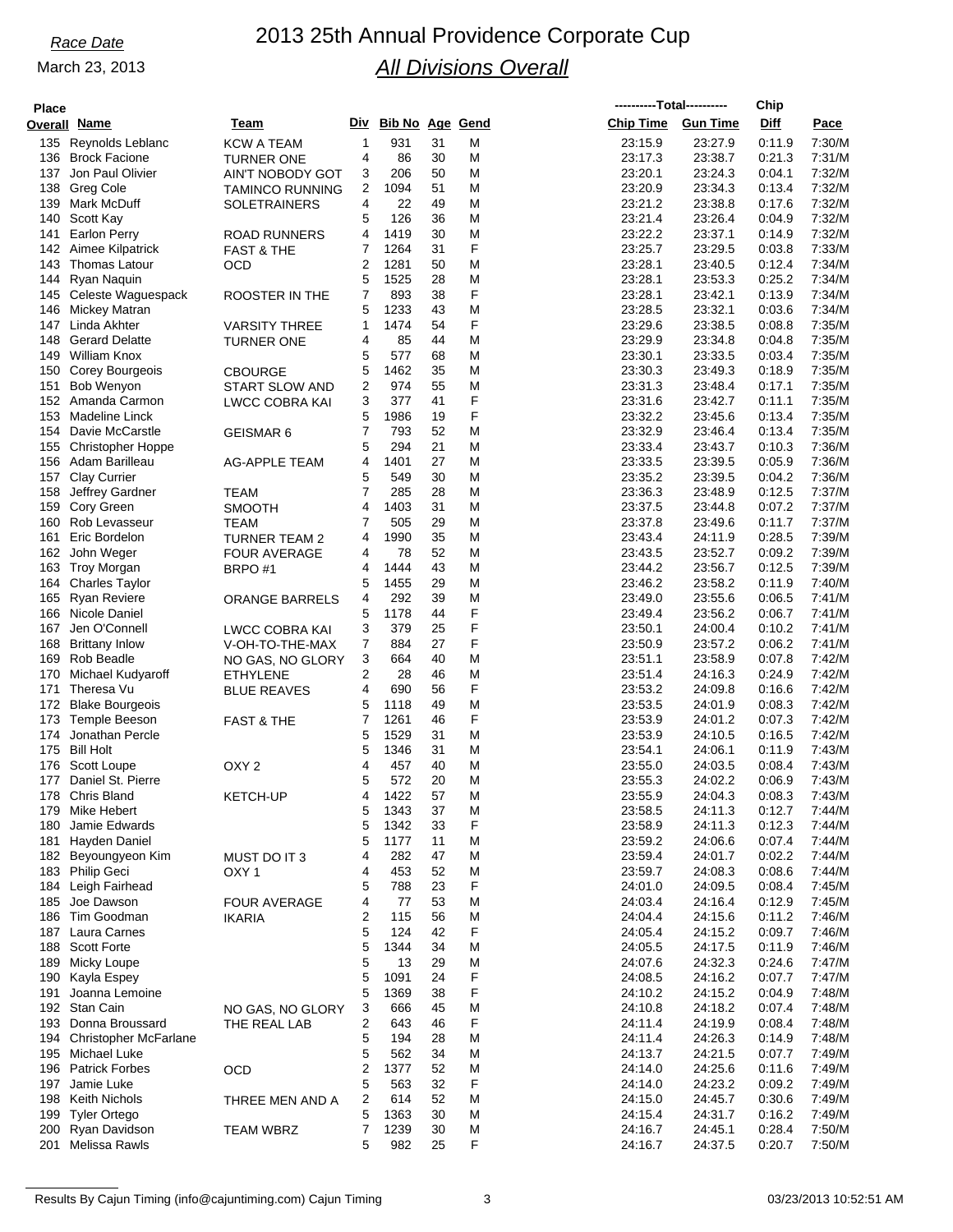*Race Date*

March 23, 2013

# 2013 25th Annual Providence Corporate Cup

## *All Divisions Overall*

| Place Overall | Name | Team | Div | Bib No | Age | Gend | Chip Time (Total) | Gun Time (Total) | Chip Diff | Pace |
|---|---|---|---|---|---|---|---|---|---|---|
| 135 | Reynolds Leblanc | KCW A TEAM | 1 | 931 | 31 | M | 23:15.9 | 23:27.9 | 0:11.9 | 7:30/M |
| 136 | Brock Facione | TURNER ONE | 4 | 86 | 30 | M | 23:17.3 | 23:38.7 | 0:21.3 | 7:31/M |
| 137 | Jon Paul Olivier | AIN'T NOBODY GOT | 3 | 206 | 50 | M | 23:20.1 | 23:24.3 | 0:04.1 | 7:32/M |
| 138 | Greg Cole | TAMINCO RUNNING | 2 | 1094 | 51 | M | 23:20.9 | 23:34.3 | 0:13.4 | 7:32/M |
| 139 | Mark McDuff | SOLETRAINERS | 4 | 22 | 49 | M | 23:21.2 | 23:38.8 | 0:17.6 | 7:32/M |
| 140 | Scott Kay | | 5 | 126 | 36 | M | 23:21.4 | 23:26.4 | 0:04.9 | 7:32/M |
| 141 | Earlon Perry | ROAD RUNNERS | 4 | 1419 | 30 | M | 23:22.2 | 23:37.1 | 0:14.9 | 7:32/M |
| 142 | Aimee Kilpatrick | FAST & THE | 7 | 1264 | 31 | F | 23:25.7 | 23:29.5 | 0:03.8 | 7:33/M |
| 143 | Thomas Latour | OCD | 2 | 1281 | 50 | M | 23:28.1 | 23:40.5 | 0:12.4 | 7:34/M |
| 144 | Ryan Naquin | | 5 | 1525 | 28 | M | 23:28.1 | 23:53.3 | 0:25.2 | 7:34/M |
| 145 | Celeste Waguespack | ROOSTER IN THE | 7 | 893 | 38 | F | 23:28.1 | 23:42.1 | 0:13.9 | 7:34/M |
| 146 | Mickey Matran | | 5 | 1233 | 43 | M | 23:28.5 | 23:32.1 | 0:03.6 | 7:34/M |
| 147 | Linda Akhter | VARSITY THREE | 1 | 1474 | 54 | F | 23:29.6 | 23:38.5 | 0:08.8 | 7:35/M |
| 148 | Gerard Delatte | TURNER ONE | 4 | 85 | 44 | M | 23:29.9 | 23:34.8 | 0:04.8 | 7:35/M |
| 149 | William Knox | | 5 | 577 | 68 | M | 23:30.1 | 23:33.5 | 0:03.4 | 7:35/M |
| 150 | Corey Bourgeois | CBOURGE | 5 | 1462 | 35 | M | 23:30.3 | 23:49.3 | 0:18.9 | 7:35/M |
| 151 | Bob Wenyon | START SLOW AND | 2 | 974 | 55 | M | 23:31.3 | 23:48.4 | 0:17.1 | 7:35/M |
| 152 | Amanda Carmon | LWCC COBRA KAI | 3 | 377 | 41 | F | 23:31.6 | 23:42.7 | 0:11.1 | 7:35/M |
| 153 | Madeline Linck | | 5 | 1986 | 19 | F | 23:32.2 | 23:45.6 | 0:13.4 | 7:35/M |
| 154 | Davie McCarstle | GEISMAR 6 | 7 | 793 | 52 | M | 23:32.9 | 23:46.4 | 0:13.4 | 7:35/M |
| 155 | Christopher Hoppe | | 5 | 294 | 21 | M | 23:33.4 | 23:43.7 | 0:10.3 | 7:36/M |
| 156 | Adam Barilleau | AG-APPLE TEAM | 4 | 1401 | 27 | M | 23:33.5 | 23:39.5 | 0:05.9 | 7:36/M |
| 157 | Clay Currier | | 5 | 549 | 30 | M | 23:35.2 | 23:39.5 | 0:04.2 | 7:36/M |
| 158 | Jeffrey Gardner | TEAM | 7 | 285 | 28 | M | 23:36.3 | 23:48.9 | 0:12.5 | 7:37/M |
| 159 | Cory Green | SMOOTH | 4 | 1403 | 31 | M | 23:37.5 | 23:44.8 | 0:07.2 | 7:37/M |
| 160 | Rob Levasseur | TEAM | 7 | 505 | 29 | M | 23:37.8 | 23:49.6 | 0:11.7 | 7:37/M |
| 161 | Eric Bordelon | TURNER TEAM 2 | 4 | 1990 | 35 | M | 23:43.4 | 24:11.9 | 0:28.5 | 7:39/M |
| 162 | John Weger | FOUR AVERAGE | 4 | 78 | 52 | M | 23:43.5 | 23:52.7 | 0:09.2 | 7:39/M |
| 163 | Troy Morgan | BRPO #1 | 4 | 1444 | 43 | M | 23:44.2 | 23:56.7 | 0:12.5 | 7:39/M |
| 164 | Charles Taylor | | 5 | 1455 | 29 | M | 23:46.2 | 23:58.2 | 0:11.9 | 7:40/M |
| 165 | Ryan Reviere | ORANGE BARRELS | 4 | 292 | 39 | M | 23:49.0 | 23:55.6 | 0:06.5 | 7:41/M |
| 166 | Nicole Daniel | | 5 | 1178 | 44 | F | 23:49.4 | 23:56.2 | 0:06.7 | 7:41/M |
| 167 | Jen O'Connell | LWCC COBRA KAI | 3 | 379 | 25 | F | 23:50.1 | 24:00.4 | 0:10.2 | 7:41/M |
| 168 | Brittany Inlow | V-OH-TO-THE-MAX | 7 | 884 | 27 | F | 23:50.9 | 23:57.2 | 0:06.2 | 7:41/M |
| 169 | Rob Beadle | NO GAS, NO GLORY | 3 | 664 | 40 | M | 23:51.1 | 23:58.9 | 0:07.8 | 7:42/M |
| 170 | Michael Kudyaroff | ETHYLENE | 2 | 28 | 46 | M | 23:51.4 | 24:16.3 | 0:24.9 | 7:42/M |
| 171 | Theresa Vu | BLUE REAVES | 4 | 690 | 56 | F | 23:53.2 | 24:09.8 | 0:16.6 | 7:42/M |
| 172 | Blake Bourgeois | | 5 | 1118 | 49 | M | 23:53.5 | 24:01.9 | 0:08.3 | 7:42/M |
| 173 | Temple Beeson | FAST & THE | 7 | 1261 | 46 | F | 23:53.9 | 24:01.2 | 0:07.3 | 7:42/M |
| 174 | Jonathan Percle | | 5 | 1529 | 31 | M | 23:53.9 | 24:10.5 | 0:16.5 | 7:42/M |
| 175 | Bill Holt | | 5 | 1346 | 31 | M | 23:54.1 | 24:06.1 | 0:11.9 | 7:43/M |
| 176 | Scott Loupe | OXY 2 | 4 | 457 | 40 | M | 23:55.0 | 24:03.5 | 0:08.4 | 7:43/M |
| 177 | Daniel St. Pierre | | 5 | 572 | 20 | M | 23:55.3 | 24:02.2 | 0:06.9 | 7:43/M |
| 178 | Chris Bland | KETCH-UP | 4 | 1422 | 57 | M | 23:55.9 | 24:04.3 | 0:08.3 | 7:43/M |
| 179 | Mike Hebert | | 5 | 1343 | 37 | M | 23:58.5 | 24:11.3 | 0:12.7 | 7:44/M |
| 180 | Jamie Edwards | | 5 | 1342 | 33 | F | 23:58.9 | 24:11.3 | 0:12.3 | 7:44/M |
| 181 | Hayden Daniel | | 5 | 1177 | 11 | M | 23:59.2 | 24:06.6 | 0:07.4 | 7:44/M |
| 182 | Beyoungyeon Kim | MUST DO IT 3 | 4 | 282 | 47 | M | 23:59.4 | 24:01.7 | 0:02.2 | 7:44/M |
| 183 | Philip Geci | OXY 1 | 4 | 453 | 52 | M | 23:59.7 | 24:08.3 | 0:08.6 | 7:44/M |
| 184 | Leigh Fairhead | | 5 | 788 | 23 | F | 24:01.0 | 24:09.5 | 0:08.4 | 7:45/M |
| 185 | Joe Dawson | FOUR AVERAGE | 4 | 77 | 53 | M | 24:03.4 | 24:16.4 | 0:12.9 | 7:45/M |
| 186 | Tim Goodman | IKARIA | 2 | 115 | 56 | M | 24:04.4 | 24:15.6 | 0:11.2 | 7:46/M |
| 187 | Laura Carnes | | 5 | 124 | 42 | F | 24:05.4 | 24:15.2 | 0:09.7 | 7:46/M |
| 188 | Scott Forte | | 5 | 1344 | 34 | M | 24:05.5 | 24:17.5 | 0:11.9 | 7:46/M |
| 189 | Micky Loupe | | 5 | 13 | 29 | M | 24:07.6 | 24:32.3 | 0:24.6 | 7:47/M |
| 190 | Kayla Espey | | 5 | 1091 | 24 | F | 24:08.5 | 24:16.2 | 0:07.7 | 7:47/M |
| 191 | Joanna Lemoine | | 5 | 1369 | 38 | F | 24:10.2 | 24:15.2 | 0:04.9 | 7:48/M |
| 192 | Stan Cain | NO GAS, NO GLORY | 3 | 666 | 45 | M | 24:10.8 | 24:18.2 | 0:07.4 | 7:48/M |
| 193 | Donna Broussard | THE REAL LAB | 2 | 643 | 46 | F | 24:11.4 | 24:19.9 | 0:08.4 | 7:48/M |
| 194 | Christopher McFarlane | | 5 | 194 | 28 | M | 24:11.4 | 24:26.3 | 0:14.9 | 7:48/M |
| 195 | Michael Luke | | 5 | 562 | 34 | M | 24:13.7 | 24:21.5 | 0:07.7 | 7:49/M |
| 196 | Patrick Forbes | OCD | 2 | 1377 | 52 | M | 24:14.0 | 24:25.6 | 0:11.6 | 7:49/M |
| 197 | Jamie Luke | | 5 | 563 | 32 | F | 24:14.0 | 24:23.2 | 0:09.2 | 7:49/M |
| 198 | Keith Nichols | THREE MEN AND A | 2 | 614 | 52 | M | 24:15.0 | 24:45.7 | 0:30.6 | 7:49/M |
| 199 | Tyler Ortego | | 5 | 1363 | 30 | M | 24:15.4 | 24:31.7 | 0:16.2 | 7:49/M |
| 200 | Ryan Davidson | TEAM WBRZ | 7 | 1239 | 30 | M | 24:16.7 | 24:45.1 | 0:28.4 | 7:50/M |
| 201 | Melissa Rawls | | 5 | 982 | 25 | F | 24:16.7 | 24:37.5 | 0:20.7 | 7:50/M |

Results By Cajun Timing (info@cajuntiming.com) Cajun Timing — 03/23/2013 10:52:51 AM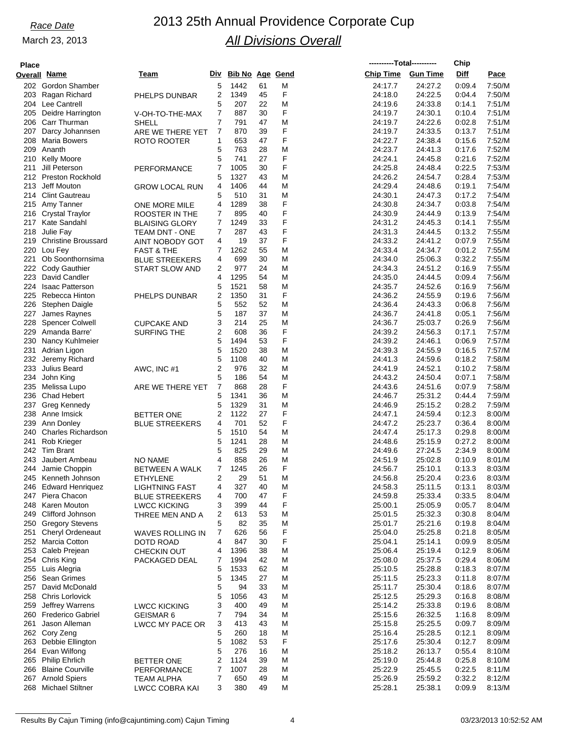*Race Date*

March 23, 2013

# 2013 25th Annual Providence Corporate Cup

## *All Divisions Overall*

| Place Overall | Name | Team | Div | Bib No | Age | Gend | Chip Time | Gun Time | Chip Diff | Pace |
|---|---|---|---|---|---|---|---|---|---|---|
| 202 | Gordon Shamber | | 5 | 1442 | 61 | M | 24:17.7 | 24:27.2 | 0:09.4 | 7:50/M |
| 203 | Ragan Richard | PHELPS DUNBAR | 2 | 1349 | 45 | F | 24:18.0 | 24:22.5 | 0:04.4 | 7:50/M |
| 204 | Lee Cantrell | | 5 | 207 | 22 | M | 24:19.6 | 24:33.8 | 0:14.1 | 7:51/M |
| 205 | Deidre Harrington | V-OH-TO-THE-MAX | 7 | 887 | 30 | F | 24:19.7 | 24:30.1 | 0:10.4 | 7:51/M |
| 206 | Carr Thurman | SHELL | 7 | 791 | 47 | M | 24:19.7 | 24:22.6 | 0:02.8 | 7:51/M |
| 207 | Darcy Johannsen | ARE WE THERE YET | 7 | 870 | 39 | F | 24:19.7 | 24:33.5 | 0:13.7 | 7:51/M |
| 208 | Maria Bowers | ROTO ROOTER | 1 | 653 | 47 | F | 24:22.7 | 24:38.4 | 0:15.6 | 7:52/M |
| 209 | Ananth | | 5 | 763 | 28 | M | 24:23.7 | 24:41.3 | 0:17.6 | 7:52/M |
| 210 | Kelly Moore | | 5 | 741 | 27 | F | 24:24.1 | 24:45.8 | 0:21.6 | 7:52/M |
| 211 | Jill Peterson | PERFORMANCE | 7 | 1005 | 30 | F | 24:25.8 | 24:48.4 | 0:22.5 | 7:53/M |
| 212 | Preston Rockhold | | 5 | 1327 | 43 | M | 24:26.2 | 24:54.7 | 0:28.4 | 7:53/M |
| 213 | Jeff Mouton | GROW LOCAL RUN | 4 | 1406 | 44 | M | 24:29.4 | 24:48.6 | 0:19.1 | 7:54/M |
| 214 | Clint Gautreau | | 5 | 510 | 31 | M | 24:30.1 | 24:47.3 | 0:17.2 | 7:54/M |
| 215 | Amy Tanner | ONE MORE MILE | 4 | 1289 | 38 | F | 24:30.8 | 24:34.7 | 0:03.8 | 7:54/M |
| 216 | Crystal Traylor | ROOSTER IN THE | 7 | 895 | 40 | F | 24:30.9 | 24:44.9 | 0:13.9 | 7:54/M |
| 217 | Kate Sandahl | BLAISING GLORY | 7 | 1249 | 33 | F | 24:31.2 | 24:45.3 | 0:14.1 | 7:55/M |
| 218 | Julie Fay | TEAM DNT - ONE | 7 | 287 | 43 | F | 24:31.3 | 24:44.5 | 0:13.2 | 7:55/M |
| 219 | Christine Broussard | AINT NOBODY GOT | 4 | 19 | 37 | F | 24:33.2 | 24:41.2 | 0:07.9 | 7:55/M |
| 220 | Lou Fey | FAST & THE | 7 | 1262 | 55 | M | 24:33.4 | 24:34.7 | 0:01.2 | 7:55/M |
| 221 | Ob Soonthornsima | BLUE STREEKERS | 4 | 699 | 30 | M | 24:34.0 | 25:06.3 | 0:32.2 | 7:55/M |
| 222 | Cody Gauthier | START SLOW AND | 2 | 977 | 24 | M | 24:34.3 | 24:51.2 | 0:16.9 | 7:55/M |
| 223 | David Candler | | 4 | 1295 | 54 | M | 24:35.0 | 24:44.5 | 0:09.4 | 7:56/M |
| 224 | Isaac Patterson | | 5 | 1521 | 58 | M | 24:35.7 | 24:52.6 | 0:16.9 | 7:56/M |
| 225 | Rebecca Hinton | PHELPS DUNBAR | 2 | 1350 | 31 | F | 24:36.2 | 24:55.9 | 0:19.6 | 7:56/M |
| 226 | Stephen Daigle | | 5 | 552 | 52 | M | 24:36.4 | 24:43.3 | 0:06.8 | 7:56/M |
| 227 | James Raynes | | 5 | 187 | 37 | M | 24:36.7 | 24:41.8 | 0:05.1 | 7:56/M |
| 228 | Spencer Colwell | CUPCAKE AND | 3 | 214 | 25 | M | 24:36.7 | 25:03.7 | 0:26.9 | 7:56/M |
| 229 | Amanda Barre' | SURFING THE | 2 | 608 | 36 | F | 24:39.2 | 24:56.3 | 0:17.1 | 7:57/M |
| 230 | Nancy Kuhlmeier | | 5 | 1494 | 53 | F | 24:39.2 | 24:46.1 | 0:06.9 | 7:57/M |
| 231 | Adrian Ligon | | 5 | 1520 | 38 | M | 24:39.3 | 24:55.9 | 0:16.5 | 7:57/M |
| 232 | Jeremy Richard | | 5 | 1108 | 40 | M | 24:41.3 | 24:59.6 | 0:18.2 | 7:58/M |
| 233 | Julius Beard | AWC, INC #1 | 2 | 976 | 32 | M | 24:41.9 | 24:52.1 | 0:10.2 | 7:58/M |
| 234 | John King | | 5 | 186 | 54 | M | 24:43.2 | 24:50.4 | 0:07.1 | 7:58/M |
| 235 | Melissa Lupo | ARE WE THERE YET | 7 | 868 | 28 | F | 24:43.6 | 24:51.6 | 0:07.9 | 7:58/M |
| 236 | Chad Hebert | | 5 | 1341 | 36 | M | 24:46.7 | 25:31.2 | 0:44.4 | 7:59/M |
| 237 | Greg Kennedy | | 5 | 1329 | 31 | M | 24:46.9 | 25:15.2 | 0:28.2 | 7:59/M |
| 238 | Anne Imsick | BETTER ONE | 2 | 1122 | 27 | F | 24:47.1 | 24:59.4 | 0:12.3 | 8:00/M |
| 239 | Ann Donley | BLUE STREEKERS | 4 | 701 | 52 | F | 24:47.2 | 25:23.7 | 0:36.4 | 8:00/M |
| 240 | Charles Richardson | | 5 | 1510 | 54 | M | 24:47.4 | 25:17.3 | 0:29.8 | 8:00/M |
| 241 | Rob Krieger | | 5 | 1241 | 28 | M | 24:48.6 | 25:15.9 | 0:27.2 | 8:00/M |
| 242 | Tim Brant | | 5 | 825 | 29 | M | 24:49.6 | 27:24.5 | 2:34.9 | 8:00/M |
| 243 | Jaubert Ambeau | NO NAME | 4 | 858 | 26 | M | 24:51.9 | 25:02.8 | 0:10.9 | 8:01/M |
| 244 | Jamie Choppin | BETWEEN A WALK | 7 | 1245 | 26 | F | 24:56.7 | 25:10.1 | 0:13.3 | 8:03/M |
| 245 | Kenneth Johnson | ETHYLENE | 2 | 29 | 51 | M | 24:56.8 | 25:20.4 | 0:23.6 | 8:03/M |
| 246 | Edward Henriquez | LIGHTNING FAST | 4 | 327 | 40 | M | 24:58.3 | 25:11.5 | 0:13.1 | 8:03/M |
| 247 | Piera Chacon | BLUE STREEKERS | 4 | 700 | 47 | F | 24:59.8 | 25:33.4 | 0:33.5 | 8:04/M |
| 248 | Karen Mouton | LWCC KICKING | 3 | 399 | 44 | F | 25:00.1 | 25:05.9 | 0:05.7 | 8:04/M |
| 249 | Clifford Johnson | THREE MEN AND A | 2 | 613 | 53 | M | 25:01.5 | 25:32.3 | 0:30.8 | 8:04/M |
| 250 | Gregory Stevens | | 5 | 82 | 35 | M | 25:01.7 | 25:21.6 | 0:19.8 | 8:04/M |
| 251 | Cheryl Ordeneaut | WAVES ROLLING IN | 7 | 626 | 56 | F | 25:04.0 | 25:25.8 | 0:21.8 | 8:05/M |
| 252 | Marcia Cotton | DOTD ROAD | 4 | 847 | 30 | F | 25:04.1 | 25:14.1 | 0:09.9 | 8:05/M |
| 253 | Caleb Prejean | CHECKIN OUT | 4 | 1396 | 38 | M | 25:06.4 | 25:19.4 | 0:12.9 | 8:06/M |
| 254 | Chris King | PACKAGED DEAL | 7 | 1994 | 42 | M | 25:08.0 | 25:37.5 | 0:29.4 | 8:06/M |
| 255 | Luis Alegria | | 5 | 1533 | 62 | M | 25:10.5 | 25:28.8 | 0:18.3 | 8:07/M |
| 256 | Sean Grimes | | 5 | 1345 | 27 | M | 25:11.5 | 25:23.3 | 0:11.8 | 8:07/M |
| 257 | David McDonald | | 5 | 94 | 33 | M | 25:11.7 | 25:30.4 | 0:18.6 | 8:07/M |
| 258 | Chris Lorlovick | | 5 | 1056 | 43 | M | 25:12.5 | 25:29.3 | 0:16.8 | 8:08/M |
| 259 | Jeffrey Warrens | LWCC KICKING | 3 | 400 | 49 | M | 25:14.2 | 25:33.8 | 0:19.6 | 8:08/M |
| 260 | Frederico Gabriel | GEISMAR 6 | 7 | 794 | 34 | M | 25:15.6 | 26:32.5 | 1:16.8 | 8:09/M |
| 261 | Jason Alleman | LWCC MY PACE OR | 3 | 413 | 43 | M | 25:15.8 | 25:25.5 | 0:09.7 | 8:09/M |
| 262 | Cory Zeng | | 5 | 260 | 18 | M | 25:16.4 | 25:28.5 | 0:12.1 | 8:09/M |
| 263 | Debbie Ellington | | 5 | 1082 | 53 | F | 25:17.6 | 25:30.4 | 0:12.7 | 8:09/M |
| 264 | Evan Wilfong | | 5 | 276 | 16 | M | 25:18.2 | 26:13.7 | 0:55.4 | 8:10/M |
| 265 | Philip Ehrlich | BETTER ONE | 2 | 1124 | 39 | M | 25:19.0 | 25:44.8 | 0:25.8 | 8:10/M |
| 266 | Blaine Courville | PERFORMANCE | 7 | 1007 | 28 | M | 25:22.9 | 25:45.5 | 0:22.5 | 8:11/M |
| 267 | Arnold Spiers | TEAM ALPHA | 7 | 650 | 49 | M | 25:26.9 | 25:59.2 | 0:32.2 | 8:12/M |
| 268 | Michael Stiltner | LWCC COBRA KAI | 3 | 380 | 49 | M | 25:28.1 | 25:38.1 | 0:09.9 | 8:13/M |

Results By Cajun Timing (info@cajuntiming.com) Cajun Timing — 03/23/2013 10:52:52 AM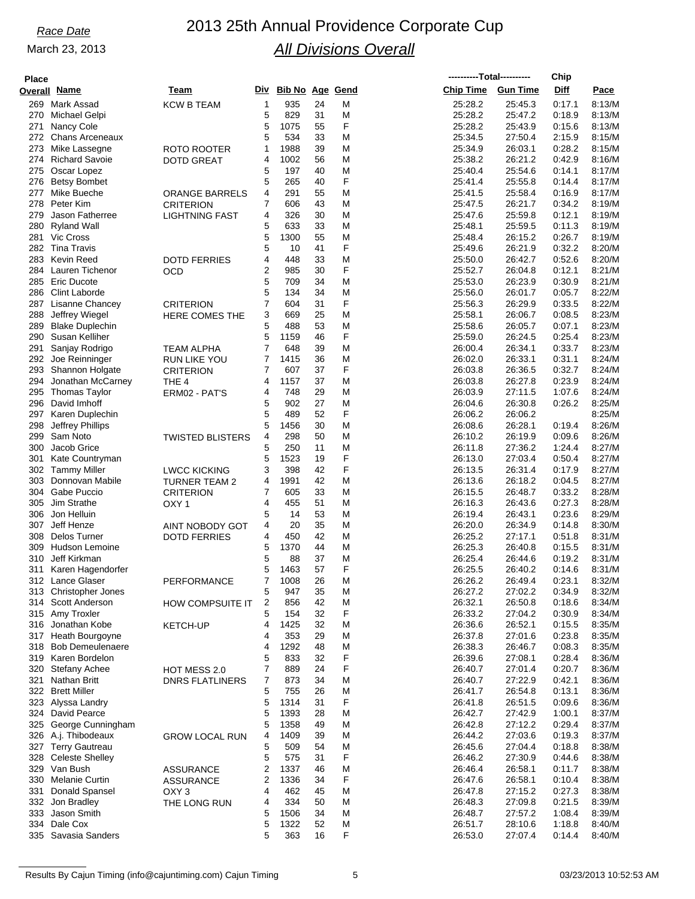# 2013 25th Annual Providence Corporate Cup

## *All Divisions Overall*

*Race Date*

March 23, 2013

| Place Overall | Name | Team | Div | Bib No | Age | Gend | Total Chip Time | Total Gun Time | Chip Diff | Pace |
|---|---|---|---|---|---|---|---|---|---|---|
| 269 | Mark Assad | KCW B TEAM | 1 | 935 | 24 | M | 25:28.2 | 25:45.3 | 0:17.1 | 8:13/M |
| 270 | Michael Gelpi | | 5 | 829 | 31 | M | 25:28.2 | 25:47.2 | 0:18.9 | 8:13/M |
| 271 | Nancy Cole | | 5 | 1075 | 55 | F | 25:28.2 | 25:43.9 | 0:15.6 | 8:13/M |
| 272 | Chans Arceneaux | | 5 | 534 | 33 | M | 25:34.5 | 27:50.4 | 2:15.9 | 8:15/M |
| 273 | Mike Lassegne | ROTO ROOTER | 1 | 1988 | 39 | M | 25:34.9 | 26:03.1 | 0:28.2 | 8:15/M |
| 274 | Richard Savoie | DOTD GREAT | 4 | 1002 | 56 | M | 25:38.2 | 26:21.2 | 0:42.9 | 8:16/M |
| 275 | Oscar Lopez | | 5 | 197 | 40 | M | 25:40.4 | 25:54.6 | 0:14.1 | 8:17/M |
| 276 | Betsy Bombet | | 5 | 265 | 40 | F | 25:41.4 | 25:55.8 | 0:14.4 | 8:17/M |
| 277 | Mike Bueche | ORANGE BARRELS | 4 | 291 | 55 | M | 25:41.5 | 25:58.4 | 0:16.9 | 8:17/M |
| 278 | Peter Kim | CRITERION | 7 | 606 | 43 | M | 25:47.5 | 26:21.7 | 0:34.2 | 8:19/M |
| 279 | Jason Fatherree | LIGHTNING FAST | 4 | 326 | 30 | M | 25:47.6 | 25:59.8 | 0:12.1 | 8:19/M |
| 280 | Ryland Wall | | 5 | 633 | 33 | M | 25:48.1 | 25:59.5 | 0:11.3 | 8:19/M |
| 281 | Vic Cross | | 5 | 1300 | 55 | M | 25:48.4 | 26:15.2 | 0:26.7 | 8:19/M |
| 282 | Tina Travis | | 5 | 10 | 41 | F | 25:49.6 | 26:21.9 | 0:32.2 | 8:20/M |
| 283 | Kevin Reed | DOTD FERRIES | 4 | 448 | 33 | M | 25:50.0 | 26:42.7 | 0:52.6 | 8:20/M |
| 284 | Lauren Tichenor | OCD | 2 | 985 | 30 | F | 25:52.7 | 26:04.8 | 0:12.1 | 8:21/M |
| 285 | Eric Ducote | | 5 | 709 | 34 | M | 25:53.0 | 26:23.9 | 0:30.9 | 8:21/M |
| 286 | Clint Laborde | | 5 | 134 | 34 | M | 25:56.0 | 26:01.7 | 0:05.7 | 8:22/M |
| 287 | Lisanne Chancey | CRITERION | 7 | 604 | 31 | F | 25:56.3 | 26:29.9 | 0:33.5 | 8:22/M |
| 288 | Jeffrey Wiegel | HERE COMES THE | 3 | 669 | 25 | M | 25:58.1 | 26:06.7 | 0:08.5 | 8:23/M |
| 289 | Blake Duplechin | | 5 | 488 | 53 | M | 25:58.6 | 26:05.7 | 0:07.1 | 8:23/M |
| 290 | Susan Kelliher | | 5 | 1159 | 46 | F | 25:59.0 | 26:24.5 | 0:25.4 | 8:23/M |
| 291 | Sanjay Rodrigo | TEAM ALPHA | 7 | 648 | 39 | M | 26:00.4 | 26:34.1 | 0:33.7 | 8:23/M |
| 292 | Joe Reinninger | RUN LIKE YOU | 7 | 1415 | 36 | M | 26:02.0 | 26:33.1 | 0:31.1 | 8:24/M |
| 293 | Shannon Holgate | CRITERION | 7 | 607 | 37 | F | 26:03.8 | 26:36.5 | 0:32.7 | 8:24/M |
| 294 | Jonathan McCarney | THE 4 | 4 | 1157 | 37 | M | 26:03.8 | 26:27.8 | 0:23.9 | 8:24/M |
| 295 | Thomas Taylor | ERM02 - PAT'S | 4 | 748 | 29 | M | 26:03.9 | 27:11.5 | 1:07.6 | 8:24/M |
| 296 | David Imhoff | | 5 | 902 | 27 | M | 26:04.6 | 26:30.8 | 0:26.2 | 8:25/M |
| 297 | Karen Duplechin | | 5 | 489 | 52 | F | 26:06.2 | 26:06.2 | | 8:25/M |
| 298 | Jeffrey Phillips | | 5 | 1456 | 30 | M | 26:08.6 | 26:28.1 | 0:19.4 | 8:26/M |
| 299 | Sam Noto | TWISTED BLISTERS | 4 | 298 | 50 | M | 26:10.2 | 26:19.9 | 0:09.6 | 8:26/M |
| 300 | Jacob Grice | | 5 | 250 | 11 | M | 26:11.8 | 27:36.2 | 1:24.4 | 8:27/M |
| 301 | Kate Countryman | | 5 | 1523 | 19 | F | 26:13.0 | 27:03.4 | 0:50.4 | 8:27/M |
| 302 | Tammy Miller | LWCC KICKING | 3 | 398 | 42 | F | 26:13.5 | 26:31.4 | 0:17.9 | 8:27/M |
| 303 | Donnovan Mabile | TURNER TEAM 2 | 4 | 1991 | 42 | M | 26:13.6 | 26:18.2 | 0:04.5 | 8:27/M |
| 304 | Gabe Puccio | CRITERION | 7 | 605 | 33 | M | 26:15.5 | 26:48.7 | 0:33.2 | 8:28/M |
| 305 | Jim Strathe | OXY 1 | 4 | 455 | 51 | M | 26:16.3 | 26:43.6 | 0:27.3 | 8:28/M |
| 306 | Jon Helluin | | 5 | 14 | 53 | M | 26:19.4 | 26:43.1 | 0:23.6 | 8:29/M |
| 307 | Jeff Henze | AINT NOBODY GOT | 4 | 20 | 35 | M | 26:20.0 | 26:34.9 | 0:14.8 | 8:30/M |
| 308 | Delos Turner | DOTD FERRIES | 4 | 450 | 42 | M | 26:25.2 | 27:17.1 | 0:51.8 | 8:31/M |
| 309 | Hudson Lemoine | | 5 | 1370 | 44 | M | 26:25.3 | 26:40.8 | 0:15.5 | 8:31/M |
| 310 | Jeff Kirkman | | 5 | 88 | 37 | M | 26:25.4 | 26:44.6 | 0:19.2 | 8:31/M |
| 311 | Karen Hagendorfer | | 5 | 1463 | 57 | F | 26:25.5 | 26:40.2 | 0:14.6 | 8:31/M |
| 312 | Lance Glaser | PERFORMANCE | 7 | 1008 | 26 | M | 26:26.2 | 26:49.4 | 0:23.1 | 8:32/M |
| 313 | Christopher Jones | | 5 | 947 | 35 | M | 26:27.2 | 27:02.2 | 0:34.9 | 8:32/M |
| 314 | Scott Anderson | HOW COMPSUITE IT | 2 | 856 | 42 | M | 26:32.1 | 26:50.8 | 0:18.6 | 8:34/M |
| 315 | Amy Troxler | | 5 | 154 | 32 | F | 26:33.2 | 27:04.2 | 0:30.9 | 8:34/M |
| 316 | Jonathan Kobe | KETCH-UP | 4 | 1425 | 32 | M | 26:36.6 | 26:52.1 | 0:15.5 | 8:35/M |
| 317 | Heath Bourgoyne | | 4 | 353 | 29 | M | 26:37.8 | 27:01.6 | 0:23.8 | 8:35/M |
| 318 | Bob Demeulenaere | | 4 | 1292 | 48 | M | 26:38.3 | 26:46.7 | 0:08.3 | 8:35/M |
| 319 | Karen Bordelon | | 5 | 833 | 32 | F | 26:39.6 | 27:08.1 | 0:28.4 | 8:36/M |
| 320 | Stefany Achee | HOT MESS 2.0 | 7 | 889 | 24 | F | 26:40.7 | 27:01.4 | 0:20.7 | 8:36/M |
| 321 | Nathan Britt | DNRS FLATLINERS | 7 | 873 | 34 | M | 26:40.7 | 27:22.9 | 0:42.1 | 8:36/M |
| 322 | Brett Miller | | 5 | 755 | 26 | M | 26:41.7 | 26:54.8 | 0:13.1 | 8:36/M |
| 323 | Alyssa Landry | | 5 | 1314 | 31 | F | 26:41.8 | 26:51.5 | 0:09.6 | 8:36/M |
| 324 | David Pearce | | 5 | 1393 | 28 | M | 26:42.7 | 27:42.9 | 1:00.1 | 8:37/M |
| 325 | George Cunningham | | 5 | 1358 | 49 | M | 26:42.8 | 27:12.2 | 0:29.4 | 8:37/M |
| 326 | A.j. Thibodeaux | GROW LOCAL RUN | 4 | 1409 | 39 | M | 26:44.2 | 27:03.6 | 0:19.3 | 8:37/M |
| 327 | Terry Gautreau | | 5 | 509 | 54 | M | 26:45.6 | 27:04.4 | 0:18.8 | 8:38/M |
| 328 | Celeste Shelley | | 5 | 575 | 31 | F | 26:46.2 | 27:30.9 | 0:44.6 | 8:38/M |
| 329 | Van Bush | ASSURANCE | 2 | 1337 | 46 | M | 26:46.4 | 26:58.1 | 0:11.7 | 8:38/M |
| 330 | Melanie Curtin | ASSURANCE | 2 | 1336 | 34 | F | 26:47.6 | 26:58.1 | 0:10.4 | 8:38/M |
| 331 | Donald Spansel | OXY 3 | 4 | 462 | 45 | M | 26:47.8 | 27:15.2 | 0:27.3 | 8:38/M |
| 332 | Jon Bradley | THE LONG RUN | 4 | 334 | 50 | M | 26:48.3 | 27:09.8 | 0:21.5 | 8:39/M |
| 333 | Jason Smith | | 5 | 1506 | 34 | M | 26:48.7 | 27:57.2 | 1:08.4 | 8:39/M |
| 334 | Dale Cox | | 5 | 1322 | 52 | M | 26:51.7 | 28:10.6 | 1:18.8 | 8:40/M |
| 335 | Savasia Sanders | | 5 | 363 | 16 | F | 26:53.0 | 27:07.4 | 0:14.4 | 8:40/M |

Results By Cajun Timing (info@cajuntiming.com) Cajun Timing — 03/23/2013 10:52:53 AM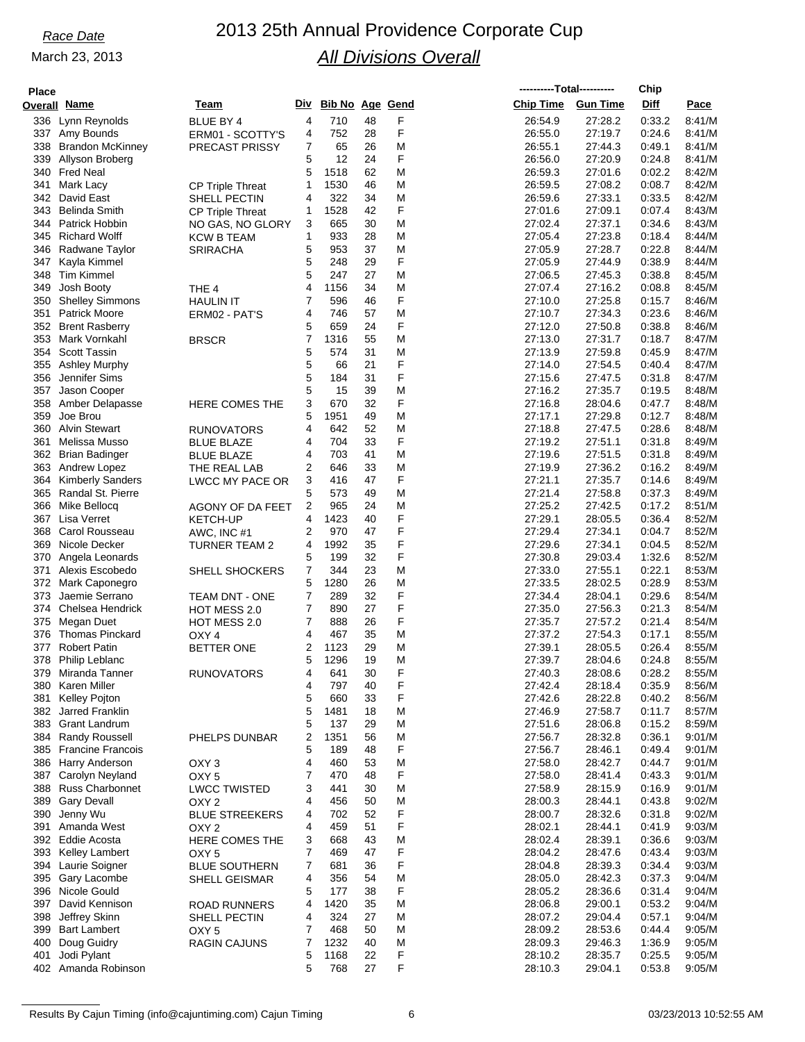*Race Date*

March 23, 2013

# 2013 25th Annual Providence Corporate Cup

## *All Divisions Overall*

| Place Overall | Name | Team | Div | Bib No | Age | Gend | Chip Time | Gun Time | Chip Diff | Pace |
|---|---|---|---|---|---|---|---|---|---|---|
| 336 | Lynn Reynolds | BLUE BY 4 | 4 | 710 | 48 | F | 26:54.9 | 27:28.2 | 0:33.2 | 8:41/M |
| 337 | Amy Bounds | ERM01 - SCOTTY'S | 4 | 752 | 28 | F | 26:55.0 | 27:19.7 | 0:24.6 | 8:41/M |
| 338 | Brandon McKinney | PRECAST PRISSY | 7 | 65 | 26 | M | 26:55.1 | 27:44.3 | 0:49.1 | 8:41/M |
| 339 | Allyson Broberg | | 5 | 12 | 24 | F | 26:56.0 | 27:20.9 | 0:24.8 | 8:41/M |
| 340 | Fred Neal | | 5 | 1518 | 62 | M | 26:59.3 | 27:01.6 | 0:02.2 | 8:42/M |
| 341 | Mark Lacy | CP Triple Threat | 1 | 1530 | 46 | M | 26:59.5 | 27:08.2 | 0:08.7 | 8:42/M |
| 342 | David East | SHELL PECTIN | 4 | 322 | 34 | M | 26:59.6 | 27:33.1 | 0:33.5 | 8:42/M |
| 343 | Belinda Smith | CP Triple Threat | 1 | 1528 | 42 | F | 27:01.6 | 27:09.1 | 0:07.4 | 8:43/M |
| 344 | Patrick Hobbin | NO GAS, NO GLORY | 3 | 665 | 30 | M | 27:02.4 | 27:37.1 | 0:34.6 | 8:43/M |
| 345 | Richard Wolff | KCW B TEAM | 1 | 933 | 28 | M | 27:05.4 | 27:23.8 | 0:18.4 | 8:44/M |
| 346 | Radwane Taylor | SRIRACHA | 5 | 953 | 37 | M | 27:05.9 | 27:28.7 | 0:22.8 | 8:44/M |
| 347 | Kayla Kimmel | | 5 | 248 | 29 | F | 27:05.9 | 27:44.9 | 0:38.9 | 8:44/M |
| 348 | Tim Kimmel | | 5 | 247 | 27 | M | 27:06.5 | 27:45.3 | 0:38.8 | 8:45/M |
| 349 | Josh Booty | THE 4 | 4 | 1156 | 34 | M | 27:07.4 | 27:16.2 | 0:08.8 | 8:45/M |
| 350 | Shelley Simmons | HAULIN IT | 7 | 596 | 46 | F | 27:10.0 | 27:25.8 | 0:15.7 | 8:46/M |
| 351 | Patrick Moore | ERM02 - PAT'S | 4 | 746 | 57 | M | 27:10.7 | 27:34.3 | 0:23.6 | 8:46/M |
| 352 | Brent Rasberry | | 5 | 659 | 24 | F | 27:12.0 | 27:50.8 | 0:38.8 | 8:46/M |
| 353 | Mark Vornkahl | BRSCR | 7 | 1316 | 55 | M | 27:13.0 | 27:31.7 | 0:18.7 | 8:47/M |
| 354 | Scott Tassin | | 5 | 574 | 31 | M | 27:13.9 | 27:59.8 | 0:45.9 | 8:47/M |
| 355 | Ashley Murphy | | 5 | 66 | 21 | F | 27:14.0 | 27:54.5 | 0:40.4 | 8:47/M |
| 356 | Jennifer Sims | | 5 | 184 | 31 | F | 27:15.6 | 27:47.5 | 0:31.8 | 8:47/M |
| 357 | Jason Cooper | | 5 | 15 | 39 | M | 27:16.2 | 27:35.7 | 0:19.5 | 8:48/M |
| 358 | Amber Delapasse | HERE COMES THE | 3 | 670 | 32 | F | 27:16.8 | 28:04.6 | 0:47.7 | 8:48/M |
| 359 | Joe Brou | | 5 | 1951 | 49 | M | 27:17.1 | 27:29.8 | 0:12.7 | 8:48/M |
| 360 | Alvin Stewart | RUNOVATORS | 4 | 642 | 52 | M | 27:18.8 | 27:47.5 | 0:28.6 | 8:48/M |
| 361 | Melissa Musso | BLUE BLAZE | 4 | 704 | 33 | F | 27:19.2 | 27:51.1 | 0:31.8 | 8:49/M |
| 362 | Brian Badinger | BLUE BLAZE | 4 | 703 | 41 | M | 27:19.6 | 27:51.5 | 0:31.8 | 8:49/M |
| 363 | Andrew Lopez | THE REAL LAB | 2 | 646 | 33 | M | 27:19.9 | 27:36.2 | 0:16.2 | 8:49/M |
| 364 | Kimberly Sanders | LWCC MY PACE OR | 3 | 416 | 47 | F | 27:21.1 | 27:35.7 | 0:14.6 | 8:49/M |
| 365 | Randal St. Pierre | | 5 | 573 | 49 | M | 27:21.4 | 27:58.8 | 0:37.3 | 8:49/M |
| 366 | Mike Bellocq | AGONY OF DA FEET | 2 | 965 | 24 | M | 27:25.2 | 27:42.5 | 0:17.2 | 8:51/M |
| 367 | Lisa Verret | KETCH-UP | 4 | 1423 | 40 | F | 27:29.1 | 28:05.5 | 0:36.4 | 8:52/M |
| 368 | Carol Rousseau | AWC, INC #1 | 2 | 970 | 47 | F | 27:29.4 | 27:34.1 | 0:04.7 | 8:52/M |
| 369 | Nicole Decker | TURNER TEAM 2 | 4 | 1992 | 35 | F | 27:29.6 | 27:34.1 | 0:04.5 | 8:52/M |
| 370 | Angela Leonards | | 5 | 199 | 32 | F | 27:30.8 | 29:03.4 | 1:32.6 | 8:52/M |
| 371 | Alexis Escobedo | SHELL SHOCKERS | 7 | 344 | 23 | M | 27:33.0 | 27:55.1 | 0:22.1 | 8:53/M |
| 372 | Mark Caponegro | | 5 | 1280 | 26 | M | 27:33.5 | 28:02.5 | 0:28.9 | 8:53/M |
| 373 | Jaemie Serrano | TEAM DNT - ONE | 7 | 289 | 32 | F | 27:34.4 | 28:04.1 | 0:29.6 | 8:54/M |
| 374 | Chelsea Hendrick | HOT MESS 2.0 | 7 | 890 | 27 | F | 27:35.0 | 27:56.3 | 0:21.3 | 8:54/M |
| 375 | Megan Duet | HOT MESS 2.0 | 7 | 888 | 26 | F | 27:35.7 | 27:57.2 | 0:21.4 | 8:54/M |
| 376 | Thomas Pinckard | OXY 4 | 4 | 467 | 35 | M | 27:37.2 | 27:54.3 | 0:17.1 | 8:55/M |
| 377 | Robert Patin | BETTER ONE | 2 | 1123 | 29 | M | 27:39.1 | 28:05.5 | 0:26.4 | 8:55/M |
| 378 | Philip Leblanc | | 5 | 1296 | 19 | M | 27:39.7 | 28:04.6 | 0:24.8 | 8:55/M |
| 379 | Miranda Tanner | RUNOVATORS | 4 | 641 | 30 | F | 27:40.3 | 28:08.6 | 0:28.2 | 8:55/M |
| 380 | Karen Miller | | 4 | 797 | 40 | F | 27:42.4 | 28:18.4 | 0:35.9 | 8:56/M |
| 381 | Kelley Pojton | | 5 | 660 | 33 | F | 27:42.6 | 28:22.8 | 0:40.2 | 8:56/M |
| 382 | Jarred Franklin | | 5 | 1481 | 18 | M | 27:46.9 | 27:58.7 | 0:11.7 | 8:57/M |
| 383 | Grant Landrum | | 5 | 137 | 29 | M | 27:51.6 | 28:06.8 | 0:15.2 | 8:59/M |
| 384 | Randy Roussell | PHELPS DUNBAR | 2 | 1351 | 56 | M | 27:56.7 | 28:32.8 | 0:36.1 | 9:01/M |
| 385 | Francine Francois | | 5 | 189 | 48 | F | 27:56.7 | 28:46.1 | 0:49.4 | 9:01/M |
| 386 | Harry Anderson | OXY 3 | 4 | 460 | 53 | M | 27:58.0 | 28:42.7 | 0:44.7 | 9:01/M |
| 387 | Carolyn Neyland | OXY 5 | 7 | 470 | 48 | F | 27:58.0 | 28:41.4 | 0:43.3 | 9:01/M |
| 388 | Russ Charbonnet | LWCC TWISTED | 3 | 441 | 30 | M | 27:58.9 | 28:15.9 | 0:16.9 | 9:01/M |
| 389 | Gary Devall | OXY 2 | 4 | 456 | 50 | M | 28:00.3 | 28:44.1 | 0:43.8 | 9:02/M |
| 390 | Jenny Wu | BLUE STREEKERS | 4 | 702 | 52 | F | 28:00.7 | 28:32.6 | 0:31.8 | 9:02/M |
| 391 | Amanda West | OXY 2 | 4 | 459 | 51 | F | 28:02.1 | 28:44.1 | 0:41.9 | 9:03/M |
| 392 | Eddie Acosta | HERE COMES THE | 3 | 668 | 43 | M | 28:02.4 | 28:39.1 | 0:36.6 | 9:03/M |
| 393 | Kelley Lambert | OXY 5 | 7 | 469 | 47 | F | 28:04.2 | 28:47.6 | 0:43.4 | 9:03/M |
| 394 | Laurie Soigner | BLUE SOUTHERN | 7 | 681 | 36 | F | 28:04.8 | 28:39.3 | 0:34.4 | 9:03/M |
| 395 | Gary Lacombe | SHELL GEISMAR | 4 | 356 | 54 | M | 28:05.0 | 28:42.3 | 0:37.3 | 9:04/M |
| 396 | Nicole Gould | | 5 | 177 | 38 | F | 28:05.2 | 28:36.6 | 0:31.4 | 9:04/M |
| 397 | David Kennison | ROAD RUNNERS | 4 | 1420 | 35 | M | 28:06.8 | 29:00.1 | 0:53.2 | 9:04/M |
| 398 | Jeffrey Skinn | SHELL PECTIN | 4 | 324 | 27 | M | 28:07.2 | 29:04.4 | 0:57.1 | 9:04/M |
| 399 | Bart Lambert | OXY 5 | 7 | 468 | 50 | M | 28:09.2 | 28:53.6 | 0:44.4 | 9:05/M |
| 400 | Doug Guidry | RAGIN CAJUNS | 7 | 1232 | 40 | M | 28:09.3 | 29:46.3 | 1:36.9 | 9:05/M |
| 401 | Jodi Pylant | | 5 | 1168 | 22 | F | 28:10.2 | 28:35.7 | 0:25.5 | 9:05/M |
| 402 | Amanda Robinson | | 5 | 768 | 27 | F | 28:10.3 | 29:04.1 | 0:53.8 | 9:05/M |

Results By Cajun Timing (info@cajuntiming.com) Cajun Timing — 03/23/2013 10:52:55 AM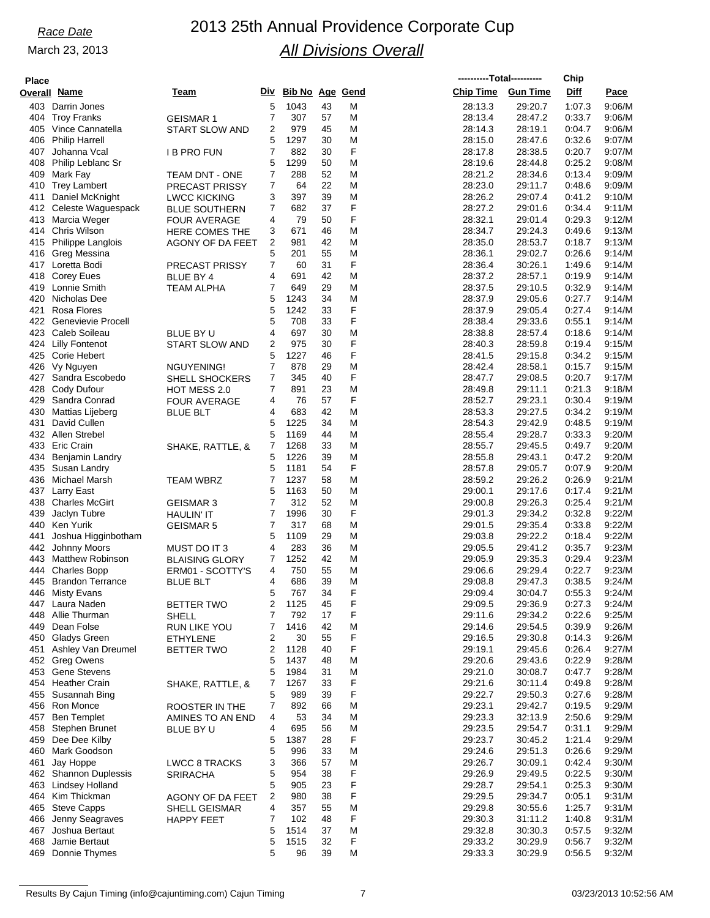# 2013 25th Annual Providence Corporate Cup

## *All Divisions Overall*

*Race Date*

March 23, 2013

| Place Overall | Name | Team | Div | Bib No | Age | Gend | Total Chip Time | Total Gun Time | Chip Diff | Pace |
|---|---|---|---|---|---|---|---|---|---|---|
| 403 | Darrin Jones | | 5 | 1043 | 43 | M | 28:13.3 | 29:20.7 | 1:07.3 | 9:06/M |
| 404 | Troy Franks | GEISMAR 1 | 7 | 307 | 57 | M | 28:13.4 | 28:47.2 | 0:33.7 | 9:06/M |
| 405 | Vince Cannatella | START SLOW AND | 2 | 979 | 45 | M | 28:14.3 | 28:19.1 | 0:04.7 | 9:06/M |
| 406 | Philip Harrell | | 5 | 1297 | 30 | M | 28:15.0 | 28:47.6 | 0:32.6 | 9:07/M |
| 407 | Johanna Vcal | I B PRO FUN | 7 | 882 | 30 | F | 28:17.8 | 28:38.5 | 0:20.7 | 9:07/M |
| 408 | Philip Leblanc Sr | | 5 | 1299 | 50 | M | 28:19.6 | 28:44.8 | 0:25.2 | 9:08/M |
| 409 | Mark Fay | TEAM DNT - ONE | 7 | 288 | 52 | M | 28:21.2 | 28:34.6 | 0:13.4 | 9:09/M |
| 410 | Trey Lambert | PRECAST PRISSY | 7 | 64 | 22 | M | 28:23.0 | 29:11.7 | 0:48.6 | 9:09/M |
| 411 | Daniel McKnight | LWCC KICKING | 3 | 397 | 39 | M | 28:26.2 | 29:07.4 | 0:41.2 | 9:10/M |
| 412 | Celeste Waguespack | BLUE SOUTHERN | 7 | 682 | 37 | F | 28:27.2 | 29:01.6 | 0:34.4 | 9:11/M |
| 413 | Marcia Weger | FOUR AVERAGE | 4 | 79 | 50 | F | 28:32.1 | 29:01.4 | 0:29.3 | 9:12/M |
| 414 | Chris Wilson | HERE COMES THE | 3 | 671 | 46 | M | 28:34.7 | 29:24.3 | 0:49.6 | 9:13/M |
| 415 | Philippe Langlois | AGONY OF DA FEET | 2 | 981 | 42 | M | 28:35.0 | 28:53.7 | 0:18.7 | 9:13/M |
| 416 | Greg Messina | | 5 | 201 | 55 | M | 28:36.1 | 29:02.7 | 0:26.6 | 9:14/M |
| 417 | Loretta Bodi | PRECAST PRISSY | 7 | 60 | 31 | F | 28:36.4 | 30:26.1 | 1:49.6 | 9:14/M |
| 418 | Corey Eues | BLUE BY 4 | 4 | 691 | 42 | M | 28:37.2 | 28:57.1 | 0:19.9 | 9:14/M |
| 419 | Lonnie Smith | TEAM ALPHA | 7 | 649 | 29 | M | 28:37.5 | 29:10.5 | 0:32.9 | 9:14/M |
| 420 | Nicholas Dee | | 5 | 1243 | 34 | M | 28:37.9 | 29:05.6 | 0:27.7 | 9:14/M |
| 421 | Rosa Flores | | 5 | 1242 | 33 | F | 28:37.9 | 29:05.4 | 0:27.4 | 9:14/M |
| 422 | Genevievie Procell | | 5 | 708 | 33 | F | 28:38.4 | 29:33.6 | 0:55.1 | 9:14/M |
| 423 | Caleb Soileau | BLUE BY U | 4 | 697 | 30 | M | 28:38.8 | 28:57.4 | 0:18.6 | 9:14/M |
| 424 | Lilly Fontenot | START SLOW AND | 2 | 975 | 30 | F | 28:40.3 | 28:59.8 | 0:19.4 | 9:15/M |
| 425 | Corie Hebert | | 5 | 1227 | 46 | F | 28:41.5 | 29:15.8 | 0:34.2 | 9:15/M |
| 426 | Vy Nguyen | NGUYENING! | 7 | 878 | 29 | M | 28:42.4 | 28:58.1 | 0:15.7 | 9:15/M |
| 427 | Sandra Escobedo | SHELL SHOCKERS | 7 | 345 | 40 | F | 28:47.7 | 29:08.5 | 0:20.7 | 9:17/M |
| 428 | Cody Dufour | HOT MESS 2.0 | 7 | 891 | 23 | M | 28:49.8 | 29:11.1 | 0:21.3 | 9:18/M |
| 429 | Sandra Conrad | FOUR AVERAGE | 4 | 76 | 57 | F | 28:52.7 | 29:23.1 | 0:30.4 | 9:19/M |
| 430 | Mattias Lijeberg | BLUE BLT | 4 | 683 | 42 | M | 28:53.3 | 29:27.5 | 0:34.2 | 9:19/M |
| 431 | David Cullen | | 5 | 1225 | 34 | M | 28:54.3 | 29:42.9 | 0:48.5 | 9:19/M |
| 432 | Allen Strebel | | 5 | 1169 | 44 | M | 28:55.4 | 29:28.7 | 0:33.3 | 9:20/M |
| 433 | Eric Crain | SHAKE, RATTLE, & | 7 | 1268 | 33 | M | 28:55.7 | 29:45.5 | 0:49.7 | 9:20/M |
| 434 | Benjamin Landry | | 5 | 1226 | 39 | M | 28:55.8 | 29:43.1 | 0:47.2 | 9:20/M |
| 435 | Susan Landry | | 5 | 1181 | 54 | F | 28:57.8 | 29:05.7 | 0:07.9 | 9:20/M |
| 436 | Michael Marsh | TEAM WBRZ | 7 | 1237 | 58 | M | 28:59.2 | 29:26.2 | 0:26.9 | 9:21/M |
| 437 | Larry East | | 5 | 1163 | 50 | M | 29:00.1 | 29:17.6 | 0:17.4 | 9:21/M |
| 438 | Charles McGirt | GEISMAR 3 | 7 | 312 | 52 | M | 29:00.8 | 29:26.3 | 0:25.4 | 9:21/M |
| 439 | Jaclyn Tubre | HAULIN' IT | 7 | 1996 | 30 | F | 29:01.3 | 29:34.2 | 0:32.8 | 9:22/M |
| 440 | Ken Yurik | GEISMAR 5 | 7 | 317 | 68 | M | 29:01.5 | 29:35.4 | 0:33.8 | 9:22/M |
| 441 | Joshua Higginbotham | | 5 | 1109 | 29 | M | 29:03.8 | 29:22.2 | 0:18.4 | 9:22/M |
| 442 | Johnny Moors | MUST DO IT 3 | 4 | 283 | 36 | M | 29:05.5 | 29:41.2 | 0:35.7 | 9:23/M |
| 443 | Matthew Robinson | BLAISING GLORY | 7 | 1252 | 42 | M | 29:05.9 | 29:35.3 | 0:29.4 | 9:23/M |
| 444 | Charles Bopp | ERM01 - SCOTTY'S | 4 | 750 | 55 | M | 29:06.6 | 29:29.4 | 0:22.7 | 9:23/M |
| 445 | Brandon Terrance | BLUE BLT | 4 | 686 | 39 | M | 29:08.8 | 29:47.3 | 0:38.5 | 9:24/M |
| 446 | Misty Evans | | 5 | 767 | 34 | F | 29:09.4 | 30:04.7 | 0:55.3 | 9:24/M |
| 447 | Laura Naden | BETTER TWO | 2 | 1125 | 45 | F | 29:09.5 | 29:36.9 | 0:27.3 | 9:24/M |
| 448 | Allie Thurman | SHELL | 7 | 792 | 17 | F | 29:11.6 | 29:34.2 | 0:22.6 | 9:25/M |
| 449 | Dean Folse | RUN LIKE YOU | 7 | 1416 | 42 | M | 29:14.6 | 29:54.5 | 0:39.9 | 9:26/M |
| 450 | Gladys Green | ETHYLENE | 2 | 30 | 55 | F | 29:16.5 | 29:30.8 | 0:14.3 | 9:26/M |
| 451 | Ashley Van Dreumel | BETTER TWO | 2 | 1128 | 40 | F | 29:19.1 | 29:45.6 | 0:26.4 | 9:27/M |
| 452 | Greg Owens | | 5 | 1437 | 48 | M | 29:20.6 | 29:43.6 | 0:22.9 | 9:28/M |
| 453 | Gene Stevens | | 5 | 1984 | 31 | M | 29:21.0 | 30:08.7 | 0:47.7 | 9:28/M |
| 454 | Heather Crain | SHAKE, RATTLE, & | 7 | 1267 | 33 | F | 29:21.6 | 30:11.4 | 0:49.8 | 9:28/M |
| 455 | Susannah Bing | | 5 | 989 | 39 | F | 29:22.7 | 29:50.3 | 0:27.6 | 9:28/M |
| 456 | Ron Monce | ROOSTER IN THE | 7 | 892 | 66 | M | 29:23.1 | 29:42.7 | 0:19.5 | 9:29/M |
| 457 | Ben Templet | AMINES TO AN END | 4 | 53 | 34 | M | 29:23.3 | 32:13.9 | 2:50.6 | 9:29/M |
| 458 | Stephen Brunet | BLUE BY U | 4 | 695 | 56 | M | 29:23.5 | 29:54.7 | 0:31.1 | 9:29/M |
| 459 | Dee Dee Kilby | | 5 | 1387 | 28 | F | 29:23.7 | 30:45.2 | 1:21.4 | 9:29/M |
| 460 | Mark Goodson | | 5 | 996 | 33 | M | 29:24.6 | 29:51.3 | 0:26.6 | 9:29/M |
| 461 | Jay Hoppe | LWCC 8 TRACKS | 3 | 366 | 57 | M | 29:26.7 | 30:09.1 | 0:42.4 | 9:30/M |
| 462 | Shannon Duplessis | SRIRACHA | 5 | 954 | 38 | F | 29:26.9 | 29:49.5 | 0:22.5 | 9:30/M |
| 463 | Lindsey Holland | | 5 | 905 | 23 | F | 29:28.7 | 29:54.1 | 0:25.3 | 9:30/M |
| 464 | Kim Thickman | AGONY OF DA FEET | 2 | 980 | 38 | F | 29:29.5 | 29:34.7 | 0:05.1 | 9:31/M |
| 465 | Steve Capps | SHELL GEISMAR | 4 | 357 | 55 | M | 29:29.8 | 30:55.6 | 1:25.7 | 9:31/M |
| 466 | Jenny Seagraves | HAPPY FEET | 7 | 102 | 48 | F | 29:30.3 | 31:11.2 | 1:40.8 | 9:31/M |
| 467 | Joshua Bertaut | | 5 | 1514 | 37 | M | 29:32.8 | 30:30.3 | 0:57.5 | 9:32/M |
| 468 | Jamie Bertaut | | 5 | 1515 | 32 | F | 29:33.2 | 30:29.9 | 0:56.7 | 9:32/M |
| 469 | Donnie Thymes | | 5 | 96 | 39 | M | 29:33.3 | 30:29.9 | 0:56.5 | 9:32/M |

Results By Cajun Timing (info@cajuntiming.com) Cajun Timing — 03/23/2013 10:52:56 AM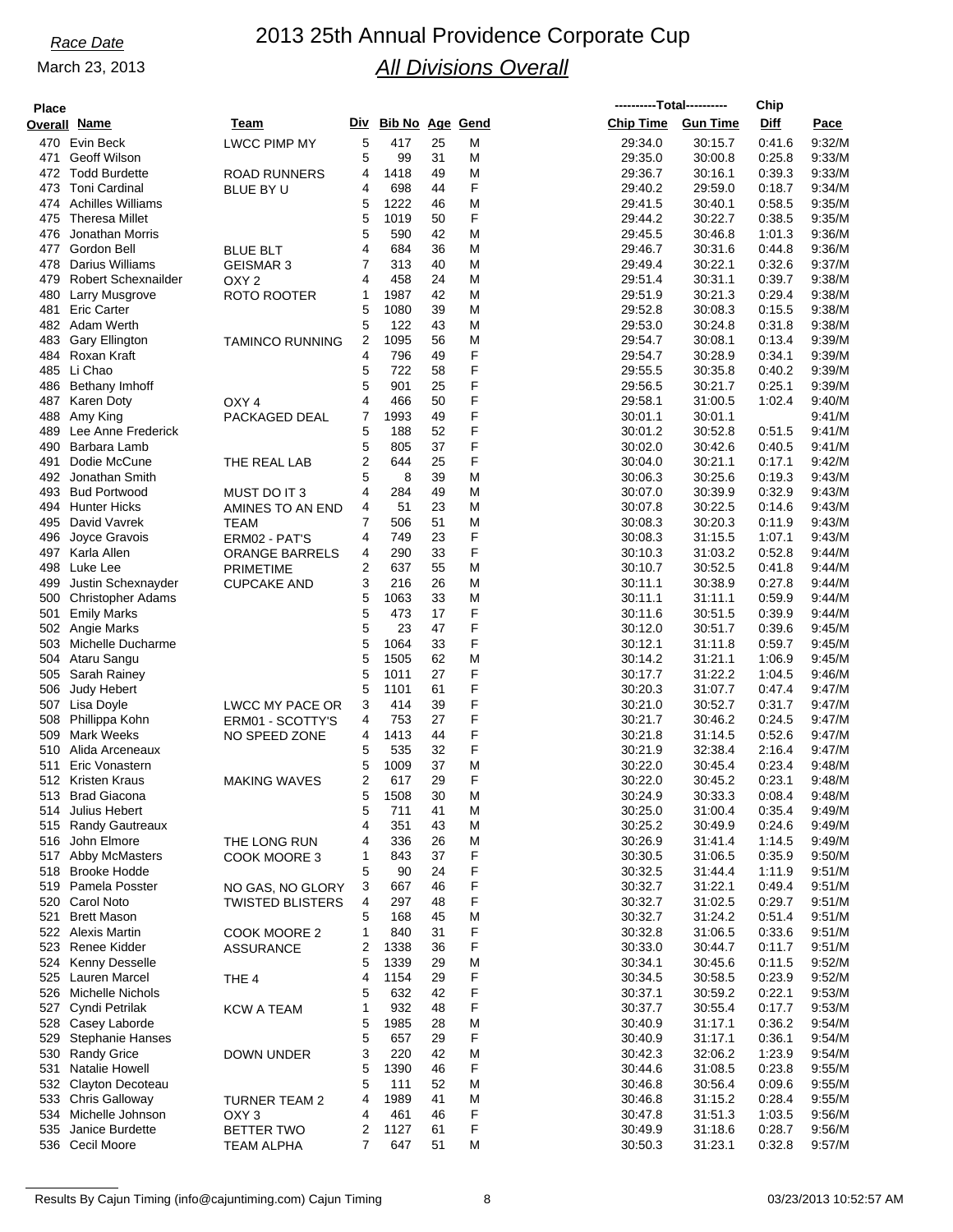*Race Date*

March 23, 2013

# 2013 25th Annual Providence Corporate Cup

## *All Divisions Overall*

| Place Overall | Name | Team | Div | Bib No | Age | Gend | Chip Time (Total) | Gun Time (Total) | Chip Diff | Pace |
|---|---|---|---|---|---|---|---|---|---|---|
| 470 | Evin Beck | LWCC PIMP MY | 5 | 417 | 25 | M | 29:34.0 | 30:15.7 | 0:41.6 | 9:32/M |
| 471 | Geoff Wilson | | 5 | 99 | 31 | M | 29:35.0 | 30:00.8 | 0:25.8 | 9:33/M |
| 472 | Todd Burdette | ROAD RUNNERS | 4 | 1418 | 49 | M | 29:36.7 | 30:16.1 | 0:39.3 | 9:33/M |
| 473 | Toni Cardinal | BLUE BY U | 4 | 698 | 44 | F | 29:40.2 | 29:59.0 | 0:18.7 | 9:34/M |
| 474 | Achilles Williams | | 5 | 1222 | 46 | M | 29:41.5 | 30:40.1 | 0:58.5 | 9:35/M |
| 475 | Theresa Millet | | 5 | 1019 | 50 | F | 29:44.2 | 30:22.7 | 0:38.5 | 9:35/M |
| 476 | Jonathan Morris | | 5 | 590 | 42 | M | 29:45.5 | 30:46.8 | 1:01.3 | 9:36/M |
| 477 | Gordon Bell | BLUE BLT | 4 | 684 | 36 | M | 29:46.7 | 30:31.6 | 0:44.8 | 9:36/M |
| 478 | Darius Williams | GEISMAR 3 | 7 | 313 | 40 | M | 29:49.4 | 30:22.1 | 0:32.6 | 9:37/M |
| 479 | Robert Schexnailder | OXY 2 | 4 | 458 | 24 | M | 29:51.4 | 30:31.1 | 0:39.7 | 9:38/M |
| 480 | Larry Musgrove | ROTO ROOTER | 1 | 1987 | 42 | M | 29:51.9 | 30:21.3 | 0:29.4 | 9:38/M |
| 481 | Eric Carter | | 5 | 1080 | 39 | M | 29:52.8 | 30:08.3 | 0:15.5 | 9:38/M |
| 482 | Adam Werth | | 5 | 122 | 43 | M | 29:53.0 | 30:24.8 | 0:31.8 | 9:38/M |
| 483 | Gary Ellington | TAMINCO RUNNING | 2 | 1095 | 56 | M | 29:54.7 | 30:08.1 | 0:13.4 | 9:39/M |
| 484 | Roxan Kraft | | 4 | 796 | 49 | F | 29:54.7 | 30:28.9 | 0:34.1 | 9:39/M |
| 485 | Li Chao | | 5 | 722 | 58 | F | 29:55.5 | 30:35.8 | 0:40.2 | 9:39/M |
| 486 | Bethany Imhoff | | 5 | 901 | 25 | F | 29:56.5 | 30:21.7 | 0:25.1 | 9:39/M |
| 487 | Karen Doty | OXY 4 | 4 | 466 | 50 | F | 29:58.1 | 31:00.5 | 1:02.4 | 9:40/M |
| 488 | Amy King | PACKAGED DEAL | 7 | 1993 | 49 | F | 30:01.1 | 30:01.1 | | 9:41/M |
| 489 | Lee Anne Frederick | | 5 | 188 | 52 | F | 30:01.2 | 30:52.8 | 0:51.5 | 9:41/M |
| 490 | Barbara Lamb | | 5 | 805 | 37 | F | 30:02.0 | 30:42.6 | 0:40.5 | 9:41/M |
| 491 | Dodie McCune | THE REAL LAB | 2 | 644 | 25 | F | 30:04.0 | 30:21.1 | 0:17.1 | 9:42/M |
| 492 | Jonathan Smith | | 5 | 8 | 39 | M | 30:06.3 | 30:25.6 | 0:19.3 | 9:43/M |
| 493 | Bud Portwood | MUST DO IT 3 | 4 | 284 | 49 | M | 30:07.0 | 30:39.9 | 0:32.9 | 9:43/M |
| 494 | Hunter Hicks | AMINES TO AN END | 4 | 51 | 23 | M | 30:07.8 | 30:22.5 | 0:14.6 | 9:43/M |
| 495 | David Vavrek | TEAM | 7 | 506 | 51 | M | 30:08.3 | 30:20.3 | 0:11.9 | 9:43/M |
| 496 | Joyce Gravois | ERM02 - PAT'S | 4 | 749 | 23 | F | 30:08.3 | 31:15.5 | 1:07.1 | 9:43/M |
| 497 | Karla Allen | ORANGE BARRELS | 4 | 290 | 33 | F | 30:10.3 | 31:03.2 | 0:52.8 | 9:44/M |
| 498 | Luke Lee | PRIMETIME | 2 | 637 | 55 | M | 30:10.7 | 30:52.5 | 0:41.8 | 9:44/M |
| 499 | Justin Schexnayder | CUPCAKE AND | 3 | 216 | 26 | M | 30:11.1 | 30:38.9 | 0:27.8 | 9:44/M |
| 500 | Christopher Adams | | 5 | 1063 | 33 | M | 30:11.1 | 31:11.1 | 0:59.9 | 9:44/M |
| 501 | Emily Marks | | 5 | 473 | 17 | F | 30:11.6 | 30:51.5 | 0:39.9 | 9:44/M |
| 502 | Angie Marks | | 5 | 23 | 47 | F | 30:12.0 | 30:51.7 | 0:39.6 | 9:45/M |
| 503 | Michelle Ducharme | | 5 | 1064 | 33 | F | 30:12.1 | 31:11.8 | 0:59.7 | 9:45/M |
| 504 | Ataru Sangu | | 5 | 1505 | 62 | M | 30:14.2 | 31:21.1 | 1:06.9 | 9:45/M |
| 505 | Sarah Rainey | | 5 | 1011 | 27 | F | 30:17.7 | 31:22.2 | 1:04.5 | 9:46/M |
| 506 | Judy Hebert | | 5 | 1101 | 61 | F | 30:20.3 | 31:07.7 | 0:47.4 | 9:47/M |
| 507 | Lisa Doyle | LWCC MY PACE OR | 3 | 414 | 39 | F | 30:21.0 | 30:52.7 | 0:31.7 | 9:47/M |
| 508 | Phillippa Kohn | ERM01 - SCOTTY'S | 4 | 753 | 27 | F | 30:21.7 | 30:46.2 | 0:24.5 | 9:47/M |
| 509 | Mark Weeks | NO SPEED ZONE | 4 | 1413 | 44 | F | 30:21.8 | 31:14.5 | 0:52.6 | 9:47/M |
| 510 | Alida Arceneaux | | 5 | 535 | 32 | F | 30:21.9 | 32:38.4 | 2:16.4 | 9:47/M |
| 511 | Eric Vonastern | | 5 | 1009 | 37 | M | 30:22.0 | 30:45.4 | 0:23.4 | 9:48/M |
| 512 | Kristen Kraus | MAKING WAVES | 2 | 617 | 29 | F | 30:22.0 | 30:45.2 | 0:23.1 | 9:48/M |
| 513 | Brad Giacona | | 5 | 1508 | 30 | M | 30:24.9 | 30:33.3 | 0:08.4 | 9:48/M |
| 514 | Julius Hebert | | 5 | 711 | 41 | M | 30:25.0 | 31:00.4 | 0:35.4 | 9:49/M |
| 515 | Randy Gautreaux | | 4 | 351 | 43 | M | 30:25.2 | 30:49.9 | 0:24.6 | 9:49/M |
| 516 | John Elmore | THE LONG RUN | 4 | 336 | 26 | M | 30:26.9 | 31:41.4 | 1:14.5 | 9:49/M |
| 517 | Abby McMasters | COOK MOORE 3 | 1 | 843 | 37 | F | 30:30.5 | 31:06.5 | 0:35.9 | 9:50/M |
| 518 | Brooke Hodde | | 5 | 90 | 24 | F | 30:32.5 | 31:44.4 | 1:11.9 | 9:51/M |
| 519 | Pamela Posster | NO GAS, NO GLORY | 3 | 667 | 46 | F | 30:32.7 | 31:22.1 | 0:49.4 | 9:51/M |
| 520 | Carol Noto | TWISTED BLISTERS | 4 | 297 | 48 | F | 30:32.7 | 31:02.5 | 0:29.7 | 9:51/M |
| 521 | Brett Mason | | 5 | 168 | 45 | M | 30:32.7 | 31:24.2 | 0:51.4 | 9:51/M |
| 522 | Alexis Martin | COOK MOORE 2 | 1 | 840 | 31 | F | 30:32.8 | 31:06.5 | 0:33.6 | 9:51/M |
| 523 | Renee Kidder | ASSURANCE | 2 | 1338 | 36 | F | 30:33.0 | 30:44.7 | 0:11.7 | 9:51/M |
| 524 | Kenny Desselle | | 5 | 1339 | 29 | M | 30:34.1 | 30:45.6 | 0:11.5 | 9:52/M |
| 525 | Lauren Marcel | THE 4 | 4 | 1154 | 29 | F | 30:34.5 | 30:58.5 | 0:23.9 | 9:52/M |
| 526 | Michelle Nichols | | 5 | 632 | 42 | F | 30:37.1 | 30:59.2 | 0:22.1 | 9:53/M |
| 527 | Cyndi Petrilak | KCW A TEAM | 1 | 932 | 48 | F | 30:37.7 | 30:55.4 | 0:17.7 | 9:53/M |
| 528 | Casey Laborde | | 5 | 1985 | 28 | M | 30:40.9 | 31:17.1 | 0:36.2 | 9:54/M |
| 529 | Stephanie Hanses | | 5 | 657 | 29 | F | 30:40.9 | 31:17.1 | 0:36.1 | 9:54/M |
| 530 | Randy Grice | DOWN UNDER | 3 | 220 | 42 | M | 30:42.3 | 32:06.2 | 1:23.9 | 9:54/M |
| 531 | Natalie Howell | | 5 | 1390 | 46 | F | 30:44.6 | 31:08.5 | 0:23.8 | 9:55/M |
| 532 | Clayton Decoteau | | 5 | 111 | 52 | M | 30:46.8 | 30:56.4 | 0:09.6 | 9:55/M |
| 533 | Chris Galloway | TURNER TEAM 2 | 4 | 1989 | 41 | M | 30:46.8 | 31:15.2 | 0:28.4 | 9:55/M |
| 534 | Michelle Johnson | OXY 3 | 4 | 461 | 46 | F | 30:47.8 | 31:51.3 | 1:03.5 | 9:56/M |
| 535 | Janice Burdette | BETTER TWO | 2 | 1127 | 61 | F | 30:49.9 | 31:18.6 | 0:28.7 | 9:56/M |
| 536 | Cecil Moore | TEAM ALPHA | 7 | 647 | 51 | M | 30:50.3 | 31:23.1 | 0:32.8 | 9:57/M |

Results By Cajun Timing (info@cajuntiming.com) Cajun Timing 03/23/2013 10:52:57 AM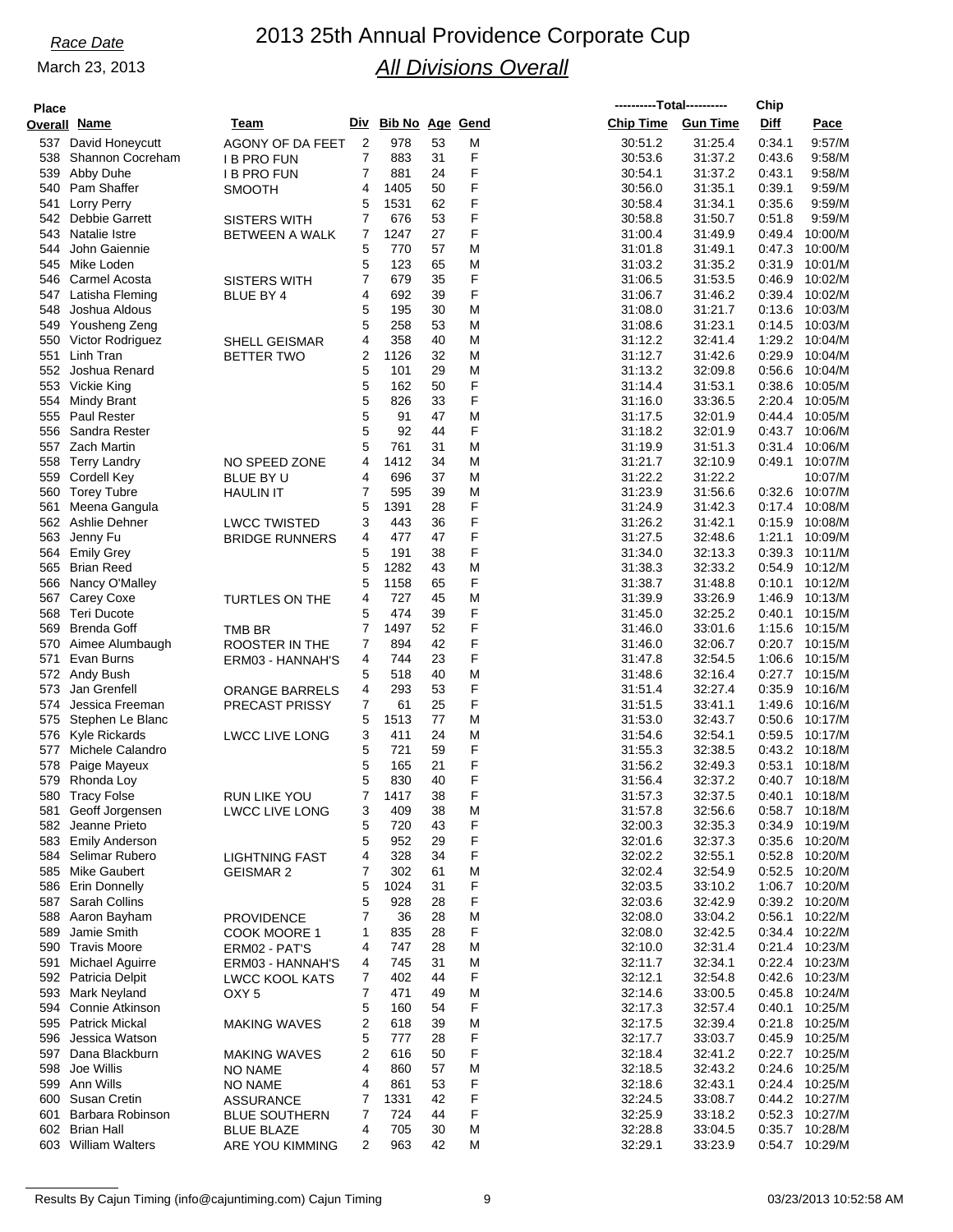Race Date

March 23, 2013

# 2013 25th Annual Providence Corporate Cup

## All Divisions Overall

| Place Overall | Name | Team | Div | Bib No | Age | Gend | Chip Time | Gun Time | Chip Diff | Pace |
|---|---|---|---|---|---|---|---|---|---|---|
| 537 | David Honeycutt | AGONY OF DA FEET | 2 | 978 | 53 | M | 30:51.2 | 31:25.4 | 0:34.1 | 9:57/M |
| 538 | Shannon Cocreham | I B PRO FUN | 7 | 883 | 31 | F | 30:53.6 | 31:37.2 | 0:43.6 | 9:58/M |
| 539 | Abby Duhe | I B PRO FUN | 7 | 881 | 24 | F | 30:54.1 | 31:37.2 | 0:43.1 | 9:58/M |
| 540 | Pam Shaffer | SMOOTH | 4 | 1405 | 50 | F | 30:56.0 | 31:35.1 | 0:39.1 | 9:59/M |
| 541 | Lorry Perry | | 5 | 1531 | 62 | F | 30:58.4 | 31:34.1 | 0:35.6 | 9:59/M |
| 542 | Debbie Garrett | SISTERS WITH | 7 | 676 | 53 | F | 30:58.8 | 31:50.7 | 0:51.8 | 9:59/M |
| 543 | Natalie Istre | BETWEEN A WALK | 7 | 1247 | 27 | F | 31:00.4 | 31:49.9 | 0:49.4 | 10:00/M |
| 544 | John Gaiennie | | 5 | 770 | 57 | M | 31:01.8 | 31:49.1 | 0:47.3 | 10:00/M |
| 545 | Mike Loden | | 5 | 123 | 65 | M | 31:03.2 | 31:35.2 | 0:31.9 | 10:01/M |
| 546 | Carmel Acosta | SISTERS WITH | 7 | 679 | 35 | F | 31:06.5 | 31:53.5 | 0:46.9 | 10:02/M |
| 547 | Latisha Fleming | BLUE BY 4 | 4 | 692 | 39 | F | 31:06.7 | 31:46.2 | 0:39.4 | 10:02/M |
| 548 | Joshua Aldous | | 5 | 195 | 30 | M | 31:08.0 | 31:21.7 | 0:13.6 | 10:03/M |
| 549 | Yousheng Zeng | | 5 | 258 | 53 | M | 31:08.6 | 31:23.1 | 0:14.5 | 10:03/M |
| 550 | Victor Rodriguez | SHELL GEISMAR | 4 | 358 | 40 | M | 31:12.2 | 32:41.4 | 1:29.2 | 10:04/M |
| 551 | Linh Tran | BETTER TWO | 2 | 1126 | 32 | M | 31:12.7 | 31:42.6 | 0:29.9 | 10:04/M |
| 552 | Joshua Renard | | 5 | 101 | 29 | M | 31:13.2 | 32:09.8 | 0:56.6 | 10:04/M |
| 553 | Vickie King | | 5 | 162 | 50 | F | 31:14.4 | 31:53.1 | 0:38.6 | 10:05/M |
| 554 | Mindy Brant | | 5 | 826 | 33 | F | 31:16.0 | 33:36.5 | 2:20.4 | 10:05/M |
| 555 | Paul Rester | | 5 | 91 | 47 | M | 31:17.5 | 32:01.9 | 0:44.4 | 10:05/M |
| 556 | Sandra Rester | | 5 | 92 | 44 | F | 31:18.2 | 32:01.9 | 0:43.7 | 10:06/M |
| 557 | Zach Martin | | 5 | 761 | 31 | M | 31:19.9 | 31:51.3 | 0:31.4 | 10:06/M |
| 558 | Terry Landry | NO SPEED ZONE | 4 | 1412 | 34 | M | 31:21.7 | 32:10.9 | 0:49.1 | 10:07/M |
| 559 | Cordell Key | BLUE BY U | 4 | 696 | 37 | M | 31:22.2 | 31:22.2 | | 10:07/M |
| 560 | Torey Tubre | HAULIN IT | 7 | 595 | 39 | M | 31:23.9 | 31:56.6 | 0:32.6 | 10:07/M |
| 561 | Meena Gangula | | 5 | 1391 | 28 | F | 31:24.9 | 31:42.3 | 0:17.4 | 10:08/M |
| 562 | Ashlie Dehner | LWCC TWISTED | 3 | 443 | 36 | F | 31:26.2 | 31:42.1 | 0:15.9 | 10:08/M |
| 563 | Jenny Fu | BRIDGE RUNNERS | 4 | 477 | 47 | F | 31:27.5 | 32:48.6 | 1:21.1 | 10:09/M |
| 564 | Emily Grey | | 5 | 191 | 38 | F | 31:34.0 | 32:13.3 | 0:39.3 | 10:11/M |
| 565 | Brian Reed | | 5 | 1282 | 43 | M | 31:38.3 | 32:33.2 | 0:54.9 | 10:12/M |
| 566 | Nancy O'Malley | | 5 | 1158 | 65 | F | 31:38.7 | 31:48.8 | 0:10.1 | 10:12/M |
| 567 | Carey Coxe | TURTLES ON THE | 4 | 727 | 45 | M | 31:39.9 | 33:26.9 | 1:46.9 | 10:13/M |
| 568 | Teri Ducote | | 5 | 474 | 39 | F | 31:45.0 | 32:25.2 | 0:40.1 | 10:15/M |
| 569 | Brenda Goff | TMB BR | 7 | 1497 | 52 | F | 31:46.0 | 33:01.6 | 1:15.6 | 10:15/M |
| 570 | Aimee Alumbaugh | ROOSTER IN THE | 7 | 894 | 42 | F | 31:46.0 | 32:06.7 | 0:20.7 | 10:15/M |
| 571 | Evan Burns | ERM03 - HANNAH'S | 4 | 744 | 23 | F | 31:47.8 | 32:54.5 | 1:06.6 | 10:15/M |
| 572 | Andy Bush | | 5 | 518 | 40 | M | 31:48.6 | 32:16.4 | 0:27.7 | 10:15/M |
| 573 | Jan Grenfell | ORANGE BARRELS | 4 | 293 | 53 | F | 31:51.4 | 32:27.4 | 0:35.9 | 10:16/M |
| 574 | Jessica Freeman | PRECAST PRISSY | 7 | 61 | 25 | F | 31:51.5 | 33:41.1 | 1:49.6 | 10:16/M |
| 575 | Stephen Le Blanc | | 5 | 1513 | 77 | M | 31:53.0 | 32:43.7 | 0:50.6 | 10:17/M |
| 576 | Kyle Rickards | LWCC LIVE LONG | 3 | 411 | 24 | M | 31:54.6 | 32:54.1 | 0:59.5 | 10:17/M |
| 577 | Michele Calandro | | 5 | 721 | 59 | F | 31:55.3 | 32:38.5 | 0:43.2 | 10:18/M |
| 578 | Paige Mayeux | | 5 | 165 | 21 | F | 31:56.2 | 32:49.3 | 0:53.1 | 10:18/M |
| 579 | Rhonda Loy | | 5 | 830 | 40 | F | 31:56.4 | 32:37.2 | 0:40.7 | 10:18/M |
| 580 | Tracy Folse | RUN LIKE YOU | 7 | 1417 | 38 | F | 31:57.3 | 32:37.5 | 0:40.1 | 10:18/M |
| 581 | Geoff Jorgensen | LWCC LIVE LONG | 3 | 409 | 38 | M | 31:57.8 | 32:56.6 | 0:58.7 | 10:18/M |
| 582 | Jeanne Prieto | | 5 | 720 | 43 | F | 32:00.3 | 32:35.3 | 0:34.9 | 10:19/M |
| 583 | Emily Anderson | | 5 | 952 | 29 | F | 32:01.6 | 32:37.3 | 0:35.6 | 10:20/M |
| 584 | Selimar Rubero | LIGHTNING FAST | 4 | 328 | 34 | F | 32:02.2 | 32:55.1 | 0:52.8 | 10:20/M |
| 585 | Mike Gaubert | GEISMAR 2 | 7 | 302 | 61 | M | 32:02.4 | 32:54.9 | 0:52.5 | 10:20/M |
| 586 | Erin Donnelly | | 5 | 1024 | 31 | F | 32:03.5 | 33:10.2 | 1:06.7 | 10:20/M |
| 587 | Sarah Collins | | 5 | 928 | 28 | F | 32:03.6 | 32:42.9 | 0:39.2 | 10:20/M |
| 588 | Aaron Bayham | PROVIDENCE | 7 | 36 | 28 | M | 32:08.0 | 33:04.2 | 0:56.1 | 10:22/M |
| 589 | Jamie Smith | COOK MOORE 1 | 1 | 835 | 28 | F | 32:08.0 | 32:42.5 | 0:34.4 | 10:22/M |
| 590 | Travis Moore | ERM02 - PAT'S | 4 | 747 | 28 | M | 32:10.0 | 32:31.4 | 0:21.4 | 10:23/M |
| 591 | Michael Aguirre | ERM03 - HANNAH'S | 4 | 745 | 31 | M | 32:11.7 | 32:34.1 | 0:22.4 | 10:23/M |
| 592 | Patricia Delpit | LWCC KOOL KATS | 7 | 402 | 44 | F | 32:12.1 | 32:54.8 | 0:42.6 | 10:23/M |
| 593 | Mark Neyland | OXY 5 | 7 | 471 | 49 | M | 32:14.6 | 33:00.5 | 0:45.8 | 10:24/M |
| 594 | Connie Atkinson | | 5 | 160 | 54 | F | 32:17.3 | 32:57.4 | 0:40.1 | 10:25/M |
| 595 | Patrick Mickal | MAKING WAVES | 2 | 618 | 39 | M | 32:17.5 | 32:39.4 | 0:21.8 | 10:25/M |
| 596 | Jessica Watson | | 5 | 777 | 28 | F | 32:17.7 | 33:03.7 | 0:45.9 | 10:25/M |
| 597 | Dana Blackburn | MAKING WAVES | 2 | 616 | 50 | F | 32:18.4 | 32:41.2 | 0:22.7 | 10:25/M |
| 598 | Joe Willis | NO NAME | 4 | 860 | 57 | M | 32:18.5 | 32:43.2 | 0:24.6 | 10:25/M |
| 599 | Ann Wills | NO NAME | 4 | 861 | 53 | F | 32:18.6 | 32:43.1 | 0:24.4 | 10:25/M |
| 600 | Susan Cretin | ASSURANCE | 7 | 1331 | 42 | F | 32:24.5 | 33:08.7 | 0:44.2 | 10:27/M |
| 601 | Barbara Robinson | BLUE SOUTHERN | 7 | 724 | 44 | F | 32:25.9 | 33:18.2 | 0:52.3 | 10:27/M |
| 602 | Brian Hall | BLUE BLAZE | 4 | 705 | 30 | M | 32:28.8 | 33:04.5 | 0:35.7 | 10:28/M |
| 603 | William Walters | ARE YOU KIMMING | 2 | 963 | 42 | M | 32:29.1 | 33:23.9 | 0:54.7 | 10:29/M |

Results By Cajun Timing (info@cajuntiming.com) Cajun Timing — 03/23/2013 10:52:58 AM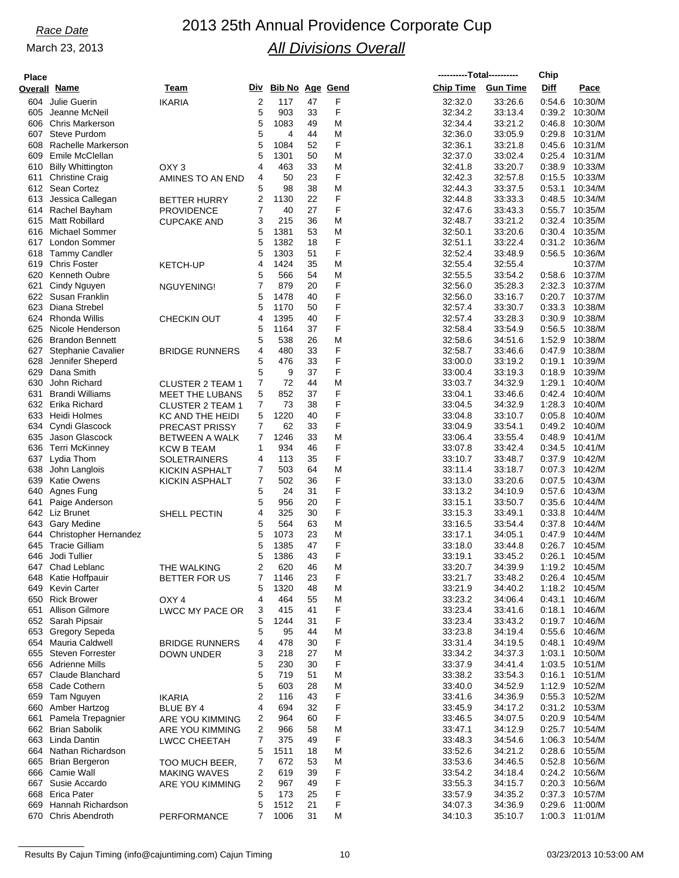*Race Date*

March 23, 2013

# 2013 25th Annual Providence Corporate Cup

## *All Divisions Overall*

| Place Overall | Name | Team | Div | Bib No | Age | Gend | Chip Time | Gun Time | Chip Diff | Pace |
|---|---|---|---|---|---|---|---|---|---|---|
| 604 | Julie Guerin | IKARIA | 2 | 117 | 47 | F | 32:32.0 | 33:26.6 | 0:54.6 | 10:30/M |
| 605 | Jeanne McNeil | | 5 | 903 | 33 | F | 32:34.2 | 33:13.4 | 0:39.2 | 10:30/M |
| 606 | Chris Markerson | | 5 | 1083 | 49 | M | 32:34.4 | 33:21.2 | 0:46.8 | 10:30/M |
| 607 | Steve Purdom | | 5 | 4 | 44 | M | 32:36.0 | 33:05.9 | 0:29.8 | 10:31/M |
| 608 | Rachelle Markerson | | 5 | 1084 | 52 | F | 32:36.1 | 33:21.8 | 0:45.6 | 10:31/M |
| 609 | Emile McClellan | | 5 | 1301 | 50 | M | 32:37.0 | 33:02.4 | 0:25.4 | 10:31/M |
| 610 | Billy Whittington | OXY 3 | 4 | 463 | 33 | M | 32:41.8 | 33:20.7 | 0:38.9 | 10:33/M |
| 611 | Christine Craig | AMINES TO AN END | 4 | 50 | 23 | F | 32:42.3 | 32:57.8 | 0:15.5 | 10:33/M |
| 612 | Sean Cortez | | 5 | 98 | 38 | M | 32:44.3 | 33:37.5 | 0:53.1 | 10:34/M |
| 613 | Jessica Callegan | BETTER HURRY | 2 | 1130 | 22 | F | 32:44.8 | 33:33.3 | 0:48.5 | 10:34/M |
| 614 | Rachel Bayham | PROVIDENCE | 7 | 40 | 27 | F | 32:47.6 | 33:43.3 | 0:55.7 | 10:35/M |
| 615 | Matt Robillard | CUPCAKE AND | 3 | 215 | 36 | M | 32:48.7 | 33:21.2 | 0:32.4 | 10:35/M |
| 616 | Michael Sommer | | 5 | 1381 | 53 | M | 32:50.1 | 33:20.6 | 0:30.4 | 10:35/M |
| 617 | London Sommer | | 5 | 1382 | 18 | F | 32:51.1 | 33:22.4 | 0:31.2 | 10:36/M |
| 618 | Tammy Candler | | 5 | 1303 | 51 | F | 32:52.4 | 33:48.9 | 0:56.5 | 10:36/M |
| 619 | Chris Foster | KETCH-UP | 4 | 1424 | 35 | M | 32:55.4 | 32:55.4 | | 10:37/M |
| 620 | Kenneth Oubre | | 5 | 566 | 54 | M | 32:55.5 | 33:54.2 | 0:58.6 | 10:37/M |
| 621 | Cindy Nguyen | NGUYENING! | 7 | 879 | 20 | F | 32:56.0 | 35:28.3 | 2:32.3 | 10:37/M |
| 622 | Susan Franklin | | 5 | 1478 | 40 | F | 32:56.0 | 33:16.7 | 0:20.7 | 10:37/M |
| 623 | Diana Strebel | | 5 | 1170 | 50 | F | 32:57.4 | 33:30.7 | 0:33.3 | 10:38/M |
| 624 | Rhonda Willis | CHECKIN OUT | 4 | 1395 | 40 | F | 32:57.4 | 33:28.3 | 0:30.9 | 10:38/M |
| 625 | Nicole Henderson | | 5 | 1164 | 37 | F | 32:58.4 | 33:54.9 | 0:56.5 | 10:38/M |
| 626 | Brandon Bennett | | 5 | 538 | 26 | M | 32:58.6 | 34:51.6 | 1:52.9 | 10:38/M |
| 627 | Stephanie Cavalier | BRIDGE RUNNERS | 4 | 480 | 33 | F | 32:58.7 | 33:46.6 | 0:47.9 | 10:38/M |
| 628 | Jennifer Sheperd | | 5 | 476 | 33 | F | 33:00.0 | 33:19.2 | 0:19.1 | 10:39/M |
| 629 | Dana Smith | | 5 | 9 | 37 | F | 33:00.4 | 33:19.3 | 0:18.9 | 10:39/M |
| 630 | John Richard | CLUSTER 2 TEAM 1 | 7 | 72 | 44 | M | 33:03.7 | 34:32.9 | 1:29.1 | 10:40/M |
| 631 | Brandi Williams | MEET THE LUBANS | 5 | 852 | 37 | F | 33:04.1 | 33:46.6 | 0:42.4 | 10:40/M |
| 632 | Erika Richard | CLUSTER 2 TEAM 1 | 7 | 73 | 38 | F | 33:04.5 | 34:32.9 | 1:28.3 | 10:40/M |
| 633 | Heidi Holmes | KC AND THE HEIDI | 5 | 1220 | 40 | F | 33:04.8 | 33:10.7 | 0:05.8 | 10:40/M |
| 634 | Cyndi Glascock | PRECAST PRISSY | 7 | 62 | 33 | F | 33:04.9 | 33:54.1 | 0:49.2 | 10:40/M |
| 635 | Jason Glascock | BETWEEN A WALK | 7 | 1246 | 33 | M | 33:06.4 | 33:55.4 | 0:48.9 | 10:41/M |
| 636 | Terri McKinney | KCW B TEAM | 1 | 934 | 46 | F | 33:07.8 | 33:42.4 | 0:34.5 | 10:41/M |
| 637 | Lydia Thom | SOLETRAINERS | 4 | 113 | 35 | F | 33:10.7 | 33:48.7 | 0:37.9 | 10:42/M |
| 638 | John Langlois | KICKIN ASPHALT | 7 | 503 | 64 | M | 33:11.4 | 33:18.7 | 0:07.3 | 10:42/M |
| 639 | Katie Owens | KICKIN ASPHALT | 7 | 502 | 36 | F | 33:13.0 | 33:20.6 | 0:07.5 | 10:43/M |
| 640 | Agnes Fung | | 5 | 24 | 31 | F | 33:13.2 | 34:10.9 | 0:57.6 | 10:43/M |
| 641 | Paige Anderson | | 5 | 956 | 20 | F | 33:15.1 | 33:50.7 | 0:35.6 | 10:44/M |
| 642 | Liz Brunet | SHELL PECTIN | 4 | 325 | 30 | F | 33:15.3 | 33:49.1 | 0:33.8 | 10:44/M |
| 643 | Gary Medine | | 5 | 564 | 63 | M | 33:16.5 | 33:54.4 | 0:37.8 | 10:44/M |
| 644 | Christopher Hernandez | | 5 | 1073 | 23 | M | 33:17.1 | 34:05.1 | 0:47.9 | 10:44/M |
| 645 | Tracie Gilliam | | 5 | 1385 | 47 | F | 33:18.0 | 33:44.8 | 0:26.7 | 10:45/M |
| 646 | Jodi Tullier | | 5 | 1386 | 43 | F | 33:19.1 | 33:45.2 | 0:26.1 | 10:45/M |
| 647 | Chad Leblanc | THE WALKING | 2 | 620 | 46 | M | 33:20.7 | 34:39.9 | 1:19.2 | 10:45/M |
| 648 | Katie Hoffpauir | BETTER FOR US | 7 | 1146 | 23 | F | 33:21.7 | 33:48.2 | 0:26.4 | 10:45/M |
| 649 | Kevin Carter | | 5 | 1320 | 48 | M | 33:21.9 | 34:40.2 | 1:18.2 | 10:45/M |
| 650 | Rick Brower | OXY 4 | 4 | 464 | 55 | M | 33:23.2 | 34:06.4 | 0:43.1 | 10:46/M |
| 651 | Allison Gilmore | LWCC MY PACE OR | 3 | 415 | 41 | F | 33:23.4 | 33:41.6 | 0:18.1 | 10:46/M |
| 652 | Sarah Pipsair | | 5 | 1244 | 31 | F | 33:23.4 | 33:43.2 | 0:19.7 | 10:46/M |
| 653 | Gregory Sepeda | | 5 | 95 | 44 | M | 33:23.8 | 34:19.4 | 0:55.6 | 10:46/M |
| 654 | Mauria Caldwell | BRIDGE RUNNERS | 4 | 478 | 30 | F | 33:31.4 | 34:19.5 | 0:48.1 | 10:49/M |
| 655 | Steven Forrester | DOWN UNDER | 3 | 218 | 27 | M | 33:34.2 | 34:37.3 | 1:03.1 | 10:50/M |
| 656 | Adrienne Mills | | 5 | 230 | 30 | F | 33:37.9 | 34:41.4 | 1:03.5 | 10:51/M |
| 657 | Claude Blanchard | | 5 | 719 | 51 | M | 33:38.2 | 33:54.3 | 0:16.1 | 10:51/M |
| 658 | Cade Cothern | | 5 | 603 | 28 | M | 33:40.0 | 34:52.9 | 1:12.9 | 10:52/M |
| 659 | Tam Nguyen | IKARIA | 2 | 116 | 43 | F | 33:41.6 | 34:36.9 | 0:55.3 | 10:52/M |
| 660 | Amber Hartzog | BLUE BY 4 | 4 | 694 | 32 | F | 33:45.9 | 34:17.2 | 0:31.2 | 10:53/M |
| 661 | Pamela Trepagnier | ARE YOU KIMMING | 2 | 964 | 60 | F | 33:46.5 | 34:07.5 | 0:20.9 | 10:54/M |
| 662 | Brian Sabolik | ARE YOU KIMMING | 2 | 966 | 58 | M | 33:47.1 | 34:12.9 | 0:25.7 | 10:54/M |
| 663 | Linda Dantin | LWCC CHEETAH | 7 | 375 | 49 | F | 33:48.3 | 34:54.6 | 1:06.3 | 10:54/M |
| 664 | Nathan Richardson | | 5 | 1511 | 18 | M | 33:52.6 | 34:21.2 | 0:28.6 | 10:55/M |
| 665 | Brian Bergeron | TOO MUCH BEER, | 7 | 672 | 53 | M | 33:53.6 | 34:46.5 | 0:52.8 | 10:56/M |
| 666 | Camie Wall | MAKING WAVES | 2 | 619 | 39 | F | 33:54.2 | 34:18.4 | 0:24.2 | 10:56/M |
| 667 | Susie Accardo | ARE YOU KIMMING | 2 | 967 | 49 | F | 33:55.3 | 34:15.7 | 0:20.3 | 10:56/M |
| 668 | Erica Pater | | 5 | 173 | 25 | F | 33:57.9 | 34:35.2 | 0:37.3 | 10:57/M |
| 669 | Hannah Richardson | | 5 | 1512 | 21 | F | 34:07.3 | 34:36.9 | 0:29.6 | 11:00/M |
| 670 | Chris Abendroth | PERFORMANCE | 7 | 1006 | 31 | M | 34:10.3 | 35:10.7 | 1:00.3 | 11:01/M |

Results By Cajun Timing (info@cajuntiming.com) Cajun Timing — 03/23/2013 10:53:00 AM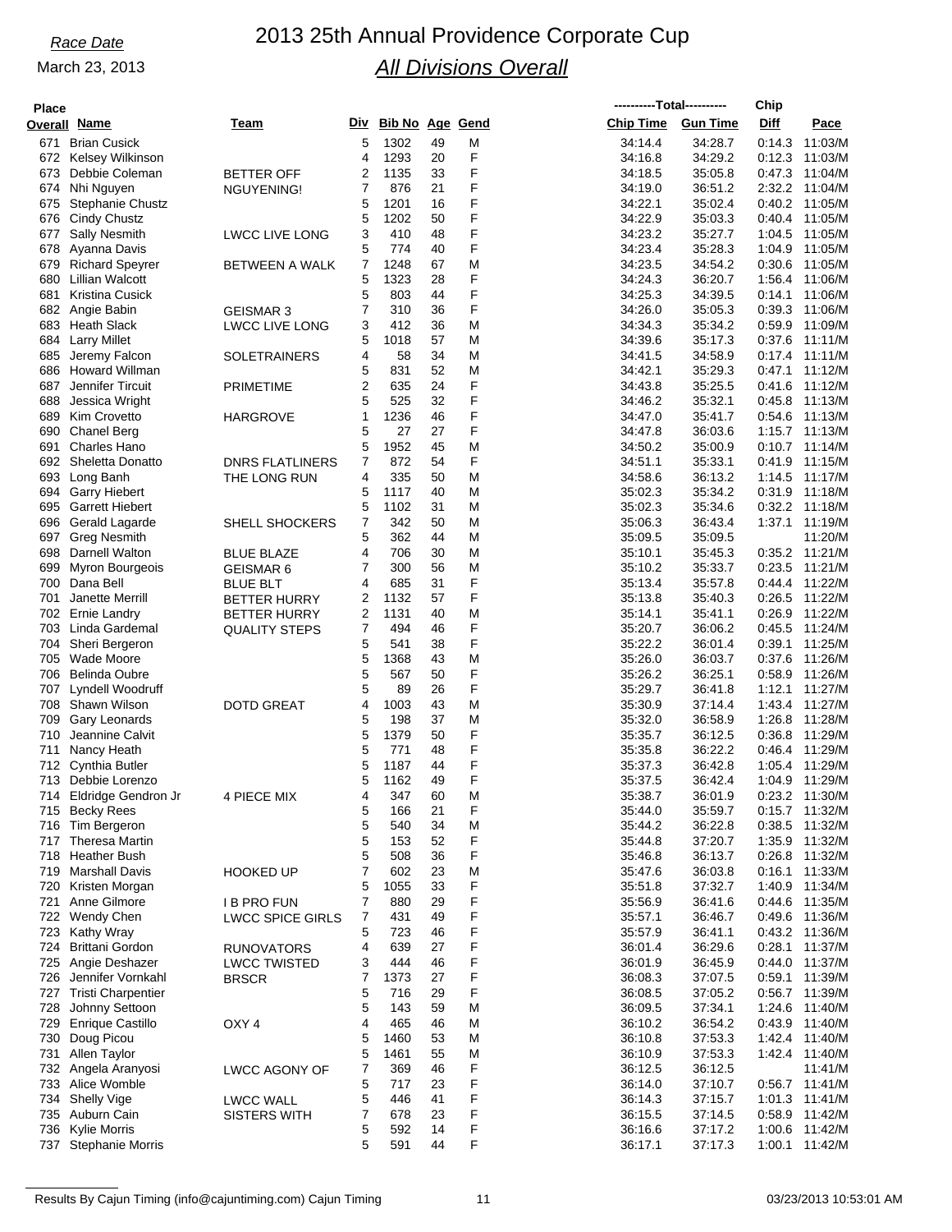*Race Date*

March 23, 2013

# 2013 25th Annual Providence Corporate Cup

## *All Divisions Overall*

| Place Overall | Name | Team | Div | Bib No | Age | Gend | Chip Time (Total) | Gun Time (Total) | Chip Diff | Pace |
|---|---|---|---|---|---|---|---|---|---|---|
| 671 | Brian Cusick | | 5 | 1302 | 49 | M | 34:14.4 | 34:28.7 | 0:14.3 | 11:03/M |
| 672 | Kelsey Wilkinson | | 4 | 1293 | 20 | F | 34:16.8 | 34:29.2 | 0:12.3 | 11:03/M |
| 673 | Debbie Coleman | BETTER OFF | 2 | 1135 | 33 | F | 34:18.5 | 35:05.8 | 0:47.3 | 11:04/M |
| 674 | Nhi Nguyen | NGUYENING! | 7 | 876 | 21 | F | 34:19.0 | 36:51.2 | 2:32.2 | 11:04/M |
| 675 | Stephanie Chustz | | 5 | 1201 | 16 | F | 34:22.1 | 35:02.4 | 0:40.2 | 11:05/M |
| 676 | Cindy Chustz | | 5 | 1202 | 50 | F | 34:22.9 | 35:03.3 | 0:40.4 | 11:05/M |
| 677 | Sally Nesmith | LWCC LIVE LONG | 3 | 410 | 48 | F | 34:23.2 | 35:27.7 | 1:04.5 | 11:05/M |
| 678 | Ayanna Davis | | 5 | 774 | 40 | F | 34:23.4 | 35:28.3 | 1:04.9 | 11:05/M |
| 679 | Richard Speyrer | BETWEEN A WALK | 7 | 1248 | 67 | M | 34:23.5 | 34:54.2 | 0:30.6 | 11:05/M |
| 680 | Lillian Walcott | | 5 | 1323 | 28 | F | 34:24.3 | 36:20.7 | 1:56.4 | 11:06/M |
| 681 | Kristina Cusick | | 5 | 803 | 44 | F | 34:25.3 | 34:39.5 | 0:14.1 | 11:06/M |
| 682 | Angie Babin | GEISMAR 3 | 7 | 310 | 36 | F | 34:26.0 | 35:05.3 | 0:39.3 | 11:06/M |
| 683 | Heath Slack | LWCC LIVE LONG | 3 | 412 | 36 | M | 34:34.3 | 35:34.2 | 0:59.9 | 11:09/M |
| 684 | Larry Millet | | 5 | 1018 | 57 | M | 34:39.6 | 35:17.3 | 0:37.6 | 11:11/M |
| 685 | Jeremy Falcon | SOLETRAINERS | 4 | 58 | 34 | M | 34:41.5 | 34:58.9 | 0:17.4 | 11:11/M |
| 686 | Howard Willman | | 5 | 831 | 52 | M | 34:42.1 | 35:29.3 | 0:47.1 | 11:12/M |
| 687 | Jennifer Tircuit | PRIMETIME | 2 | 635 | 24 | F | 34:43.8 | 35:25.5 | 0:41.6 | 11:12/M |
| 688 | Jessica Wright | | 5 | 525 | 32 | F | 34:46.2 | 35:32.1 | 0:45.8 | 11:13/M |
| 689 | Kim Crovetto | HARGROVE | 1 | 1236 | 46 | F | 34:47.0 | 35:41.7 | 0:54.6 | 11:13/M |
| 690 | Chanel Berg | | 5 | 27 | 27 | F | 34:47.8 | 36:03.6 | 1:15.7 | 11:13/M |
| 691 | Charles Hano | | 5 | 1952 | 45 | M | 34:50.2 | 35:00.9 | 0:10.7 | 11:14/M |
| 692 | Sheletta Donatto | DNRS FLATLINERS | 7 | 872 | 54 | F | 34:51.1 | 35:33.1 | 0:41.9 | 11:15/M |
| 693 | Long Banh | THE LONG RUN | 4 | 335 | 50 | M | 34:58.6 | 36:13.2 | 1:14.5 | 11:17/M |
| 694 | Garry Hiebert | | 5 | 1117 | 40 | M | 35:02.3 | 35:34.2 | 0:31.9 | 11:18/M |
| 695 | Garrett Hiebert | | 5 | 1102 | 31 | M | 35:02.3 | 35:34.6 | 0:32.2 | 11:18/M |
| 696 | Gerald Lagarde | SHELL SHOCKERS | 7 | 342 | 50 | M | 35:06.3 | 36:43.4 | 1:37.1 | 11:19/M |
| 697 | Greg Nesmith | | 5 | 362 | 44 | M | 35:09.5 | 35:09.5 | | 11:20/M |
| 698 | Darnell Walton | BLUE BLAZE | 4 | 706 | 30 | M | 35:10.1 | 35:45.3 | 0:35.2 | 11:21/M |
| 699 | Myron Bourgeois | GEISMAR 6 | 7 | 300 | 56 | M | 35:10.2 | 35:33.7 | 0:23.5 | 11:21/M |
| 700 | Dana Bell | BLUE BLT | 4 | 685 | 31 | F | 35:13.4 | 35:57.8 | 0:44.4 | 11:22/M |
| 701 | Janette Merrill | BETTER HURRY | 2 | 1132 | 57 | F | 35:13.8 | 35:40.3 | 0:26.5 | 11:22/M |
| 702 | Ernie Landry | BETTER HURRY | 2 | 1131 | 40 | M | 35:14.1 | 35:41.1 | 0:26.9 | 11:22/M |
| 703 | Linda Gardemal | QUALITY STEPS | 7 | 494 | 46 | F | 35:20.7 | 36:06.2 | 0:45.5 | 11:24/M |
| 704 | Sheri Bergeron | | 5 | 541 | 38 | F | 35:22.2 | 36:01.4 | 0:39.1 | 11:25/M |
| 705 | Wade Moore | | 5 | 1368 | 43 | M | 35:26.0 | 36:03.7 | 0:37.6 | 11:26/M |
| 706 | Belinda Oubre | | 5 | 567 | 50 | F | 35:26.2 | 36:25.1 | 0:58.9 | 11:26/M |
| 707 | Lyndell Woodruff | | 5 | 89 | 26 | F | 35:29.7 | 36:41.8 | 1:12.1 | 11:27/M |
| 708 | Shawn Wilson | DOTD GREAT | 4 | 1003 | 43 | M | 35:30.9 | 37:14.4 | 1:43.4 | 11:27/M |
| 709 | Gary Leonards | | 5 | 198 | 37 | M | 35:32.0 | 36:58.9 | 1:26.8 | 11:28/M |
| 710 | Jeannine Calvit | | 5 | 1379 | 50 | F | 35:35.7 | 36:12.5 | 0:36.8 | 11:29/M |
| 711 | Nancy Heath | | 5 | 771 | 48 | F | 35:35.8 | 36:22.2 | 0:46.4 | 11:29/M |
| 712 | Cynthia Butler | | 5 | 1187 | 44 | F | 35:37.3 | 36:42.8 | 1:05.4 | 11:29/M |
| 713 | Debbie Lorenzo | | 5 | 1162 | 49 | F | 35:37.5 | 36:42.4 | 1:04.9 | 11:29/M |
| 714 | Eldridge Gendron Jr | 4 PIECE MIX | 4 | 347 | 60 | M | 35:38.7 | 36:01.9 | 0:23.2 | 11:30/M |
| 715 | Becky Rees | | 5 | 166 | 21 | F | 35:44.0 | 35:59.7 | 0:15.7 | 11:32/M |
| 716 | Tim Bergeron | | 5 | 540 | 34 | M | 35:44.2 | 36:22.8 | 0:38.5 | 11:32/M |
| 717 | Theresa Martin | | 5 | 153 | 52 | F | 35:44.8 | 37:20.7 | 1:35.9 | 11:32/M |
| 718 | Heather Bush | | 5 | 508 | 36 | F | 35:46.8 | 36:13.7 | 0:26.8 | 11:32/M |
| 719 | Marshall Davis | HOOKED UP | 7 | 602 | 23 | M | 35:47.6 | 36:03.8 | 0:16.1 | 11:33/M |
| 720 | Kristen Morgan | | 5 | 1055 | 33 | F | 35:51.8 | 37:32.7 | 1:40.9 | 11:34/M |
| 721 | Anne Gilmore | I B PRO FUN | 7 | 880 | 29 | F | 35:56.9 | 36:41.6 | 0:44.6 | 11:35/M |
| 722 | Wendy Chen | LWCC SPICE GIRLS | 7 | 431 | 49 | F | 35:57.1 | 36:46.7 | 0:49.6 | 11:36/M |
| 723 | Kathy Wray | | 5 | 723 | 46 | F | 35:57.9 | 36:41.1 | 0:43.2 | 11:36/M |
| 724 | Brittani Gordon | RUNOVATORS | 4 | 639 | 27 | F | 36:01.4 | 36:29.6 | 0:28.1 | 11:37/M |
| 725 | Angie Deshazer | LWCC TWISTED | 3 | 444 | 46 | F | 36:01.9 | 36:45.9 | 0:44.0 | 11:37/M |
| 726 | Jennifer Vornkahl | BRSCR | 7 | 1373 | 27 | F | 36:08.3 | 37:07.5 | 0:59.1 | 11:39/M |
| 727 | Tristi Charpentier | | 5 | 716 | 29 | F | 36:08.5 | 37:05.2 | 0:56.7 | 11:39/M |
| 728 | Johnny Settoon | | 5 | 143 | 59 | M | 36:09.5 | 37:34.1 | 1:24.6 | 11:40/M |
| 729 | Enrique Castillo | OXY 4 | 4 | 465 | 46 | M | 36:10.2 | 36:54.2 | 0:43.9 | 11:40/M |
| 730 | Doug Picou | | 5 | 1460 | 53 | M | 36:10.8 | 37:53.3 | 1:42.4 | 11:40/M |
| 731 | Allen Taylor | | 5 | 1461 | 55 | M | 36:10.9 | 37:53.3 | 1:42.4 | 11:40/M |
| 732 | Angela Aranyosi | LWCC AGONY OF | 7 | 369 | 46 | F | 36:12.5 | 36:12.5 | | 11:41/M |
| 733 | Alice Womble | | 5 | 717 | 23 | F | 36:14.0 | 37:10.7 | 0:56.7 | 11:41/M |
| 734 | Shelly Vige | LWCC WALL | 5 | 446 | 41 | F | 36:14.3 | 37:15.7 | 1:01.3 | 11:41/M |
| 735 | Auburn Cain | SISTERS WITH | 7 | 678 | 23 | F | 36:15.5 | 37:14.5 | 0:58.9 | 11:42/M |
| 736 | Kylie Morris | | 5 | 592 | 14 | F | 36:16.6 | 37:17.2 | 1:00.6 | 11:42/M |
| 737 | Stephanie Morris | | 5 | 591 | 44 | F | 36:17.1 | 37:17.3 | 1:00.1 | 11:42/M |

Results By Cajun Timing (info@cajuntiming.com) Cajun Timing — 03/23/2013 10:53:01 AM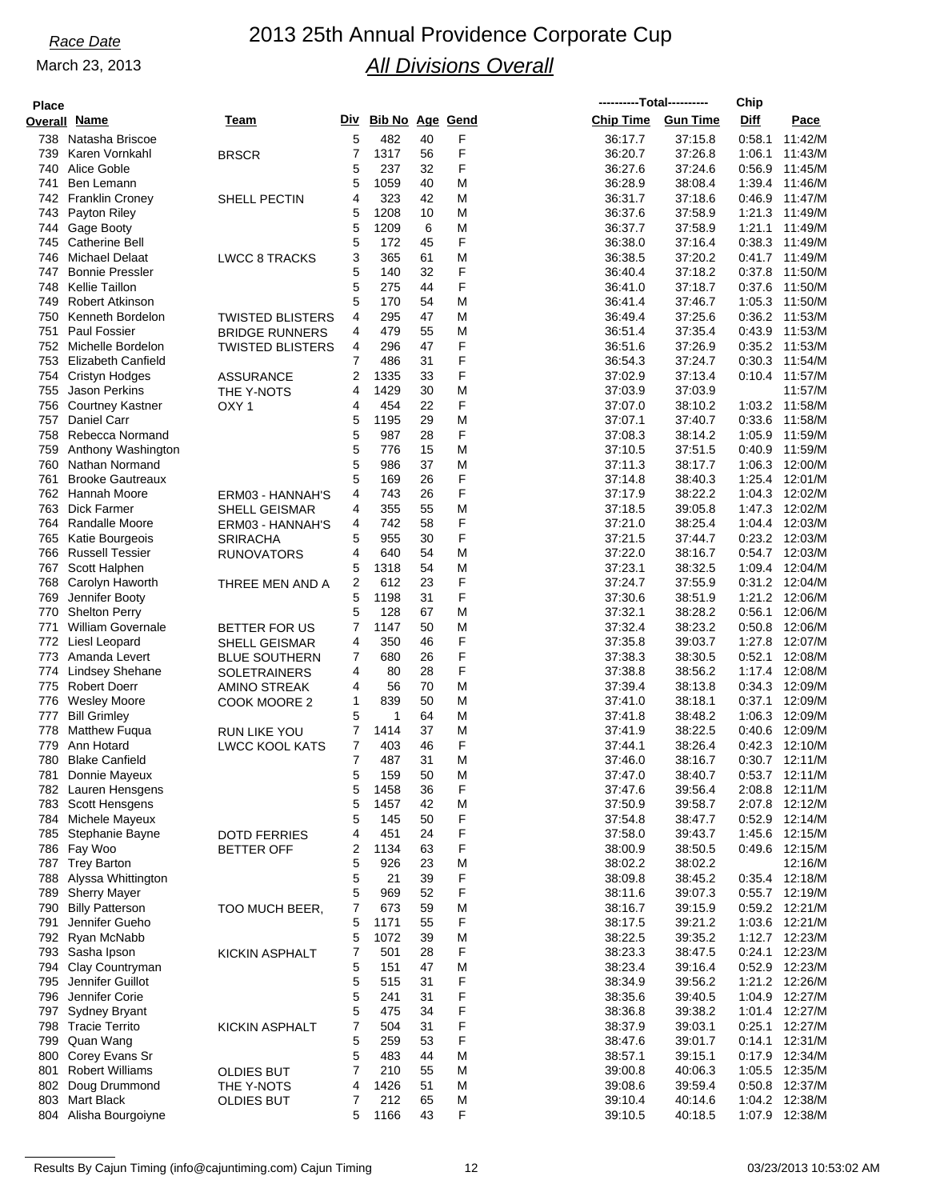# 2013 25th Annual Providence Corporate Cup

## *All Divisions Overall*

*Race Date*

March 23, 2013

| Place Overall | Name | Team | Div | Bib No | Age | Gend | Total Chip Time | Total Gun Time | Chip Diff | Pace |
|---|---|---|---|---|---|---|---|---|---|---|
| 738 | Natasha Briscoe | | 5 | 482 | 40 | F | 36:17.7 | 37:15.8 | 0:58.1 | 11:42/M |
| 739 | Karen Vornkahl | BRSCR | 7 | 1317 | 56 | F | 36:20.7 | 37:26.8 | 1:06.1 | 11:43/M |
| 740 | Alice Goble | | 5 | 237 | 32 | F | 36:27.6 | 37:24.6 | 0:56.9 | 11:45/M |
| 741 | Ben Lemann | | 5 | 1059 | 40 | M | 36:28.9 | 38:08.4 | 1:39.4 | 11:46/M |
| 742 | Franklin Croney | SHELL PECTIN | 4 | 323 | 42 | M | 36:31.7 | 37:18.6 | 0:46.9 | 11:47/M |
| 743 | Payton Riley | | 5 | 1208 | 10 | M | 36:37.6 | 37:58.9 | 1:21.3 | 11:49/M |
| 744 | Gage Booty | | 5 | 1209 | 6 | M | 36:37.7 | 37:58.9 | 1:21.1 | 11:49/M |
| 745 | Catherine Bell | | 5 | 172 | 45 | F | 36:38.0 | 37:16.4 | 0:38.3 | 11:49/M |
| 746 | Michael Delaat | LWCC 8 TRACKS | 3 | 365 | 61 | M | 36:38.5 | 37:20.2 | 0:41.7 | 11:49/M |
| 747 | Bonnie Pressler | | 5 | 140 | 32 | F | 36:40.4 | 37:18.2 | 0:37.8 | 11:50/M |
| 748 | Kellie Taillon | | 5 | 275 | 44 | F | 36:41.0 | 37:18.7 | 0:37.6 | 11:50/M |
| 749 | Robert Atkinson | | 5 | 170 | 54 | M | 36:41.4 | 37:46.7 | 1:05.3 | 11:50/M |
| 750 | Kenneth Bordelon | TWISTED BLISTERS | 4 | 295 | 47 | M | 36:49.4 | 37:25.6 | 0:36.2 | 11:53/M |
| 751 | Paul Fossier | BRIDGE RUNNERS | 4 | 479 | 55 | M | 36:51.4 | 37:35.4 | 0:43.9 | 11:53/M |
| 752 | Michelle Bordelon | TWISTED BLISTERS | 4 | 296 | 47 | F | 36:51.6 | 37:26.9 | 0:35.2 | 11:53/M |
| 753 | Elizabeth Canfield | | 7 | 486 | 31 | F | 36:54.3 | 37:24.7 | 0:30.3 | 11:54/M |
| 754 | Cristyn Hodges | ASSURANCE | 2 | 1335 | 33 | F | 37:02.9 | 37:13.4 | 0:10.4 | 11:57/M |
| 755 | Jason Perkins | THE Y-NOTS | 4 | 1429 | 30 | M | 37:03.9 | 37:03.9 | | 11:57/M |
| 756 | Courtney Kastner | OXY 1 | 4 | 454 | 22 | F | 37:07.0 | 38:10.2 | 1:03.2 | 11:58/M |
| 757 | Daniel Carr | | 5 | 1195 | 29 | M | 37:07.1 | 37:40.7 | 0:33.6 | 11:58/M |
| 758 | Rebecca Normand | | 5 | 987 | 28 | F | 37:08.3 | 38:14.2 | 1:05.9 | 11:59/M |
| 759 | Anthony Washington | | 5 | 776 | 15 | M | 37:10.5 | 37:51.5 | 0:40.9 | 11:59/M |
| 760 | Nathan Normand | | 5 | 986 | 37 | M | 37:11.3 | 38:17.7 | 1:06.3 | 12:00/M |
| 761 | Brooke Gautreaux | | 5 | 169 | 26 | F | 37:14.8 | 38:40.3 | 1:25.4 | 12:01/M |
| 762 | Hannah Moore | ERM03 - HANNAH'S | 4 | 743 | 26 | F | 37:17.9 | 38:22.2 | 1:04.3 | 12:02/M |
| 763 | Dick Farmer | SHELL GEISMAR | 4 | 355 | 55 | M | 37:18.5 | 39:05.8 | 1:47.3 | 12:02/M |
| 764 | Randalle Moore | ERM03 - HANNAH'S | 4 | 742 | 58 | F | 37:21.0 | 38:25.4 | 1:04.4 | 12:03/M |
| 765 | Katie Bourgeois | SRIRACHA | 5 | 955 | 30 | F | 37:21.5 | 37:44.7 | 0:23.2 | 12:03/M |
| 766 | Russell Tessier | RUNOVATORS | 4 | 640 | 54 | M | 37:22.0 | 38:16.7 | 0:54.7 | 12:03/M |
| 767 | Scott Halphen | | 5 | 1318 | 54 | M | 37:23.1 | 38:32.5 | 1:09.4 | 12:04/M |
| 768 | Carolyn Haworth | THREE MEN AND A | 2 | 612 | 23 | F | 37:24.7 | 37:55.9 | 0:31.2 | 12:04/M |
| 769 | Jennifer Booty | | 5 | 1198 | 31 | F | 37:30.6 | 38:51.9 | 1:21.2 | 12:06/M |
| 770 | Shelton Perry | | 5 | 128 | 67 | M | 37:32.1 | 38:28.2 | 0:56.1 | 12:06/M |
| 771 | William Governale | BETTER FOR US | 7 | 1147 | 50 | M | 37:32.4 | 38:23.2 | 0:50.8 | 12:06/M |
| 772 | Liesl Leopard | SHELL GEISMAR | 4 | 350 | 46 | F | 37:35.8 | 39:03.7 | 1:27.8 | 12:07/M |
| 773 | Amanda Levert | BLUE SOUTHERN | 7 | 680 | 26 | F | 37:38.3 | 38:30.5 | 0:52.1 | 12:08/M |
| 774 | Lindsey Shehane | SOLETRAINERS | 4 | 80 | 28 | F | 37:38.8 | 38:56.2 | 1:17.4 | 12:08/M |
| 775 | Robert Doerr | AMINO STREAK | 4 | 56 | 70 | M | 37:39.4 | 38:13.8 | 0:34.3 | 12:09/M |
| 776 | Wesley Moore | COOK MOORE 2 | 1 | 839 | 50 | M | 37:41.0 | 38:18.1 | 0:37.1 | 12:09/M |
| 777 | Bill Grimley | | 5 | 1 | 64 | M | 37:41.8 | 38:48.2 | 1:06.3 | 12:09/M |
| 778 | Matthew Fuqua | RUN LIKE YOU | 7 | 1414 | 37 | M | 37:41.9 | 38:22.5 | 0:40.6 | 12:09/M |
| 779 | Ann Hotard | LWCC KOOL KATS | 7 | 403 | 46 | F | 37:44.1 | 38:26.4 | 0:42.3 | 12:10/M |
| 780 | Blake Canfield | | 7 | 487 | 31 | M | 37:46.0 | 38:16.7 | 0:30.7 | 12:11/M |
| 781 | Donnie Mayeux | | 5 | 159 | 50 | M | 37:47.0 | 38:40.7 | 0:53.7 | 12:11/M |
| 782 | Lauren Hensgens | | 5 | 1458 | 36 | F | 37:47.6 | 39:56.4 | 2:08.8 | 12:11/M |
| 783 | Scott Hensgens | | 5 | 1457 | 42 | M | 37:50.9 | 39:58.7 | 2:07.8 | 12:12/M |
| 784 | Michele Mayeux | | 5 | 145 | 50 | F | 37:54.8 | 38:47.7 | 0:52.9 | 12:14/M |
| 785 | Stephanie Bayne | DOTD FERRIES | 4 | 451 | 24 | F | 37:58.0 | 39:43.7 | 1:45.6 | 12:15/M |
| 786 | Fay Woo | BETTER OFF | 2 | 1134 | 63 | F | 38:00.9 | 38:50.5 | 0:49.6 | 12:15/M |
| 787 | Trey Barton | | 5 | 926 | 23 | M | 38:02.2 | 38:02.2 | | 12:16/M |
| 788 | Alyssa Whittington | | 5 | 21 | 39 | F | 38:09.8 | 38:45.2 | 0:35.4 | 12:18/M |
| 789 | Sherry Mayer | | 5 | 969 | 52 | F | 38:11.6 | 39:07.3 | 0:55.7 | 12:19/M |
| 790 | Billy Patterson | TOO MUCH BEER, | 7 | 673 | 59 | M | 38:16.7 | 39:15.9 | 0:59.2 | 12:21/M |
| 791 | Jennifer Gueho | | 5 | 1171 | 55 | F | 38:17.5 | 39:21.2 | 1:03.6 | 12:21/M |
| 792 | Ryan McNabb | | 5 | 1072 | 39 | M | 38:22.5 | 39:35.2 | 1:12.7 | 12:23/M |
| 793 | Sasha Ipson | KICKIN ASPHALT | 7 | 501 | 28 | F | 38:23.3 | 38:47.5 | 0:24.1 | 12:23/M |
| 794 | Clay Countryman | | 5 | 151 | 47 | M | 38:23.4 | 39:16.4 | 0:52.9 | 12:23/M |
| 795 | Jennifer Guillot | | 5 | 515 | 31 | F | 38:34.9 | 39:56.2 | 1:21.2 | 12:26/M |
| 796 | Jennifer Corie | | 5 | 241 | 31 | F | 38:35.6 | 39:40.5 | 1:04.9 | 12:27/M |
| 797 | Sydney Bryant | | 5 | 475 | 34 | F | 38:36.8 | 39:38.2 | 1:01.4 | 12:27/M |
| 798 | Tracie Territo | KICKIN ASPHALT | 7 | 504 | 31 | F | 38:37.9 | 39:03.1 | 0:25.1 | 12:27/M |
| 799 | Quan Wang | | 5 | 259 | 53 | F | 38:47.6 | 39:01.7 | 0:14.1 | 12:31/M |
| 800 | Corey Evans Sr | | 5 | 483 | 44 | M | 38:57.1 | 39:15.1 | 0:17.9 | 12:34/M |
| 801 | Robert Williams | OLDIES BUT | 7 | 210 | 55 | M | 39:00.8 | 40:06.3 | 1:05.5 | 12:35/M |
| 802 | Doug Drummond | THE Y-NOTS | 4 | 1426 | 51 | M | 39:08.6 | 39:59.4 | 0:50.8 | 12:37/M |
| 803 | Mart Black | OLDIES BUT | 7 | 212 | 65 | M | 39:10.4 | 40:14.6 | 1:04.2 | 12:38/M |
| 804 | Alisha Bourgoiyne | | 5 | 1166 | 43 | F | 39:10.5 | 40:18.5 | 1:07.9 | 12:38/M |

Results By Cajun Timing (info@cajuntiming.com) Cajun Timing — 03/23/2013 10:53:02 AM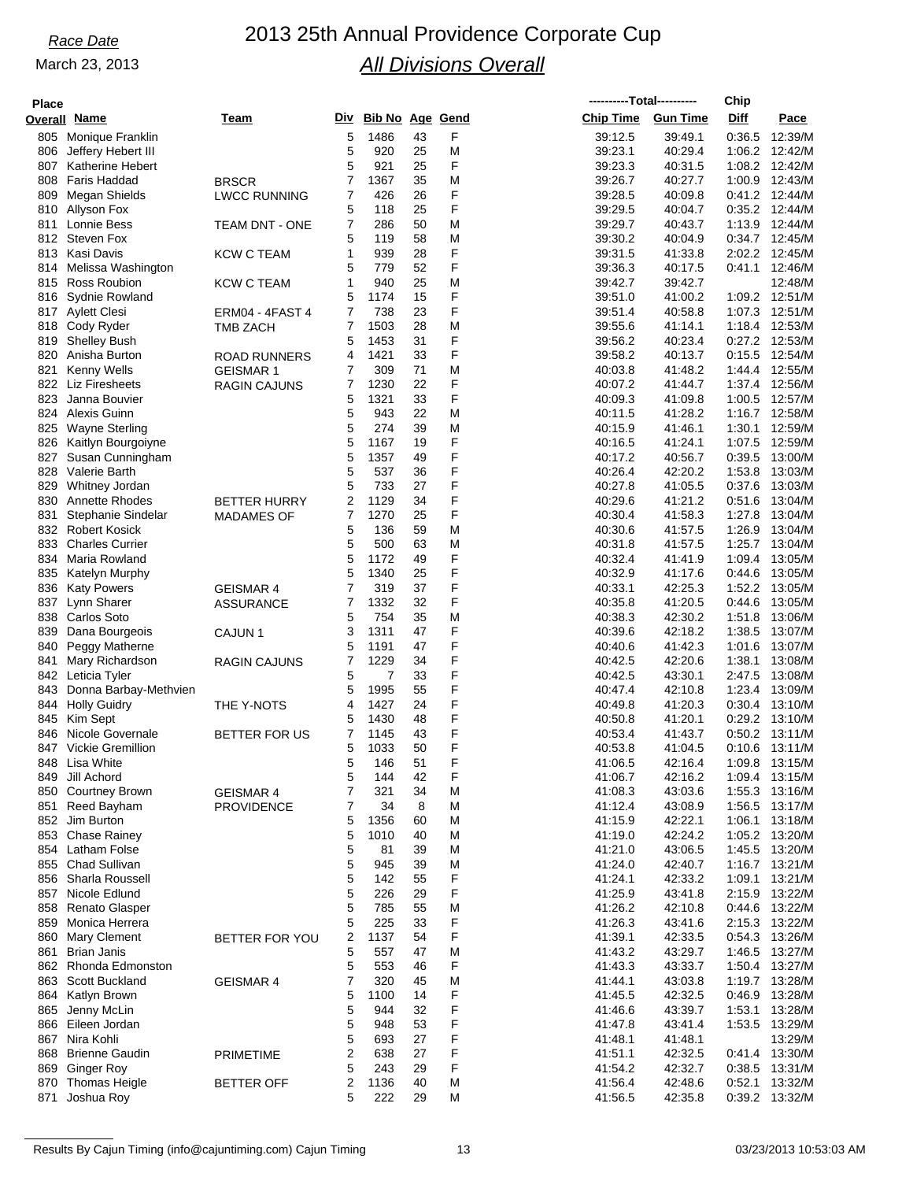*Race Date*

March 23, 2013

# 2013 25th Annual Providence Corporate Cup

## *All Divisions Overall*

| Place Overall | Name | Team | Div | Bib No | Age | Gend | Chip Time | Gun Time | Chip Diff | Pace |
|---|---|---|---|---|---|---|---|---|---|---|
| 805 | Monique Franklin | | 5 | 1486 | 43 | F | 39:12.5 | 39:49.1 | 0:36.5 | 12:39/M |
| 806 | Jeffery Hebert III | | 5 | 920 | 25 | M | 39:23.1 | 40:29.4 | 1:06.2 | 12:42/M |
| 807 | Katherine Hebert | | 5 | 921 | 25 | F | 39:23.3 | 40:31.5 | 1:08.2 | 12:42/M |
| 808 | Faris Haddad | BRSCR | 7 | 1367 | 35 | M | 39:26.7 | 40:27.7 | 1:00.9 | 12:43/M |
| 809 | Megan Shields | LWCC RUNNING | 7 | 426 | 26 | F | 39:28.5 | 40:09.8 | 0:41.2 | 12:44/M |
| 810 | Allyson Fox | | 5 | 118 | 25 | F | 39:29.5 | 40:04.7 | 0:35.2 | 12:44/M |
| 811 | Lonnie Bess | TEAM DNT - ONE | 7 | 286 | 50 | M | 39:29.7 | 40:43.7 | 1:13.9 | 12:44/M |
| 812 | Steven Fox | | 5 | 119 | 58 | M | 39:30.2 | 40:04.9 | 0:34.7 | 12:45/M |
| 813 | Kasi Davis | KCW C TEAM | 1 | 939 | 28 | F | 39:31.5 | 41:33.8 | 2:02.2 | 12:45/M |
| 814 | Melissa Washington | | 5 | 779 | 52 | F | 39:36.3 | 40:17.5 | 0:41.1 | 12:46/M |
| 815 | Ross Roubion | KCW C TEAM | 1 | 940 | 25 | M | 39:42.7 | 39:42.7 | | 12:48/M |
| 816 | Sydnie Rowland | | 5 | 1174 | 15 | F | 39:51.0 | 41:00.2 | 1:09.2 | 12:51/M |
| 817 | Aylett Clesi | ERM04 - 4FAST 4 | 7 | 738 | 23 | F | 39:51.4 | 40:58.8 | 1:07.3 | 12:51/M |
| 818 | Cody Ryder | TMB ZACH | 7 | 1503 | 28 | M | 39:55.6 | 41:14.1 | 1:18.4 | 12:53/M |
| 819 | Shelley Bush | | 5 | 1453 | 31 | F | 39:56.2 | 40:23.4 | 0:27.2 | 12:53/M |
| 820 | Anisha Burton | ROAD RUNNERS | 4 | 1421 | 33 | F | 39:58.2 | 40:13.7 | 0:15.5 | 12:54/M |
| 821 | Kenny Wells | GEISMAR 1 | 7 | 309 | 71 | M | 40:03.8 | 41:48.2 | 1:44.4 | 12:55/M |
| 822 | Liz Firesheets | RAGIN CAJUNS | 7 | 1230 | 22 | F | 40:07.2 | 41:44.7 | 1:37.4 | 12:56/M |
| 823 | Janna Bouvier | | 5 | 1321 | 33 | F | 40:09.3 | 41:09.8 | 1:00.5 | 12:57/M |
| 824 | Alexis Guinn | | 5 | 943 | 22 | M | 40:11.5 | 41:28.2 | 1:16.7 | 12:58/M |
| 825 | Wayne Sterling | | 5 | 274 | 39 | M | 40:15.9 | 41:46.1 | 1:30.1 | 12:59/M |
| 826 | Kaitlyn Bourgoiyne | | 5 | 1167 | 19 | F | 40:16.5 | 41:24.1 | 1:07.5 | 12:59/M |
| 827 | Susan Cunningham | | 5 | 1357 | 49 | F | 40:17.2 | 40:56.7 | 0:39.5 | 13:00/M |
| 828 | Valerie Barth | | 5 | 537 | 36 | F | 40:26.4 | 42:20.2 | 1:53.8 | 13:03/M |
| 829 | Whitney Jordan | | 5 | 733 | 27 | F | 40:27.8 | 41:05.5 | 0:37.6 | 13:03/M |
| 830 | Annette Rhodes | BETTER HURRY | 2 | 1129 | 34 | F | 40:29.6 | 41:21.2 | 0:51.6 | 13:04/M |
| 831 | Stephanie Sindelar | MADAMES OF | 7 | 1270 | 25 | F | 40:30.4 | 41:58.3 | 1:27.8 | 13:04/M |
| 832 | Robert Kosick | | 5 | 136 | 59 | M | 40:30.6 | 41:57.5 | 1:26.9 | 13:04/M |
| 833 | Charles Currier | | 5 | 500 | 63 | M | 40:31.8 | 41:57.5 | 1:25.7 | 13:04/M |
| 834 | Maria Rowland | | 5 | 1172 | 49 | F | 40:32.4 | 41:41.9 | 1:09.4 | 13:05/M |
| 835 | Katelyn Murphy | | 5 | 1340 | 25 | F | 40:32.9 | 41:17.6 | 0:44.6 | 13:05/M |
| 836 | Katy Powers | GEISMAR 4 | 7 | 319 | 37 | F | 40:33.1 | 42:25.3 | 1:52.2 | 13:05/M |
| 837 | Lynn Sharer | ASSURANCE | 7 | 1332 | 32 | F | 40:35.8 | 41:20.5 | 0:44.6 | 13:05/M |
| 838 | Carlos Soto | | 5 | 754 | 35 | M | 40:38.3 | 42:30.2 | 1:51.8 | 13:06/M |
| 839 | Dana Bourgeois | CAJUN 1 | 3 | 1311 | 47 | F | 40:39.6 | 42:18.2 | 1:38.5 | 13:07/M |
| 840 | Peggy Matherne | | 5 | 1191 | 47 | F | 40:40.6 | 41:42.3 | 1:01.6 | 13:07/M |
| 841 | Mary Richardson | RAGIN CAJUNS | 7 | 1229 | 34 | F | 40:42.5 | 42:20.6 | 1:38.1 | 13:08/M |
| 842 | Leticia Tyler | | 5 | 7 | 33 | F | 40:42.5 | 43:30.1 | 2:47.5 | 13:08/M |
| 843 | Donna Barbay-Methvien | | 5 | 1995 | 55 | F | 40:47.4 | 42:10.8 | 1:23.4 | 13:09/M |
| 844 | Holly Guidry | THE Y-NOTS | 4 | 1427 | 24 | F | 40:49.8 | 41:20.3 | 0:30.4 | 13:10/M |
| 845 | Kim Sept | | 5 | 1430 | 48 | F | 40:50.8 | 41:20.1 | 0:29.2 | 13:10/M |
| 846 | Nicole Governale | BETTER FOR US | 7 | 1145 | 43 | F | 40:53.4 | 41:43.7 | 0:50.2 | 13:11/M |
| 847 | Vickie Gremillion | | 5 | 1033 | 50 | F | 40:53.8 | 41:04.5 | 0:10.6 | 13:11/M |
| 848 | Lisa White | | 5 | 146 | 51 | F | 41:06.5 | 42:16.4 | 1:09.8 | 13:15/M |
| 849 | Jill Achord | | 5 | 144 | 42 | F | 41:06.7 | 42:16.2 | 1:09.4 | 13:15/M |
| 850 | Courtney Brown | GEISMAR 4 | 7 | 321 | 34 | M | 41:08.3 | 43:03.6 | 1:55.3 | 13:16/M |
| 851 | Reed Bayham | PROVIDENCE | 7 | 34 | 8 | M | 41:12.4 | 43:08.9 | 1:56.5 | 13:17/M |
| 852 | Jim Burton | | 5 | 1356 | 60 | M | 41:15.9 | 42:22.1 | 1:06.1 | 13:18/M |
| 853 | Chase Rainey | | 5 | 1010 | 40 | M | 41:19.0 | 42:24.2 | 1:05.2 | 13:20/M |
| 854 | Latham Folse | | 5 | 81 | 39 | M | 41:21.0 | 43:06.5 | 1:45.5 | 13:20/M |
| 855 | Chad Sullivan | | 5 | 945 | 39 | M | 41:24.0 | 42:40.7 | 1:16.7 | 13:21/M |
| 856 | Sharla Roussell | | 5 | 142 | 55 | F | 41:24.1 | 42:33.2 | 1:09.1 | 13:21/M |
| 857 | Nicole Edlund | | 5 | 226 | 29 | F | 41:25.9 | 43:41.8 | 2:15.9 | 13:22/M |
| 858 | Renato Glasper | | 5 | 785 | 55 | M | 41:26.2 | 42:10.8 | 0:44.6 | 13:22/M |
| 859 | Monica Herrera | | 5 | 225 | 33 | F | 41:26.3 | 43:41.6 | 2:15.3 | 13:22/M |
| 860 | Mary Clement | BETTER FOR YOU | 2 | 1137 | 54 | F | 41:39.1 | 42:33.5 | 0:54.3 | 13:26/M |
| 861 | Brian Janis | | 5 | 557 | 47 | M | 41:43.2 | 43:29.7 | 1:46.5 | 13:27/M |
| 862 | Rhonda Edmonston | | 5 | 553 | 46 | F | 41:43.3 | 43:33.7 | 1:50.4 | 13:27/M |
| 863 | Scott Buckland | GEISMAR 4 | 7 | 320 | 45 | M | 41:44.1 | 43:03.8 | 1:19.7 | 13:28/M |
| 864 | Katlyn Brown | | 5 | 1100 | 14 | F | 41:45.5 | 42:32.5 | 0:46.9 | 13:28/M |
| 865 | Jenny McLin | | 5 | 944 | 32 | F | 41:46.6 | 43:39.7 | 1:53.1 | 13:28/M |
| 866 | Eileen Jordan | | 5 | 948 | 53 | F | 41:47.8 | 43:41.4 | 1:53.5 | 13:29/M |
| 867 | Nira Kohli | | 5 | 693 | 27 | F | 41:48.1 | 41:48.1 | | 13:29/M |
| 868 | Brienne Gaudin | PRIMETIME | 2 | 638 | 27 | F | 41:51.1 | 42:32.5 | 0:41.4 | 13:30/M |
| 869 | Ginger Roy | | 5 | 243 | 29 | F | 41:54.2 | 42:32.7 | 0:38.5 | 13:31/M |
| 870 | Thomas Heigle | BETTER OFF | 2 | 1136 | 40 | M | 41:56.4 | 42:48.6 | 0:52.1 | 13:32/M |
| 871 | Joshua Roy | | 5 | 222 | 29 | M | 41:56.5 | 42:35.8 | 0:39.2 | 13:32/M |

Results By Cajun Timing (info@cajuntiming.com) Cajun Timing — 03/23/2013 10:53:03 AM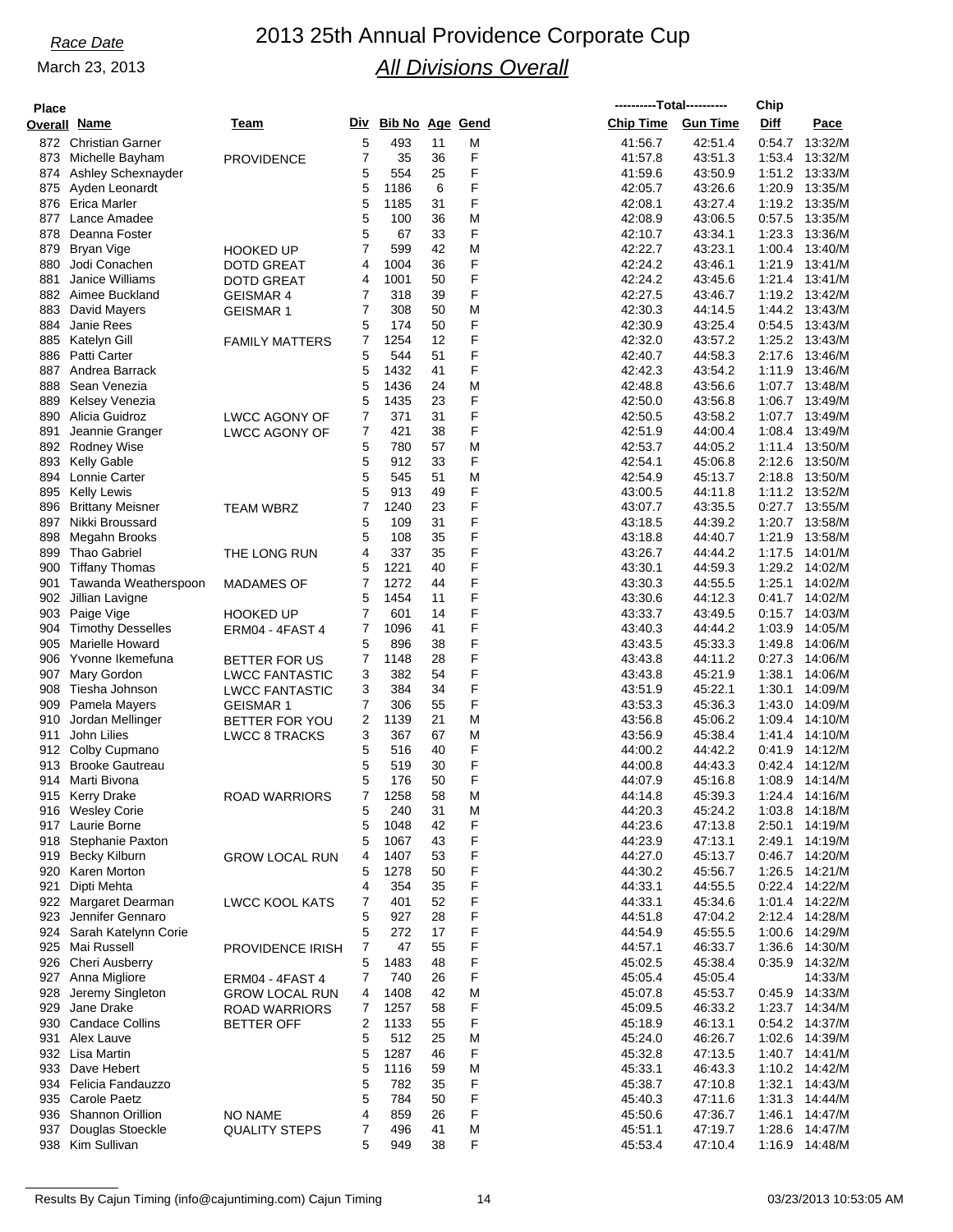# 2013 25th Annual Providence Corporate Cup

## *All Divisions Overall*

*Race Date*

March 23, 2013

| Place Overall | Name | Team | Div | Bib No | Age | Gend | Chip Time | Gun Time | Chip Diff | Pace |
|---|---|---|---|---|---|---|---|---|---|---|
| 872 | Christian Garner | | 5 | 493 | 11 | M | 41:56.7 | 42:51.4 | 0:54.7 | 13:32/M |
| 873 | Michelle Bayham | PROVIDENCE | 7 | 35 | 36 | F | 41:57.8 | 43:51.3 | 1:53.4 | 13:32/M |
| 874 | Ashley Schexnayder | | 5 | 554 | 25 | F | 41:59.6 | 43:50.9 | 1:51.2 | 13:33/M |
| 875 | Ayden Leonardt | | 5 | 1186 | 6 | F | 42:05.7 | 43:26.6 | 1:20.9 | 13:35/M |
| 876 | Erica Marler | | 5 | 1185 | 31 | F | 42:08.1 | 43:27.4 | 1:19.2 | 13:35/M |
| 877 | Lance Amadee | | 5 | 100 | 36 | M | 42:08.9 | 43:06.5 | 0:57.5 | 13:35/M |
| 878 | Deanna Foster | | 5 | 67 | 33 | F | 42:10.7 | 43:34.1 | 1:23.3 | 13:36/M |
| 879 | Bryan Vige | HOOKED UP | 7 | 599 | 42 | M | 42:22.7 | 43:23.1 | 1:00.4 | 13:40/M |
| 880 | Jodi Conachen | DOTD GREAT | 4 | 1004 | 36 | F | 42:24.2 | 43:46.1 | 1:21.9 | 13:41/M |
| 881 | Janice Williams | DOTD GREAT | 4 | 1001 | 50 | F | 42:24.2 | 43:45.6 | 1:21.4 | 13:41/M |
| 882 | Aimee Buckland | GEISMAR 4 | 7 | 318 | 39 | F | 42:27.5 | 43:46.7 | 1:19.2 | 13:42/M |
| 883 | David Mayers | GEISMAR 1 | 7 | 308 | 50 | M | 42:30.3 | 44:14.5 | 1:44.2 | 13:43/M |
| 884 | Janie Rees | | 5 | 174 | 50 | F | 42:30.9 | 43:25.4 | 0:54.5 | 13:43/M |
| 885 | Katelyn Gill | FAMILY MATTERS | 7 | 1254 | 12 | F | 42:32.0 | 43:57.2 | 1:25.2 | 13:43/M |
| 886 | Patti Carter | | 5 | 544 | 51 | F | 42:40.7 | 44:58.3 | 2:17.6 | 13:46/M |
| 887 | Andrea Barrack | | 5 | 1432 | 41 | F | 42:42.3 | 43:54.2 | 1:11.9 | 13:46/M |
| 888 | Sean Venezia | | 5 | 1436 | 24 | M | 42:48.8 | 43:56.6 | 1:07.7 | 13:48/M |
| 889 | Kelsey Venezia | | 5 | 1435 | 23 | F | 42:50.0 | 43:56.8 | 1:06.7 | 13:49/M |
| 890 | Alicia Guidroz | LWCC AGONY OF | 7 | 371 | 31 | F | 42:50.5 | 43:58.2 | 1:07.7 | 13:49/M |
| 891 | Jeannie Granger | LWCC AGONY OF | 7 | 421 | 38 | F | 42:51.9 | 44:00.4 | 1:08.4 | 13:49/M |
| 892 | Rodney Wise | | 5 | 780 | 57 | M | 42:53.7 | 44:05.2 | 1:11.4 | 13:50/M |
| 893 | Kelly Gable | | 5 | 912 | 33 | F | 42:54.1 | 45:06.8 | 2:12.6 | 13:50/M |
| 894 | Lonnie Carter | | 5 | 545 | 51 | M | 42:54.9 | 45:13.7 | 2:18.8 | 13:50/M |
| 895 | Kelly Lewis | | 5 | 913 | 49 | F | 43:00.5 | 44:11.8 | 1:11.2 | 13:52/M |
| 896 | Brittany Meisner | TEAM WBRZ | 7 | 1240 | 23 | F | 43:07.7 | 43:35.5 | 0:27.7 | 13:55/M |
| 897 | Nikki Broussard | | 5 | 109 | 31 | F | 43:18.5 | 44:39.2 | 1:20.7 | 13:58/M |
| 898 | Megahn Brooks | | 5 | 108 | 35 | F | 43:18.8 | 44:40.7 | 1:21.9 | 13:58/M |
| 899 | Thao Gabriel | THE LONG RUN | 4 | 337 | 35 | F | 43:26.7 | 44:44.2 | 1:17.5 | 14:01/M |
| 900 | Tiffany Thomas | | 5 | 1221 | 40 | F | 43:30.1 | 44:59.3 | 1:29.2 | 14:02/M |
| 901 | Tawanda Weatherspoon | MADAMES OF | 7 | 1272 | 44 | F | 43:30.3 | 44:55.5 | 1:25.1 | 14:02/M |
| 902 | Jillian Lavigne | | 5 | 1454 | 11 | F | 43:30.6 | 44:12.3 | 0:41.7 | 14:02/M |
| 903 | Paige Vige | HOOKED UP | 7 | 601 | 14 | F | 43:33.7 | 43:49.5 | 0:15.7 | 14:03/M |
| 904 | Timothy Desselles | ERM04 - 4FAST 4 | 7 | 1096 | 41 | F | 43:40.3 | 44:44.2 | 1:03.9 | 14:05/M |
| 905 | Marielle Howard | | 5 | 896 | 38 | F | 43:43.5 | 45:33.3 | 1:49.8 | 14:06/M |
| 906 | Yvonne Ikemefuna | BETTER FOR US | 7 | 1148 | 28 | F | 43:43.8 | 44:11.2 | 0:27.3 | 14:06/M |
| 907 | Mary Gordon | LWCC FANTASTIC | 3 | 382 | 54 | F | 43:43.8 | 45:21.9 | 1:38.1 | 14:06/M |
| 908 | Tiesha Johnson | LWCC FANTASTIC | 3 | 384 | 34 | F | 43:51.9 | 45:22.1 | 1:30.1 | 14:09/M |
| 909 | Pamela Mayers | GEISMAR 1 | 7 | 306 | 55 | F | 43:53.3 | 45:36.3 | 1:43.0 | 14:09/M |
| 910 | Jordan Mellinger | BETTER FOR YOU | 2 | 1139 | 21 | M | 43:56.8 | 45:06.2 | 1:09.4 | 14:10/M |
| 911 | John Lilies | LWCC 8 TRACKS | 3 | 367 | 67 | M | 43:56.9 | 45:38.4 | 1:41.4 | 14:10/M |
| 912 | Colby Cupmano | | 5 | 516 | 40 | F | 44:00.2 | 44:42.2 | 0:41.9 | 14:12/M |
| 913 | Brooke Gautreau | | 5 | 519 | 30 | F | 44:00.8 | 44:43.3 | 0:42.4 | 14:12/M |
| 914 | Marti Bivona | | 5 | 176 | 50 | F | 44:07.9 | 45:16.8 | 1:08.9 | 14:14/M |
| 915 | Kerry Drake | ROAD WARRIORS | 7 | 1258 | 58 | M | 44:14.8 | 45:39.3 | 1:24.4 | 14:16/M |
| 916 | Wesley Corie | | 5 | 240 | 31 | M | 44:20.3 | 45:24.2 | 1:03.8 | 14:18/M |
| 917 | Laurie Borne | | 5 | 1048 | 42 | F | 44:23.6 | 47:13.8 | 2:50.1 | 14:19/M |
| 918 | Stephanie Paxton | | 5 | 1067 | 43 | F | 44:23.9 | 47:13.1 | 2:49.1 | 14:19/M |
| 919 | Becky Kilburn | GROW LOCAL RUN | 4 | 1407 | 53 | F | 44:27.0 | 45:13.7 | 0:46.7 | 14:20/M |
| 920 | Karen Morton | | 5 | 1278 | 50 | F | 44:30.2 | 45:56.7 | 1:26.5 | 14:21/M |
| 921 | Dipti Mehta | | 4 | 354 | 35 | F | 44:33.1 | 44:55.5 | 0:22.4 | 14:22/M |
| 922 | Margaret Dearman | LWCC KOOL KATS | 7 | 401 | 52 | F | 44:33.1 | 45:34.6 | 1:01.4 | 14:22/M |
| 923 | Jennifer Gennaro | | 5 | 927 | 28 | F | 44:51.8 | 47:04.2 | 2:12.4 | 14:28/M |
| 924 | Sarah Katelynn Corie | | 5 | 272 | 17 | F | 44:54.9 | 45:55.5 | 1:00.6 | 14:29/M |
| 925 | Mai Russell | PROVIDENCE IRISH | 7 | 47 | 55 | F | 44:57.1 | 46:33.7 | 1:36.6 | 14:30/M |
| 926 | Cheri Ausberry | | 5 | 1483 | 48 | F | 45:02.5 | 45:38.4 | 0:35.9 | 14:32/M |
| 927 | Anna Migliore | ERM04 - 4FAST 4 | 7 | 740 | 26 | F | 45:05.4 | 45:05.4 | | 14:33/M |
| 928 | Jeremy Singleton | GROW LOCAL RUN | 4 | 1408 | 42 | M | 45:07.8 | 45:53.7 | 0:45.9 | 14:33/M |
| 929 | Jane Drake | ROAD WARRIORS | 7 | 1257 | 58 | F | 45:09.5 | 46:33.2 | 1:23.7 | 14:34/M |
| 930 | Candace Collins | BETTER OFF | 2 | 1133 | 55 | F | 45:18.9 | 46:13.1 | 0:54.2 | 14:37/M |
| 931 | Alex Lauve | | 5 | 512 | 25 | M | 45:24.0 | 46:26.7 | 1:02.6 | 14:39/M |
| 932 | Lisa Martin | | 5 | 1287 | 46 | F | 45:32.8 | 47:13.5 | 1:40.7 | 14:41/M |
| 933 | Dave Hebert | | 5 | 1116 | 59 | M | 45:33.1 | 46:43.3 | 1:10.2 | 14:42/M |
| 934 | Felicia Fandauzzo | | 5 | 782 | 35 | F | 45:38.7 | 47:10.8 | 1:32.1 | 14:43/M |
| 935 | Carole Paetz | | 5 | 784 | 50 | F | 45:40.3 | 47:11.6 | 1:31.3 | 14:44/M |
| 936 | Shannon Orillion | NO NAME | 4 | 859 | 26 | F | 45:50.6 | 47:36.7 | 1:46.1 | 14:47/M |
| 937 | Douglas Stoeckle | QUALITY STEPS | 7 | 496 | 41 | M | 45:51.1 | 47:19.7 | 1:28.6 | 14:47/M |
| 938 | Kim Sullivan | | 5 | 949 | 38 | F | 45:53.4 | 47:10.4 | 1:16.9 | 14:48/M |

Results By Cajun Timing (info@cajuntiming.com) Cajun Timing — 03/23/2013 10:53:05 AM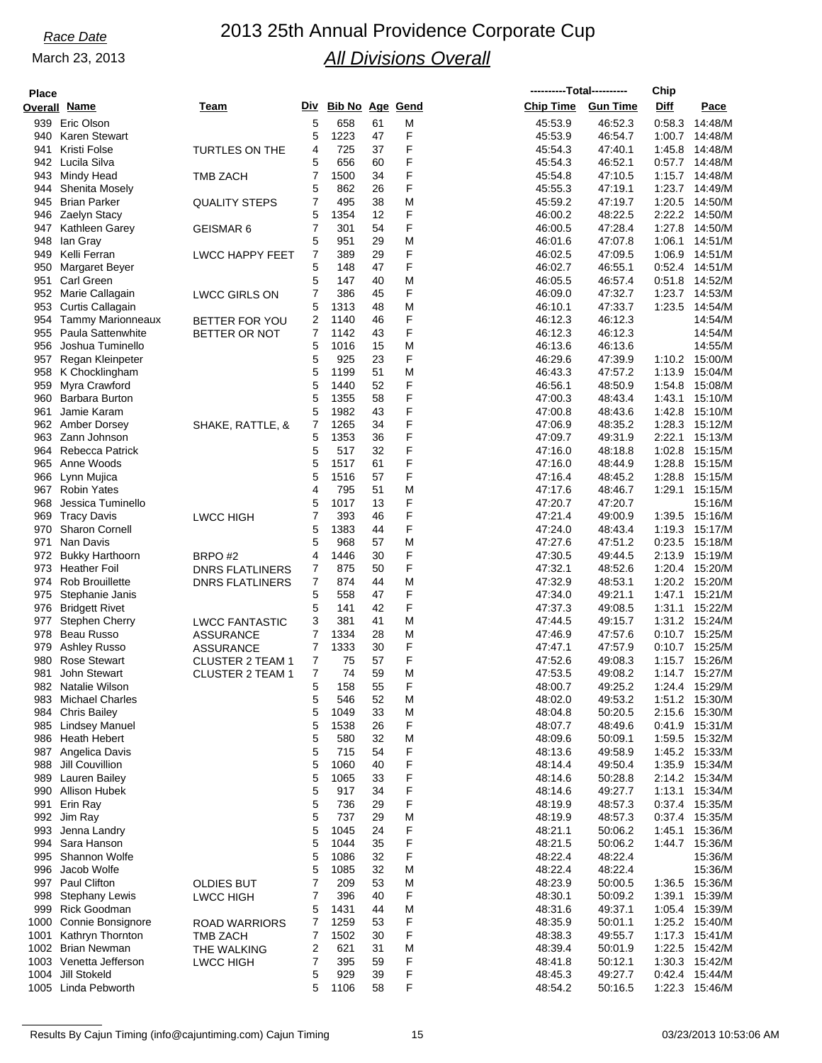*Race Date*

March 23, 2013

# 2013 25th Annual Providence Corporate Cup

## *All Divisions Overall*

| Place Overall | Name | Team | Div | Bib No | Age | Gend | Total Chip Time | Total Gun Time | Chip Diff | Pace |
|---|---|---|---|---|---|---|---|---|---|---|
| 939 | Eric Olson | | 5 | 658 | 61 | M | 45:53.9 | 46:52.3 | 0:58.3 | 14:48/M |
| 940 | Karen Stewart | | 5 | 1223 | 47 | F | 45:53.9 | 46:54.7 | 1:00.7 | 14:48/M |
| 941 | Kristi Folse | TURTLES ON THE | 4 | 725 | 37 | F | 45:54.3 | 47:40.1 | 1:45.8 | 14:48/M |
| 942 | Lucila Silva | | 5 | 656 | 60 | F | 45:54.3 | 46:52.1 | 0:57.7 | 14:48/M |
| 943 | Mindy Head | TMB ZACH | 7 | 1500 | 34 | F | 45:54.8 | 47:10.5 | 1:15.7 | 14:48/M |
| 944 | Shenita Mosely | | 5 | 862 | 26 | F | 45:55.3 | 47:19.1 | 1:23.7 | 14:49/M |
| 945 | Brian Parker | QUALITY STEPS | 7 | 495 | 38 | M | 45:59.2 | 47:19.7 | 1:20.5 | 14:50/M |
| 946 | Zaelyn Stacy | | 5 | 1354 | 12 | F | 46:00.2 | 48:22.5 | 2:22.2 | 14:50/M |
| 947 | Kathleen Garey | GEISMAR 6 | 7 | 301 | 54 | F | 46:00.5 | 47:28.4 | 1:27.8 | 14:50/M |
| 948 | Ian Gray | | 5 | 951 | 29 | M | 46:01.6 | 47:07.8 | 1:06.1 | 14:51/M |
| 949 | Kelli Ferran | LWCC HAPPY FEET | 7 | 389 | 29 | F | 46:02.5 | 47:09.5 | 1:06.9 | 14:51/M |
| 950 | Margaret Beyer | | 5 | 148 | 47 | F | 46:02.7 | 46:55.1 | 0:52.4 | 14:51/M |
| 951 | Carl Green | | 5 | 147 | 40 | M | 46:05.5 | 46:57.4 | 0:51.8 | 14:52/M |
| 952 | Marie Callagain | LWCC GIRLS ON | 7 | 386 | 45 | F | 46:09.0 | 47:32.7 | 1:23.7 | 14:53/M |
| 953 | Curtis Callagain | | 5 | 1313 | 48 | M | 46:10.1 | 47:33.7 | 1:23.5 | 14:54/M |
| 954 | Tammy Marionneaux | BETTER FOR YOU | 2 | 1140 | 46 | F | 46:12.3 | 46:12.3 | | 14:54/M |
| 955 | Paula Sattenwhite | BETTER OR NOT | 7 | 1142 | 43 | F | 46:12.3 | 46:12.3 | | 14:54/M |
| 956 | Joshua Tuminello | | 5 | 1016 | 15 | M | 46:13.6 | 46:13.6 | | 14:55/M |
| 957 | Regan Kleinpeter | | 5 | 925 | 23 | F | 46:29.6 | 47:39.9 | 1:10.2 | 15:00/M |
| 958 | K Chocklingham | | 5 | 1199 | 51 | M | 46:43.3 | 47:57.2 | 1:13.9 | 15:04/M |
| 959 | Myra Crawford | | 5 | 1440 | 52 | F | 46:56.1 | 48:50.9 | 1:54.8 | 15:08/M |
| 960 | Barbara Burton | | 5 | 1355 | 58 | F | 47:00.3 | 48:43.4 | 1:43.1 | 15:10/M |
| 961 | Jamie Karam | | 5 | 1982 | 43 | F | 47:00.8 | 48:43.6 | 1:42.8 | 15:10/M |
| 962 | Amber Dorsey | SHAKE, RATTLE, & | 7 | 1265 | 34 | F | 47:06.9 | 48:35.2 | 1:28.3 | 15:12/M |
| 963 | Zann Johnson | | 5 | 1353 | 36 | F | 47:09.7 | 49:31.9 | 2:22.1 | 15:13/M |
| 964 | Rebecca Patrick | | 5 | 517 | 32 | F | 47:16.0 | 48:18.8 | 1:02.8 | 15:15/M |
| 965 | Anne Woods | | 5 | 1517 | 61 | F | 47:16.0 | 48:44.9 | 1:28.8 | 15:15/M |
| 966 | Lynn Mujica | | 5 | 1516 | 57 | F | 47:16.4 | 48:45.2 | 1:28.8 | 15:15/M |
| 967 | Robin Yates | | 4 | 795 | 51 | M | 47:17.6 | 48:46.7 | 1:29.1 | 15:15/M |
| 968 | Jessica Tuminello | | 5 | 1017 | 13 | F | 47:20.7 | 47:20.7 | | 15:16/M |
| 969 | Tracy Davis | LWCC HIGH | 7 | 393 | 46 | F | 47:21.4 | 49:00.9 | 1:39.5 | 15:16/M |
| 970 | Sharon Cornell | | 5 | 1383 | 44 | F | 47:24.0 | 48:43.4 | 1:19.3 | 15:17/M |
| 971 | Nan Davis | | 5 | 968 | 57 | M | 47:27.6 | 47:51.2 | 0:23.5 | 15:18/M |
| 972 | Bukky Harthoorn | BRPO #2 | 4 | 1446 | 30 | F | 47:30.5 | 49:44.5 | 2:13.9 | 15:19/M |
| 973 | Heather Foil | DNRS FLATLINERS | 7 | 875 | 50 | F | 47:32.1 | 48:52.6 | 1:20.4 | 15:20/M |
| 974 | Rob Brouillette | DNRS FLATLINERS | 7 | 874 | 44 | M | 47:32.9 | 48:53.1 | 1:20.2 | 15:20/M |
| 975 | Stephanie Janis | | 5 | 558 | 47 | F | 47:34.0 | 49:21.1 | 1:47.1 | 15:21/M |
| 976 | Bridgett Rivet | | 5 | 141 | 42 | F | 47:37.3 | 49:08.5 | 1:31.1 | 15:22/M |
| 977 | Stephen Cherry | LWCC FANTASTIC | 3 | 381 | 41 | M | 47:44.5 | 49:15.7 | 1:31.2 | 15:24/M |
| 978 | Beau Russo | ASSURANCE | 7 | 1334 | 28 | M | 47:46.9 | 47:57.6 | 0:10.7 | 15:25/M |
| 979 | Ashley Russo | ASSURANCE | 7 | 1333 | 30 | F | 47:47.1 | 47:57.9 | 0:10.7 | 15:25/M |
| 980 | Rose Stewart | CLUSTER 2 TEAM 1 | 7 | 75 | 57 | F | 47:52.6 | 49:08.3 | 1:15.7 | 15:26/M |
| 981 | John Stewart | CLUSTER 2 TEAM 1 | 7 | 74 | 59 | M | 47:53.5 | 49:08.2 | 1:14.7 | 15:27/M |
| 982 | Natalie Wilson | | 5 | 158 | 55 | F | 48:00.7 | 49:25.2 | 1:24.4 | 15:29/M |
| 983 | Michael Charles | | 5 | 546 | 52 | M | 48:02.0 | 49:53.2 | 1:51.2 | 15:30/M |
| 984 | Chris Bailey | | 5 | 1049 | 33 | M | 48:04.8 | 50:20.5 | 2:15.6 | 15:30/M |
| 985 | Lindsey Manuel | | 5 | 1538 | 26 | F | 48:07.7 | 48:49.6 | 0:41.9 | 15:31/M |
| 986 | Heath Hebert | | 5 | 580 | 32 | M | 48:09.6 | 50:09.1 | 1:59.5 | 15:32/M |
| 987 | Angelica Davis | | 5 | 715 | 54 | F | 48:13.6 | 49:58.9 | 1:45.2 | 15:33/M |
| 988 | Jill Couvillion | | 5 | 1060 | 40 | F | 48:14.4 | 49:50.4 | 1:35.9 | 15:34/M |
| 989 | Lauren Bailey | | 5 | 1065 | 33 | F | 48:14.6 | 50:28.8 | 2:14.2 | 15:34/M |
| 990 | Allison Hubek | | 5 | 917 | 34 | F | 48:14.6 | 49:27.7 | 1:13.1 | 15:34/M |
| 991 | Erin Ray | | 5 | 736 | 29 | F | 48:19.9 | 48:57.3 | 0:37.4 | 15:35/M |
| 992 | Jim Ray | | 5 | 737 | 29 | M | 48:19.9 | 48:57.3 | 0:37.4 | 15:35/M |
| 993 | Jenna Landry | | 5 | 1045 | 24 | F | 48:21.1 | 50:06.2 | 1:45.1 | 15:36/M |
| 994 | Sara Hanson | | 5 | 1044 | 35 | F | 48:21.5 | 50:06.2 | 1:44.7 | 15:36/M |
| 995 | Shannon Wolfe | | 5 | 1086 | 32 | F | 48:22.4 | 48:22.4 | | 15:36/M |
| 996 | Jacob Wolfe | | 5 | 1085 | 32 | M | 48:22.4 | 48:22.4 | | 15:36/M |
| 997 | Paul Clifton | OLDIES BUT | 7 | 209 | 53 | M | 48:23.9 | 50:00.5 | 1:36.5 | 15:36/M |
| 998 | Stephany Lewis | LWCC HIGH | 7 | 396 | 40 | F | 48:30.1 | 50:09.2 | 1:39.1 | 15:39/M |
| 999 | Rick Goodman | | 5 | 1431 | 44 | M | 48:31.6 | 49:37.1 | 1:05.4 | 15:39/M |
| 1000 | Connie Bonsignore | ROAD WARRIORS | 7 | 1259 | 53 | F | 48:35.9 | 50:01.1 | 1:25.2 | 15:40/M |
| 1001 | Kathryn Thornton | TMB ZACH | 7 | 1502 | 30 | F | 48:38.3 | 49:55.7 | 1:17.3 | 15:41/M |
| 1002 | Brian Newman | THE WALKING | 2 | 621 | 31 | M | 48:39.4 | 50:01.9 | 1:22.5 | 15:42/M |
| 1003 | Venetta Jefferson | LWCC HIGH | 7 | 395 | 59 | F | 48:41.8 | 50:12.1 | 1:30.3 | 15:42/M |
| 1004 | Jill Stokeld | | 5 | 929 | 39 | F | 48:45.3 | 49:27.7 | 0:42.4 | 15:44/M |
| 1005 | Linda Pebworth | | 5 | 1106 | 58 | F | 48:54.2 | 50:16.5 | 1:22.3 | 15:46/M |

Results By Cajun Timing (info@cajuntiming.com) Cajun Timing — 03/23/2013 10:53:06 AM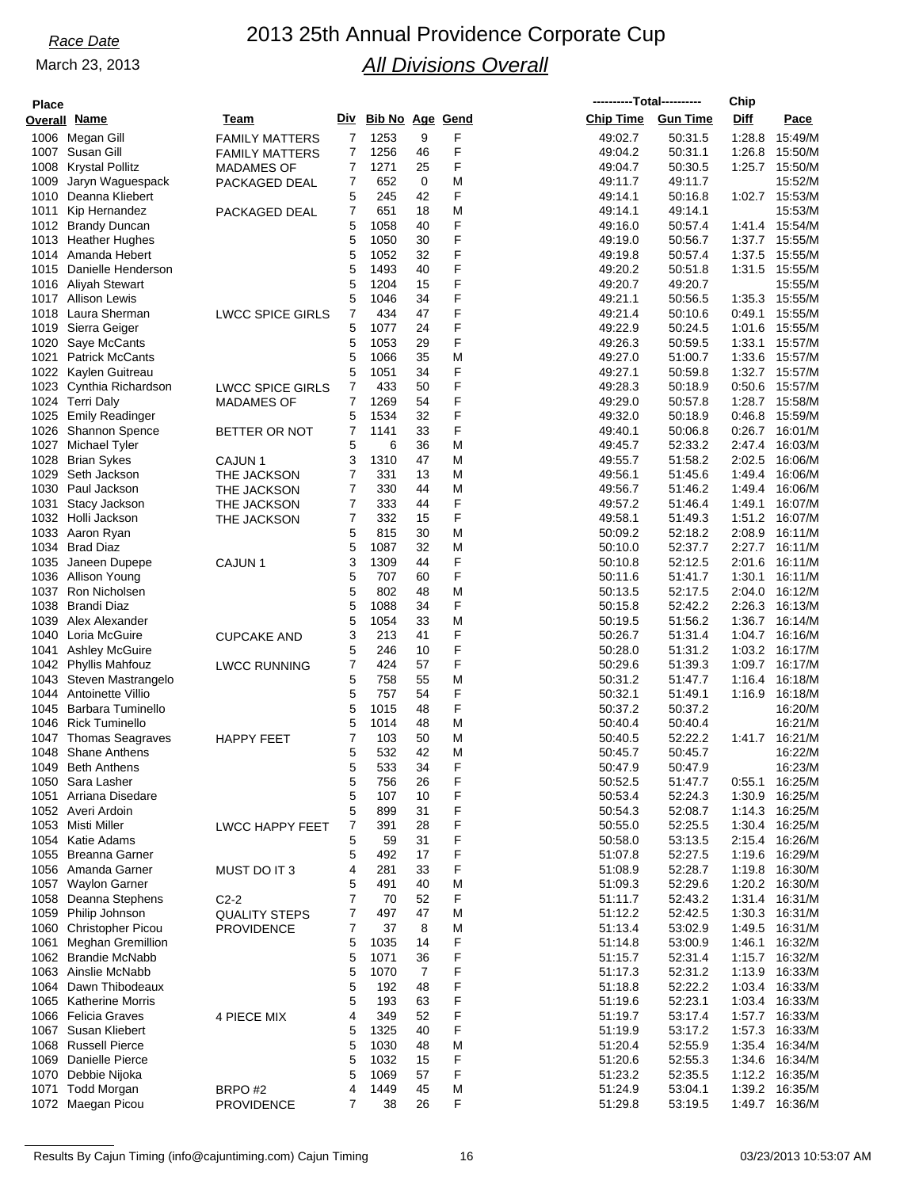*Race Date*

March 23, 2013

# 2013 25th Annual Providence Corporate Cup

## *All Divisions Overall*

| Place Overall | Name | Team | Div | Bib No | Age | Gend | Chip Time | Gun Time | Chip Diff | Pace |
|---|---|---|---|---|---|---|---|---|---|---|
| 1006 | Megan Gill | FAMILY MATTERS | 7 | 1253 | 9 | F | 49:02.7 | 50:31.5 | 1:28.8 | 15:49/M |
| 1007 | Susan Gill | FAMILY MATTERS | 7 | 1256 | 46 | F | 49:04.2 | 50:31.1 | 1:26.8 | 15:50/M |
| 1008 | Krystal Pollitz | MADAMES OF | 7 | 1271 | 25 | F | 49:04.7 | 50:30.5 | 1:25.7 | 15:50/M |
| 1009 | Jaryn Waguespack | PACKAGED DEAL | 7 | 652 | 0 | M | 49:11.7 | 49:11.7 | | 15:52/M |
| 1010 | Deanna Kliebert | | 5 | 245 | 42 | F | 49:14.1 | 50:16.8 | 1:02.7 | 15:53/M |
| 1011 | Kip Hernandez | PACKAGED DEAL | 7 | 651 | 18 | M | 49:14.1 | 49:14.1 | | 15:53/M |
| 1012 | Brandy Duncan | | 5 | 1058 | 40 | F | 49:16.0 | 50:57.4 | 1:41.4 | 15:54/M |
| 1013 | Heather Hughes | | 5 | 1050 | 30 | F | 49:19.0 | 50:56.7 | 1:37.7 | 15:55/M |
| 1014 | Amanda Hebert | | 5 | 1052 | 32 | F | 49:19.8 | 50:57.4 | 1:37.5 | 15:55/M |
| 1015 | Danielle Henderson | | 5 | 1493 | 40 | F | 49:20.2 | 50:51.8 | 1:31.5 | 15:55/M |
| 1016 | Aliyah Stewart | | 5 | 1204 | 15 | F | 49:20.7 | 49:20.7 | | 15:55/M |
| 1017 | Allison Lewis | | 5 | 1046 | 34 | F | 49:21.1 | 50:56.5 | 1:35.3 | 15:55/M |
| 1018 | Laura Sherman | LWCC SPICE GIRLS | 7 | 434 | 47 | F | 49:21.4 | 50:10.6 | 0:49.1 | 15:55/M |
| 1019 | Sierra Geiger | | 5 | 1077 | 24 | F | 49:22.9 | 50:24.5 | 1:01.6 | 15:55/M |
| 1020 | Saye McCants | | 5 | 1053 | 29 | F | 49:26.3 | 50:59.5 | 1:33.1 | 15:57/M |
| 1021 | Patrick McCants | | 5 | 1066 | 35 | M | 49:27.0 | 51:00.7 | 1:33.6 | 15:57/M |
| 1022 | Kaylen Guitreau | | 5 | 1051 | 34 | F | 49:27.1 | 50:59.8 | 1:32.7 | 15:57/M |
| 1023 | Cynthia Richardson | LWCC SPICE GIRLS | 7 | 433 | 50 | F | 49:28.3 | 50:18.9 | 0:50.6 | 15:57/M |
| 1024 | Terri Daly | MADAMES OF | 7 | 1269 | 54 | F | 49:29.0 | 50:57.8 | 1:28.7 | 15:58/M |
| 1025 | Emily Readinger | | 5 | 1534 | 32 | F | 49:32.0 | 50:18.9 | 0:46.8 | 15:59/M |
| 1026 | Shannon Spence | BETTER OR NOT | 7 | 1141 | 33 | F | 49:40.1 | 50:06.8 | 0:26.7 | 16:01/M |
| 1027 | Michael Tyler | | 5 | 6 | 36 | M | 49:45.7 | 52:33.2 | 2:47.4 | 16:03/M |
| 1028 | Brian Sykes | CAJUN 1 | 3 | 1310 | 47 | M | 49:55.7 | 51:58.2 | 2:02.5 | 16:06/M |
| 1029 | Seth Jackson | THE JACKSON | 7 | 331 | 13 | M | 49:56.1 | 51:45.6 | 1:49.4 | 16:06/M |
| 1030 | Paul Jackson | THE JACKSON | 7 | 330 | 44 | M | 49:56.7 | 51:46.2 | 1:49.4 | 16:06/M |
| 1031 | Stacy Jackson | THE JACKSON | 7 | 333 | 44 | F | 49:57.2 | 51:46.4 | 1:49.1 | 16:07/M |
| 1032 | Holli Jackson | THE JACKSON | 7 | 332 | 15 | F | 49:58.1 | 51:49.3 | 1:51.2 | 16:07/M |
| 1033 | Aaron Ryan | | 5 | 815 | 30 | M | 50:09.2 | 52:18.2 | 2:08.9 | 16:11/M |
| 1034 | Brad Diaz | | 5 | 1087 | 32 | M | 50:10.0 | 52:37.7 | 2:27.7 | 16:11/M |
| 1035 | Janeen Dupepe | CAJUN 1 | 3 | 1309 | 44 | F | 50:10.8 | 52:12.5 | 2:01.6 | 16:11/M |
| 1036 | Allison Young | | 5 | 707 | 60 | F | 50:11.6 | 51:41.7 | 1:30.1 | 16:11/M |
| 1037 | Ron Nicholsen | | 5 | 802 | 48 | M | 50:13.5 | 52:17.5 | 2:04.0 | 16:12/M |
| 1038 | Brandi Diaz | | 5 | 1088 | 34 | F | 50:15.8 | 52:42.2 | 2:26.3 | 16:13/M |
| 1039 | Alex Alexander | | 5 | 1054 | 33 | M | 50:19.5 | 51:56.2 | 1:36.7 | 16:14/M |
| 1040 | Loria McGuire | CUPCAKE AND | 3 | 213 | 41 | F | 50:26.7 | 51:31.4 | 1:04.7 | 16:16/M |
| 1041 | Ashley McGuire | | 5 | 246 | 10 | F | 50:28.0 | 51:31.2 | 1:03.2 | 16:17/M |
| 1042 | Phyllis Mahfouz | LWCC RUNNING | 7 | 424 | 57 | F | 50:29.6 | 51:39.3 | 1:09.7 | 16:17/M |
| 1043 | Steven Mastrangelo | | 5 | 758 | 55 | M | 50:31.2 | 51:47.7 | 1:16.4 | 16:18/M |
| 1044 | Antoinette Villio | | 5 | 757 | 54 | F | 50:32.1 | 51:49.1 | 1:16.9 | 16:18/M |
| 1045 | Barbara Tuminello | | 5 | 1015 | 48 | F | 50:37.2 | 50:37.2 | | 16:20/M |
| 1046 | Rick Tuminello | | 5 | 1014 | 48 | M | 50:40.4 | 50:40.4 | | 16:21/M |
| 1047 | Thomas Seagraves | HAPPY FEET | 7 | 103 | 50 | M | 50:40.5 | 52:22.2 | 1:41.7 | 16:21/M |
| 1048 | Shane Anthens | | 5 | 532 | 42 | M | 50:45.7 | 50:45.7 | | 16:22/M |
| 1049 | Beth Anthens | | 5 | 533 | 34 | F | 50:47.9 | 50:47.9 | | 16:23/M |
| 1050 | Sara Lasher | | 5 | 756 | 26 | F | 50:52.5 | 51:47.7 | 0:55.1 | 16:25/M |
| 1051 | Arriana Disedare | | 5 | 107 | 10 | F | 50:53.4 | 52:24.3 | 1:30.9 | 16:25/M |
| 1052 | Averi Ardoin | | 5 | 899 | 31 | F | 50:54.3 | 52:08.7 | 1:14.3 | 16:25/M |
| 1053 | Misti Miller | LWCC HAPPY FEET | 7 | 391 | 28 | F | 50:55.0 | 52:25.5 | 1:30.4 | 16:25/M |
| 1054 | Katie Adams | | 5 | 59 | 31 | F | 50:58.0 | 53:13.5 | 2:15.4 | 16:26/M |
| 1055 | Breanna Garner | | 5 | 492 | 17 | F | 51:07.8 | 52:27.5 | 1:19.6 | 16:29/M |
| 1056 | Amanda Garner | MUST DO IT 3 | 4 | 281 | 33 | F | 51:08.9 | 52:28.7 | 1:19.8 | 16:30/M |
| 1057 | Waylon Garner | | 5 | 491 | 40 | M | 51:09.3 | 52:29.6 | 1:20.2 | 16:30/M |
| 1058 | Deanna Stephens | C2-2 | 7 | 70 | 52 | F | 51:11.7 | 52:43.2 | 1:31.4 | 16:31/M |
| 1059 | Philip Johnson | QUALITY STEPS | 7 | 497 | 47 | M | 51:12.2 | 52:42.5 | 1:30.3 | 16:31/M |
| 1060 | Christopher Picou | PROVIDENCE | 7 | 37 | 8 | M | 51:13.4 | 53:02.9 | 1:49.5 | 16:31/M |
| 1061 | Meghan Gremillion | | 5 | 1035 | 14 | F | 51:14.8 | 53:00.9 | 1:46.1 | 16:32/M |
| 1062 | Brandie McNabb | | 5 | 1071 | 36 | F | 51:15.7 | 52:31.4 | 1:15.7 | 16:32/M |
| 1063 | Ainslie McNabb | | 5 | 1070 | 7 | F | 51:17.3 | 52:31.2 | 1:13.9 | 16:33/M |
| 1064 | Dawn Thibodeaux | | 5 | 192 | 48 | F | 51:18.8 | 52:22.2 | 1:03.4 | 16:33/M |
| 1065 | Katherine Morris | | 5 | 193 | 63 | F | 51:19.6 | 52:23.1 | 1:03.4 | 16:33/M |
| 1066 | Felicia Graves | 4 PIECE MIX | 4 | 349 | 52 | F | 51:19.7 | 53:17.4 | 1:57.7 | 16:33/M |
| 1067 | Susan Kliebert | | 5 | 1325 | 40 | F | 51:19.9 | 53:17.2 | 1:57.3 | 16:33/M |
| 1068 | Russell Pierce | | 5 | 1030 | 48 | M | 51:20.4 | 52:55.9 | 1:35.4 | 16:34/M |
| 1069 | Danielle Pierce | | 5 | 1032 | 15 | F | 51:20.6 | 52:55.3 | 1:34.6 | 16:34/M |
| 1070 | Debbie Nijoka | | 5 | 1069 | 57 | F | 51:23.2 | 52:35.5 | 1:12.2 | 16:35/M |
| 1071 | Todd Morgan | BRPO #2 | 4 | 1449 | 45 | M | 51:24.9 | 53:04.1 | 1:39.2 | 16:35/M |
| 1072 | Maegan Picou | PROVIDENCE | 7 | 38 | 26 | F | 51:29.8 | 53:19.5 | 1:49.7 | 16:36/M |

Results By Cajun Timing (info@cajuntiming.com) Cajun Timing — 03/23/2013 10:53:07 AM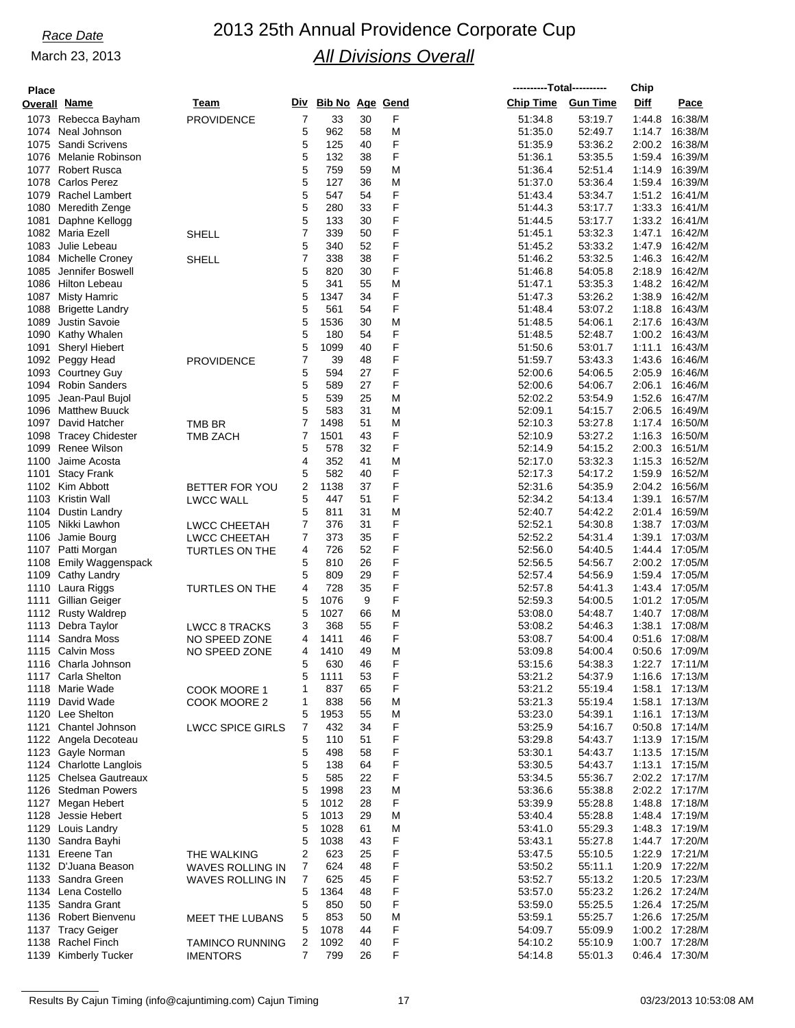# 2013 25th Annual Providence Corporate Cup

## *All Divisions Overall*

*Race Date*

March 23, 2013

| Place Overall | Name | Team | Div | Bib No | Age | Gend | Total Chip Time | Total Gun Time | Chip Diff | Pace |
|---|---|---|---|---|---|---|---|---|---|---|
| 1073 | Rebecca Bayham | PROVIDENCE | 7 | 33 | 30 | F | 51:34.8 | 53:19.7 | 1:44.8 | 16:38/M |
| 1074 | Neal Johnson | | 5 | 962 | 58 | M | 51:35.0 | 52:49.7 | 1:14.7 | 16:38/M |
| 1075 | Sandi Scrivens | | 5 | 125 | 40 | F | 51:35.9 | 53:36.2 | 2:00.2 | 16:38/M |
| 1076 | Melanie Robinson | | 5 | 132 | 38 | F | 51:36.1 | 53:35.5 | 1:59.4 | 16:39/M |
| 1077 | Robert Rusca | | 5 | 759 | 59 | M | 51:36.4 | 52:51.4 | 1:14.9 | 16:39/M |
| 1078 | Carlos Perez | | 5 | 127 | 36 | M | 51:37.0 | 53:36.4 | 1:59.4 | 16:39/M |
| 1079 | Rachel Lambert | | 5 | 547 | 54 | F | 51:43.4 | 53:34.7 | 1:51.2 | 16:41/M |
| 1080 | Meredith Zenge | | 5 | 280 | 33 | F | 51:44.3 | 53:17.7 | 1:33.3 | 16:41/M |
| 1081 | Daphne Kellogg | | 5 | 133 | 30 | F | 51:44.5 | 53:17.7 | 1:33.2 | 16:41/M |
| 1082 | Maria Ezell | SHELL | 7 | 339 | 50 | F | 51:45.1 | 53:32.3 | 1:47.1 | 16:42/M |
| 1083 | Julie Lebeau | | 5 | 340 | 52 | F | 51:45.2 | 53:33.2 | 1:47.9 | 16:42/M |
| 1084 | Michelle Croney | SHELL | 7 | 338 | 38 | F | 51:46.2 | 53:32.5 | 1:46.3 | 16:42/M |
| 1085 | Jennifer Boswell | | 5 | 820 | 30 | F | 51:46.8 | 54:05.8 | 2:18.9 | 16:42/M |
| 1086 | Hilton Lebeau | | 5 | 341 | 55 | M | 51:47.1 | 53:35.3 | 1:48.2 | 16:42/M |
| 1087 | Misty Hamric | | 5 | 1347 | 34 | F | 51:47.3 | 53:26.2 | 1:38.9 | 16:42/M |
| 1088 | Brigette Landry | | 5 | 561 | 54 | F | 51:48.4 | 53:07.2 | 1:18.8 | 16:43/M |
| 1089 | Justin Savoie | | 5 | 1536 | 30 | M | 51:48.5 | 54:06.1 | 2:17.6 | 16:43/M |
| 1090 | Kathy Whalen | | 5 | 180 | 54 | F | 51:48.5 | 52:48.7 | 1:00.2 | 16:43/M |
| 1091 | Sheryl Hiebert | | 5 | 1099 | 40 | F | 51:50.6 | 53:01.7 | 1:11.1 | 16:43/M |
| 1092 | Peggy Head | PROVIDENCE | 7 | 39 | 48 | F | 51:59.7 | 53:43.3 | 1:43.6 | 16:46/M |
| 1093 | Courtney Guy | | 5 | 594 | 27 | F | 52:00.6 | 54:06.5 | 2:05.9 | 16:46/M |
| 1094 | Robin Sanders | | 5 | 589 | 27 | F | 52:00.6 | 54:06.7 | 2:06.1 | 16:46/M |
| 1095 | Jean-Paul Bujol | | 5 | 539 | 25 | M | 52:02.2 | 53:54.9 | 1:52.6 | 16:47/M |
| 1096 | Matthew Buuck | | 5 | 583 | 31 | M | 52:09.1 | 54:15.7 | 2:06.5 | 16:49/M |
| 1097 | David Hatcher | TMB BR | 7 | 1498 | 51 | M | 52:10.3 | 53:27.8 | 1:17.4 | 16:50/M |
| 1098 | Tracey Chidester | TMB ZACH | 7 | 1501 | 43 | F | 52:10.9 | 53:27.2 | 1:16.3 | 16:50/M |
| 1099 | Renee Wilson | | 5 | 578 | 32 | F | 52:14.9 | 54:15.2 | 2:00.3 | 16:51/M |
| 1100 | Jaime Acosta | | 4 | 352 | 41 | M | 52:17.0 | 53:32.3 | 1:15.3 | 16:52/M |
| 1101 | Stacy Frank | | 5 | 582 | 40 | F | 52:17.3 | 54:17.2 | 1:59.9 | 16:52/M |
| 1102 | Kim Abbott | BETTER FOR YOU | 2 | 1138 | 37 | F | 52:31.6 | 54:35.9 | 2:04.2 | 16:56/M |
| 1103 | Kristin Wall | LWCC WALL | 5 | 447 | 51 | F | 52:34.2 | 54:13.4 | 1:39.1 | 16:57/M |
| 1104 | Dustin Landry | | 5 | 811 | 31 | M | 52:40.7 | 54:42.2 | 2:01.4 | 16:59/M |
| 1105 | Nikki Lawhon | LWCC CHEETAH | 7 | 376 | 31 | F | 52:52.1 | 54:30.8 | 1:38.7 | 17:03/M |
| 1106 | Jamie Bourg | LWCC CHEETAH | 7 | 373 | 35 | F | 52:52.2 | 54:31.4 | 1:39.1 | 17:03/M |
| 1107 | Patti Morgan | TURTLES ON THE | 4 | 726 | 52 | F | 52:56.0 | 54:40.5 | 1:44.4 | 17:05/M |
| 1108 | Emily Waggenspack | | 5 | 810 | 26 | F | 52:56.5 | 54:56.7 | 2:00.2 | 17:05/M |
| 1109 | Cathy Landry | | 5 | 809 | 29 | F | 52:57.4 | 54:56.9 | 1:59.4 | 17:05/M |
| 1110 | Laura Riggs | TURTLES ON THE | 4 | 728 | 35 | F | 52:57.8 | 54:41.3 | 1:43.4 | 17:05/M |
| 1111 | Gillian Geiger | | 5 | 1076 | 9 | F | 52:59.3 | 54:00.5 | 1:01.2 | 17:05/M |
| 1112 | Rusty Waldrep | | 5 | 1027 | 66 | M | 53:08.0 | 54:48.7 | 1:40.7 | 17:08/M |
| 1113 | Debra Taylor | LWCC 8 TRACKS | 3 | 368 | 55 | F | 53:08.2 | 54:46.3 | 1:38.1 | 17:08/M |
| 1114 | Sandra Moss | NO SPEED ZONE | 4 | 1411 | 46 | F | 53:08.7 | 54:00.4 | 0:51.6 | 17:08/M |
| 1115 | Calvin Moss | NO SPEED ZONE | 4 | 1410 | 49 | M | 53:09.8 | 54:00.4 | 0:50.6 | 17:09/M |
| 1116 | Charla Johnson | | 5 | 630 | 46 | F | 53:15.6 | 54:38.3 | 1:22.7 | 17:11/M |
| 1117 | Carla Shelton | | 5 | 1111 | 53 | F | 53:21.2 | 54:37.9 | 1:16.6 | 17:13/M |
| 1118 | Marie Wade | COOK MOORE 1 | 1 | 837 | 65 | F | 53:21.2 | 55:19.4 | 1:58.1 | 17:13/M |
| 1119 | David Wade | COOK MOORE 2 | 1 | 838 | 56 | M | 53:21.3 | 55:19.4 | 1:58.1 | 17:13/M |
| 1120 | Lee Shelton | | 5 | 1953 | 55 | M | 53:23.0 | 54:39.1 | 1:16.1 | 17:13/M |
| 1121 | Chantel Johnson | LWCC SPICE GIRLS | 7 | 432 | 34 | F | 53:25.9 | 54:16.7 | 0:50.8 | 17:14/M |
| 1122 | Angela Decoteau | | 5 | 110 | 51 | F | 53:29.8 | 54:43.7 | 1:13.9 | 17:15/M |
| 1123 | Gayle Norman | | 5 | 498 | 58 | F | 53:30.1 | 54:43.7 | 1:13.5 | 17:15/M |
| 1124 | Charlotte Langlois | | 5 | 138 | 64 | F | 53:30.5 | 54:43.7 | 1:13.1 | 17:15/M |
| 1125 | Chelsea Gautreaux | | 5 | 585 | 22 | F | 53:34.5 | 55:36.7 | 2:02.2 | 17:17/M |
| 1126 | Stedman Powers | | 5 | 1998 | 23 | M | 53:36.6 | 55:38.8 | 2:02.2 | 17:17/M |
| 1127 | Megan Hebert | | 5 | 1012 | 28 | F | 53:39.9 | 55:28.8 | 1:48.8 | 17:18/M |
| 1128 | Jessie Hebert | | 5 | 1013 | 29 | M | 53:40.4 | 55:28.8 | 1:48.4 | 17:19/M |
| 1129 | Louis Landry | | 5 | 1028 | 61 | M | 53:41.0 | 55:29.3 | 1:48.3 | 17:19/M |
| 1130 | Sandra Bayhi | | 5 | 1038 | 43 | F | 53:43.1 | 55:27.8 | 1:44.7 | 17:20/M |
| 1131 | Ereene Tan | THE WALKING | 2 | 623 | 25 | F | 53:47.5 | 55:10.5 | 1:22.9 | 17:21/M |
| 1132 | D'Juana Beason | WAVES ROLLING IN | 7 | 624 | 48 | F | 53:50.2 | 55:11.1 | 1:20.9 | 17:22/M |
| 1133 | Sandra Green | WAVES ROLLING IN | 7 | 625 | 45 | F | 53:52.7 | 55:13.2 | 1:20.5 | 17:23/M |
| 1134 | Lena Costello | | 5 | 1364 | 48 | F | 53:57.0 | 55:23.2 | 1:26.2 | 17:24/M |
| 1135 | Sandra Grant | | 5 | 850 | 50 | F | 53:59.0 | 55:25.5 | 1:26.4 | 17:25/M |
| 1136 | Robert Bienvenu | MEET THE LUBANS | 5 | 853 | 50 | M | 53:59.1 | 55:25.7 | 1:26.6 | 17:25/M |
| 1137 | Tracy Geiger | | 5 | 1078 | 44 | F | 54:09.7 | 55:09.9 | 1:00.2 | 17:28/M |
| 1138 | Rachel Finch | TAMINCO RUNNING | 2 | 1092 | 40 | F | 54:10.2 | 55:10.9 | 1:00.7 | 17:28/M |
| 1139 | Kimberly Tucker | IMENTORS | 7 | 799 | 26 | F | 54:14.8 | 55:01.3 | 0:46.4 | 17:30/M |

Results By Cajun Timing (info@cajuntiming.com) Cajun Timing — 03/23/2013 10:53:08 AM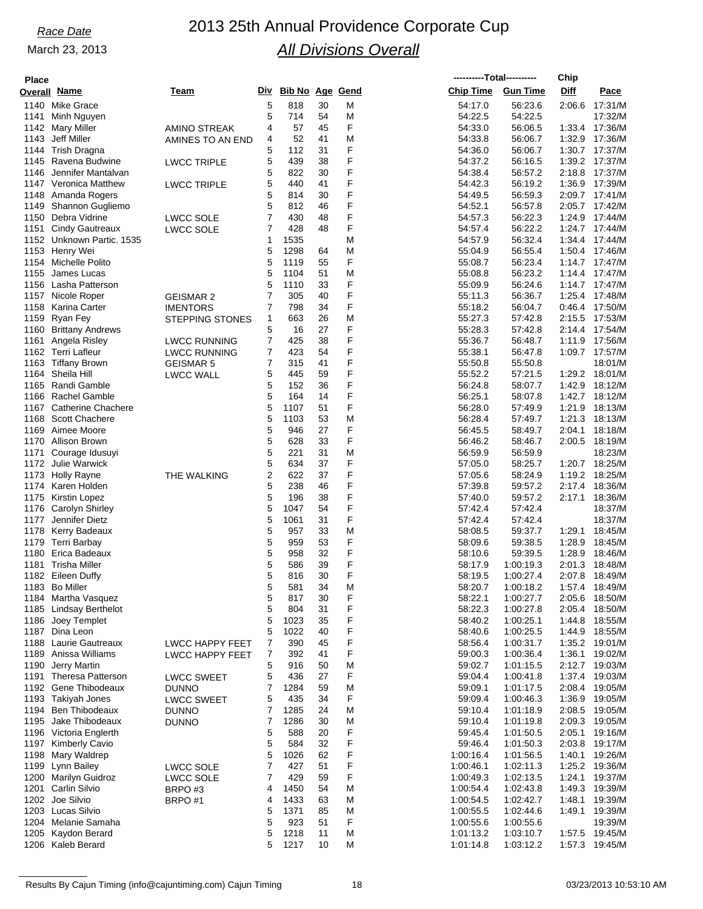Race Date

March 23, 2013

# 2013 25th Annual Providence Corporate Cup

## All Divisions Overall

| Place Overall | Name | Team | Div | Bib No | Age | Gend | Chip Time | Gun Time | Chip Diff | Pace |
|---|---|---|---|---|---|---|---|---|---|---|
| 1140 | Mike Grace | | 5 | 818 | 30 | M | 54:17.0 | 56:23.6 | 2:06.6 | 17:31/M |
| 1141 | Minh Nguyen | | 5 | 714 | 54 | M | 54:22.5 | 54:22.5 | | 17:32/M |
| 1142 | Mary Miller | AMINO STREAK | 4 | 57 | 45 | F | 54:33.0 | 56:06.5 | 1:33.4 | 17:36/M |
| 1143 | Jeff Miller | AMINES TO AN END | 4 | 52 | 41 | M | 54:33.8 | 56:06.7 | 1:32.9 | 17:36/M |
| 1144 | Trish Dragna | | 5 | 112 | 31 | F | 54:36.0 | 56:06.7 | 1:30.7 | 17:37/M |
| 1145 | Ravena Budwine | LWCC TRIPLE | 5 | 439 | 38 | F | 54:37.2 | 56:16.5 | 1:39.2 | 17:37/M |
| 1146 | Jennifer Mantalvan | | 5 | 822 | 30 | F | 54:38.4 | 56:57.2 | 2:18.8 | 17:37/M |
| 1147 | Veronica Matthew | LWCC TRIPLE | 5 | 440 | 41 | F | 54:42.3 | 56:19.2 | 1:36.9 | 17:39/M |
| 1148 | Amanda Rogers | | 5 | 814 | 30 | F | 54:49.5 | 56:59.3 | 2:09.7 | 17:41/M |
| 1149 | Shannon Gugliemo | | 5 | 812 | 46 | F | 54:52.1 | 56:57.8 | 2:05.7 | 17:42/M |
| 1150 | Debra Vidrine | LWCC SOLE | 7 | 430 | 48 | F | 54:57.3 | 56:22.3 | 1:24.9 | 17:44/M |
| 1151 | Cindy Gautreaux | LWCC SOLE | 7 | 428 | 48 | F | 54:57.4 | 56:22.2 | 1:24.7 | 17:44/M |
| 1152 | Unknown Partic. 1535 | | 1 | 1535 | | M | 54:57.9 | 56:32.4 | 1:34.4 | 17:44/M |
| 1153 | Henry Wei | | 5 | 1298 | 64 | M | 55:04.9 | 56:55.4 | 1:50.4 | 17:46/M |
| 1154 | Michelle Polito | | 5 | 1119 | 55 | F | 55:08.7 | 56:23.4 | 1:14.7 | 17:47/M |
| 1155 | James Lucas | | 5 | 1104 | 51 | M | 55:08.8 | 56:23.2 | 1:14.4 | 17:47/M |
| 1156 | Lasha Patterson | | 5 | 1110 | 33 | F | 55:09.9 | 56:24.6 | 1:14.7 | 17:47/M |
| 1157 | Nicole Roper | GEISMAR 2 | 7 | 305 | 40 | F | 55:11.3 | 56:36.7 | 1:25.4 | 17:48/M |
| 1158 | Karina Carter | IMENTORS | 7 | 798 | 34 | F | 55:18.2 | 56:04.7 | 0:46.4 | 17:50/M |
| 1159 | Ryan Fey | STEPPING STONES | 1 | 663 | 26 | M | 55:27.3 | 57:42.8 | 2:15.5 | 17:53/M |
| 1160 | Brittany Andrews | | 5 | 16 | 27 | F | 55:28.3 | 57:42.8 | 2:14.4 | 17:54/M |
| 1161 | Angela Risley | LWCC RUNNING | 7 | 425 | 38 | F | 55:36.7 | 56:48.7 | 1:11.9 | 17:56/M |
| 1162 | Terri Lafleur | LWCC RUNNING | 7 | 423 | 54 | F | 55:38.1 | 56:47.8 | 1:09.7 | 17:57/M |
| 1163 | Tiffany Brown | GEISMAR 5 | 7 | 315 | 41 | F | 55:50.8 | 55:50.8 | | 18:01/M |
| 1164 | Sheila Hill | LWCC WALL | 5 | 445 | 59 | F | 55:52.2 | 57:21.5 | 1:29.2 | 18:01/M |
| 1165 | Randi Gamble | | 5 | 152 | 36 | F | 56:24.8 | 58:07.7 | 1:42.9 | 18:12/M |
| 1166 | Rachel Gamble | | 5 | 164 | 14 | F | 56:25.1 | 58:07.8 | 1:42.7 | 18:12/M |
| 1167 | Catherine Chachere | | 5 | 1107 | 51 | F | 56:28.0 | 57:49.9 | 1:21.9 | 18:13/M |
| 1168 | Scott Chachere | | 5 | 1103 | 53 | M | 56:28.4 | 57:49.7 | 1:21.3 | 18:13/M |
| 1169 | Aimee Moore | | 5 | 946 | 27 | F | 56:45.5 | 58:49.7 | 2:04.1 | 18:18/M |
| 1170 | Allison Brown | | 5 | 628 | 33 | F | 56:46.2 | 58:46.7 | 2:00.5 | 18:19/M |
| 1171 | Courage Idusuyi | | 5 | 221 | 31 | M | 56:59.9 | 56:59.9 | | 18:23/M |
| 1172 | Julie Warwick | | 5 | 634 | 37 | F | 57:05.0 | 58:25.7 | 1:20.7 | 18:25/M |
| 1173 | Holly Rayne | THE WALKING | 2 | 622 | 37 | F | 57:05.6 | 58:24.9 | 1:19.2 | 18:25/M |
| 1174 | Karen Holden | | 5 | 238 | 46 | F | 57:39.8 | 59:57.2 | 2:17.4 | 18:36/M |
| 1175 | Kirstin Lopez | | 5 | 196 | 38 | F | 57:40.0 | 59:57.2 | 2:17.1 | 18:36/M |
| 1176 | Carolyn Shirley | | 5 | 1047 | 54 | F | 57:42.4 | 57:42.4 | | 18:37/M |
| 1177 | Jennifer Dietz | | 5 | 1061 | 31 | F | 57:42.4 | 57:42.4 | | 18:37/M |
| 1178 | Kerry Badeaux | | 5 | 957 | 33 | M | 58:08.5 | 59:37.7 | 1:29.1 | 18:45/M |
| 1179 | Terri Barbay | | 5 | 959 | 53 | F | 58:09.6 | 59:38.5 | 1:28.9 | 18:45/M |
| 1180 | Erica Badeaux | | 5 | 958 | 32 | F | 58:10.6 | 59:39.5 | 1:28.9 | 18:46/M |
| 1181 | Trisha Miller | | 5 | 586 | 39 | F | 58:17.9 | 1:00:19.3 | 2:01.3 | 18:48/M |
| 1182 | Eileen Duffy | | 5 | 816 | 30 | F | 58:19.5 | 1:00:27.4 | 2:07.8 | 18:49/M |
| 1183 | Bo Miller | | 5 | 581 | 34 | M | 58:20.7 | 1:00:18.2 | 1:57.4 | 18:49/M |
| 1184 | Martha Vasquez | | 5 | 817 | 30 | F | 58:22.1 | 1:00:27.7 | 2:05.6 | 18:50/M |
| 1185 | Lindsay Berthelot | | 5 | 804 | 31 | F | 58:22.3 | 1:00:27.8 | 2:05.4 | 18:50/M |
| 1186 | Joey Templet | | 5 | 1023 | 35 | F | 58:40.2 | 1:00:25.1 | 1:44.8 | 18:55/M |
| 1187 | Dina Leon | | 5 | 1022 | 40 | F | 58:40.6 | 1:00:25.5 | 1:44.9 | 18:55/M |
| 1188 | Laurie Gautreaux | LWCC HAPPY FEET | 7 | 390 | 45 | F | 58:56.4 | 1:00:31.7 | 1:35.2 | 19:01/M |
| 1189 | Anissa Williams | LWCC HAPPY FEET | 7 | 392 | 41 | F | 59:00.3 | 1:00:36.4 | 1:36.1 | 19:02/M |
| 1190 | Jerry Martin | | 5 | 916 | 50 | M | 59:02.7 | 1:01:15.5 | 2:12.7 | 19:03/M |
| 1191 | Theresa Patterson | LWCC SWEET | 5 | 436 | 27 | F | 59:04.4 | 1:00:41.8 | 1:37.4 | 19:03/M |
| 1192 | Gene Thibodeaux | DUNNO | 7 | 1284 | 59 | M | 59:09.1 | 1:01:17.5 | 2:08.4 | 19:05/M |
| 1193 | Takiyah Jones | LWCC SWEET | 5 | 435 | 34 | F | 59:09.4 | 1:00:46.3 | 1:36.9 | 19:05/M |
| 1194 | Ben Thibodeaux | DUNNO | 7 | 1285 | 24 | M | 59:10.4 | 1:01:18.9 | 2:08.5 | 19:05/M |
| 1195 | Jake Thibodeaux | DUNNO | 7 | 1286 | 30 | M | 59:10.4 | 1:01:19.8 | 2:09.3 | 19:05/M |
| 1196 | Victoria Englerth | | 5 | 588 | 20 | F | 59:45.4 | 1:01:50.5 | 2:05.1 | 19:16/M |
| 1197 | Kimberly Cavio | | 5 | 584 | 32 | F | 59:46.4 | 1:01:50.3 | 2:03.8 | 19:17/M |
| 1198 | Mary Waldrep | | 5 | 1026 | 62 | F | 1:00:16.4 | 1:01:56.5 | 1:40.1 | 19:26/M |
| 1199 | Lynn Bailey | LWCC SOLE | 7 | 427 | 51 | F | 1:00:46.1 | 1:02:11.3 | 1:25.2 | 19:36/M |
| 1200 | Marilyn Guidroz | LWCC SOLE | 7 | 429 | 59 | F | 1:00:49.3 | 1:02:13.5 | 1:24.1 | 19:37/M |
| 1201 | Carlin Silvio | BRPO #3 | 4 | 1450 | 54 | M | 1:00:54.4 | 1:02:43.8 | 1:49.3 | 19:39/M |
| 1202 | Joe Silvio | BRPO #1 | 4 | 1433 | 63 | M | 1:00:54.5 | 1:02:42.7 | 1:48.1 | 19:39/M |
| 1203 | Lucas Silvio | | 5 | 1371 | 85 | M | 1:00:55.5 | 1:02:44.6 | 1:49.1 | 19:39/M |
| 1204 | Melanie Samaha | | 5 | 923 | 51 | F | 1:00:55.6 | 1:00:55.6 | | 19:39/M |
| 1205 | Kaydon Berard | | 5 | 1218 | 11 | M | 1:01:13.2 | 1:03:10.7 | 1:57.5 | 19:45/M |
| 1206 | Kaleb Berard | | 5 | 1217 | 10 | M | 1:01:14.8 | 1:03:12.2 | 1:57.3 | 19:45/M |

Results By Cajun Timing (info@cajuntiming.com) Cajun Timing — 03/23/2013 10:53:10 AM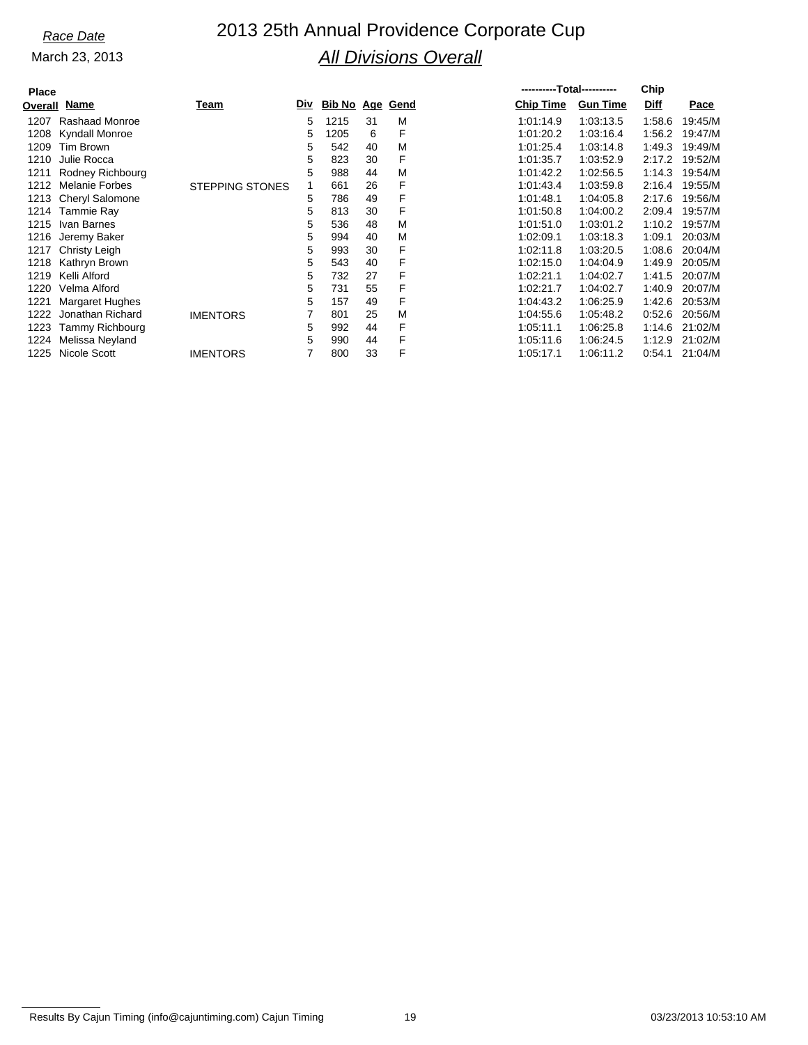Race Date

March 23, 2013

# 2013 25th Annual Providence Corporate Cup

## *All Divisions Overall*

| Place Overall | Name | Team | Div | Bib No | Age | Gend | Total Chip Time | Total Gun Time | Chip Diff | Pace |
|---|---|---|---|---|---|---|---|---|---|---|
| 1207 | Rashaad Monroe | | 5 | 1215 | 31 | M | 1:01:14.9 | 1:03:13.5 | 1:58.6 | 19:45/M |
| 1208 | Kyndall Monroe | | 5 | 1205 | 6 | F | 1:01:20.2 | 1:03:16.4 | 1:56.2 | 19:47/M |
| 1209 | Tim Brown | | 5 | 542 | 40 | M | 1:01:25.4 | 1:03:14.8 | 1:49.3 | 19:49/M |
| 1210 | Julie Rocca | | 5 | 823 | 30 | F | 1:01:35.7 | 1:03:52.9 | 2:17.2 | 19:52/M |
| 1211 | Rodney Richbourg | | 5 | 988 | 44 | M | 1:01:42.2 | 1:02:56.5 | 1:14.3 | 19:54/M |
| 1212 | Melanie Forbes | STEPPING STONES | 1 | 661 | 26 | F | 1:01:43.4 | 1:03:59.8 | 2:16.4 | 19:55/M |
| 1213 | Cheryl Salomone | | 5 | 786 | 49 | F | 1:01:48.1 | 1:04:05.8 | 2:17.6 | 19:56/M |
| 1214 | Tammie Ray | | 5 | 813 | 30 | F | 1:01:50.8 | 1:04:00.2 | 2:09.4 | 19:57/M |
| 1215 | Ivan Barnes | | 5 | 536 | 48 | M | 1:01:51.0 | 1:03:01.2 | 1:10.2 | 19:57/M |
| 1216 | Jeremy Baker | | 5 | 994 | 40 | M | 1:02:09.1 | 1:03:18.3 | 1:09.1 | 20:03/M |
| 1217 | Christy Leigh | | 5 | 993 | 30 | F | 1:02:11.8 | 1:03:20.5 | 1:08.6 | 20:04/M |
| 1218 | Kathryn Brown | | 5 | 543 | 40 | F | 1:02:15.0 | 1:04:04.9 | 1:49.9 | 20:05/M |
| 1219 | Kelli Alford | | 5 | 732 | 27 | F | 1:02:21.1 | 1:04:02.7 | 1:41.5 | 20:07/M |
| 1220 | Velma Alford | | 5 | 731 | 55 | F | 1:02:21.7 | 1:04:02.7 | 1:40.9 | 20:07/M |
| 1221 | Margaret Hughes | | 5 | 157 | 49 | F | 1:04:43.2 | 1:06:25.9 | 1:42.6 | 20:53/M |
| 1222 | Jonathan Richard | IMENTORS | 7 | 801 | 25 | M | 1:04:55.6 | 1:05:48.2 | 0:52.6 | 20:56/M |
| 1223 | Tammy Richbourg | | 5 | 992 | 44 | F | 1:05:11.1 | 1:06:25.8 | 1:14.6 | 21:02/M |
| 1224 | Melissa Neyland | | 5 | 990 | 44 | F | 1:05:11.6 | 1:06:24.5 | 1:12.9 | 21:02/M |
| 1225 | Nicole Scott | IMENTORS | 7 | 800 | 33 | F | 1:05:17.1 | 1:06:11.2 | 0:54.1 | 21:04/M |

Results By Cajun Timing (info@cajuntiming.com) Cajun Timing    03/23/2013 10:53:10 AM